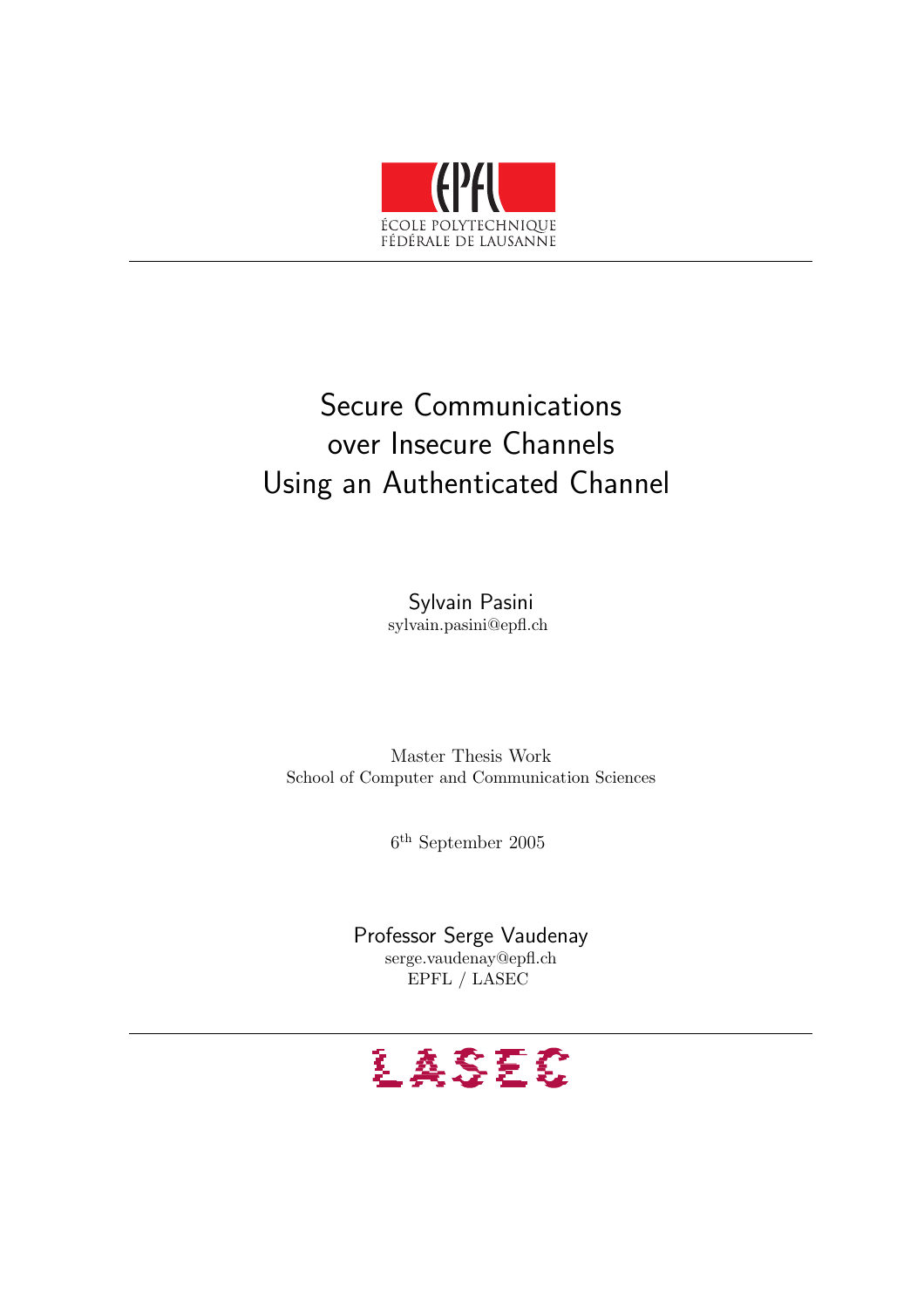ÉCOLE POLYTECHNIQUE
FÉDÉRALE DE LAUSANNE

# Secure Communications over Insecure Channels Using an Authenticated Channel

Sylvain Pasini
sylvain.pasini@epfl.ch

Master Thesis Work
School of Computer and Communication Sciences

6th September 2005

Professor Serge Vaudenay
serge.vaudenay@epfl.ch
EPFL / LASEC

LASEC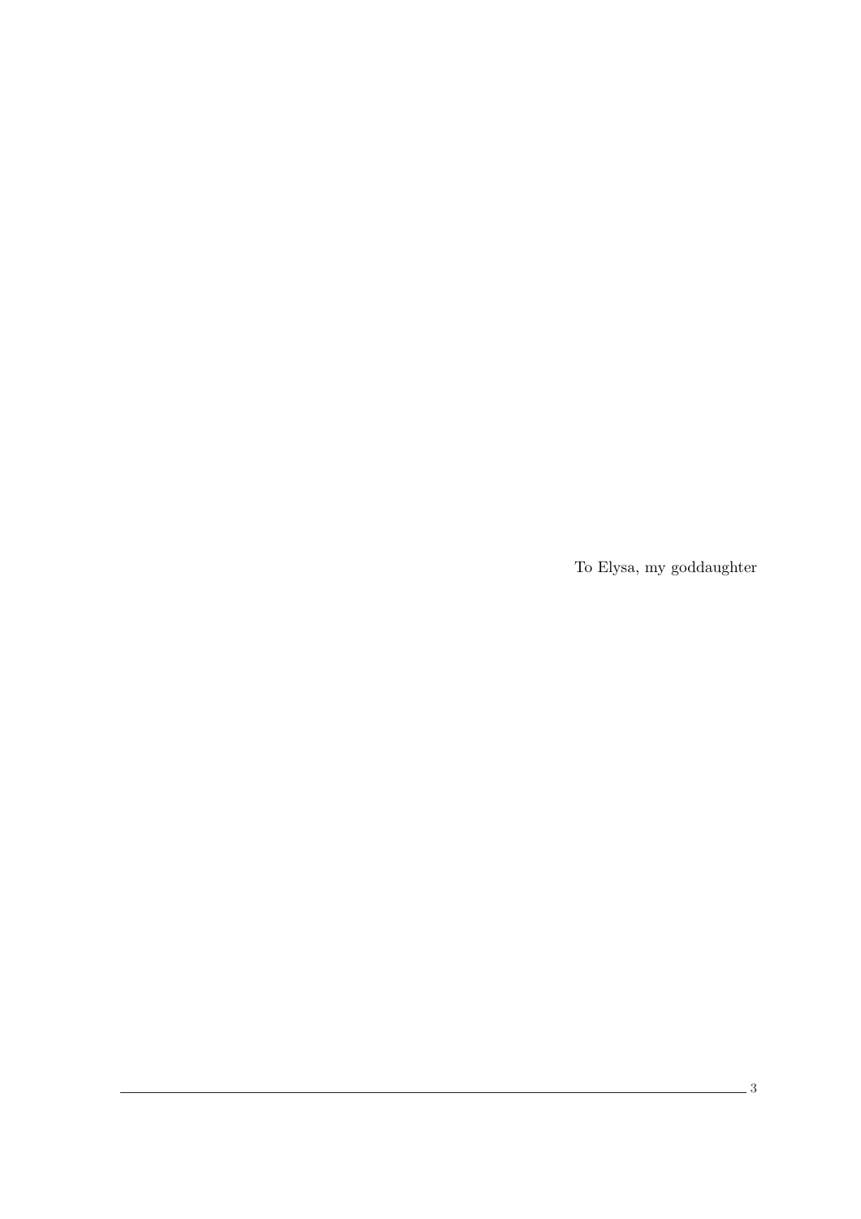To Elysa, my goddaughter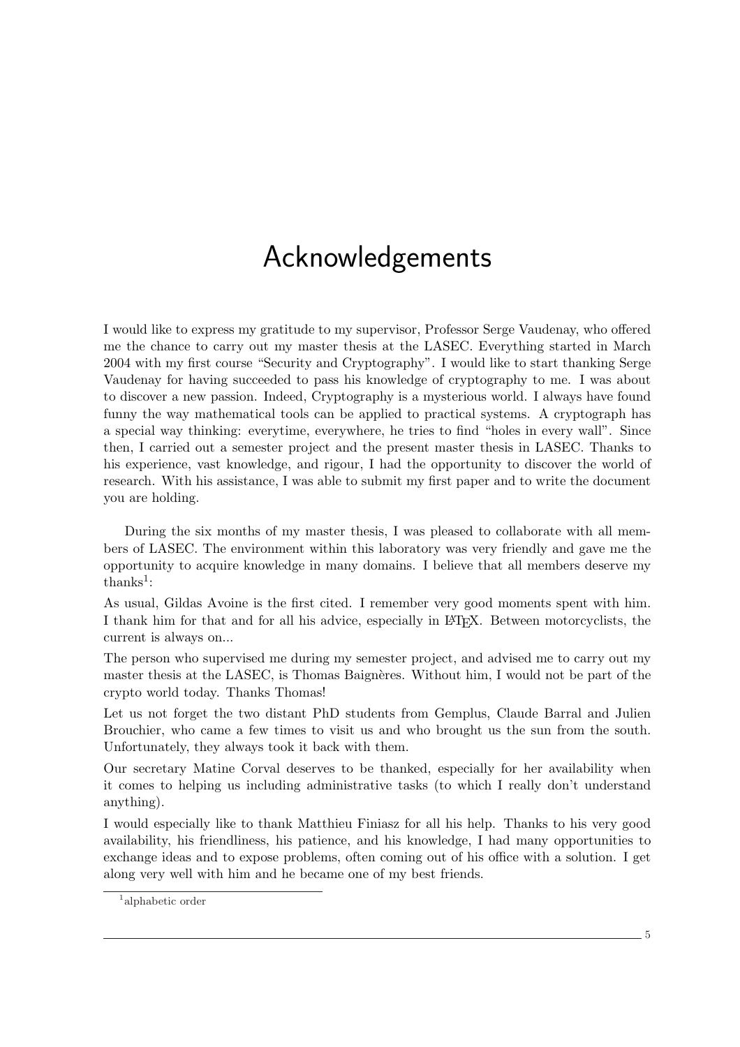# Acknowledgements

I would like to express my gratitude to my supervisor, Professor Serge Vaudenay, who offered me the chance to carry out my master thesis at the LASEC. Everything started in March 2004 with my first course "Security and Cryptography". I would like to start thanking Serge Vaudenay for having succeeded to pass his knowledge of cryptography to me. I was about to discover a new passion. Indeed, Cryptography is a mysterious world. I always have found funny the way mathematical tools can be applied to practical systems. A cryptograph has a special way thinking: everytime, everywhere, he tries to find "holes in every wall". Since then, I carried out a semester project and the present master thesis in LASEC. Thanks to his experience, vast knowledge, and rigour, I had the opportunity to discover the world of research. With his assistance, I was able to submit my first paper and to write the document you are holding.

During the six months of my master thesis, I was pleased to collaborate with all members of LASEC. The environment within this laboratory was very friendly and gave me the opportunity to acquire knowledge in many domains. I believe that all members deserve my thanks[1]:

As usual, Gildas Avoine is the first cited. I remember very good moments spent with him. I thank him for that and for all his advice, especially in LaTeX. Between motorcyclists, the current is always on...

The person who supervised me during my semester project, and advised me to carry out my master thesis at the LASEC, is Thomas Baignères. Without him, I would not be part of the crypto world today. Thanks Thomas!

Let us not forget the two distant PhD students from Gemplus, Claude Barral and Julien Brouchier, who came a few times to visit us and who brought us the sun from the south. Unfortunately, they always took it back with them.

Our secretary Matine Corval deserves to be thanked, especially for her availability when it comes to helping us including administrative tasks (to which I really don't understand anything).

I would especially like to thank Matthieu Finiasz for all his help. Thanks to his very good availability, his friendliness, his patience, and his knowledge, I had many opportunities to exchange ideas and to expose problems, often coming out of his office with a solution. I get along very well with him and he became one of my best friends.

[1] alphabetic order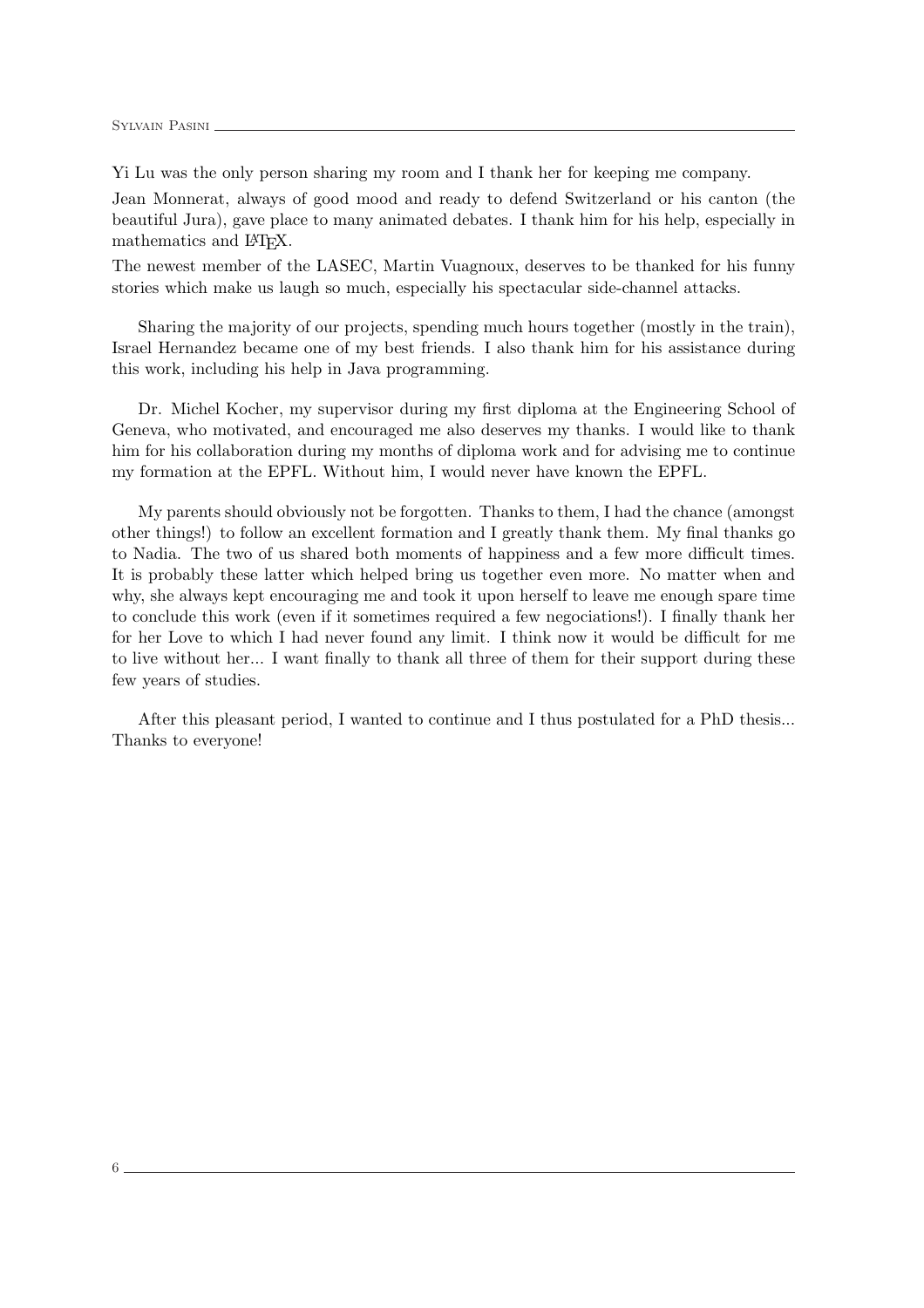Yi Lu was the only person sharing my room and I thank her for keeping me company.

Jean Monnerat, always of good mood and ready to defend Switzerland or his canton (the beautiful Jura), gave place to many animated debates. I thank him for his help, especially in mathematics and LaTeX.

The newest member of the LASEC, Martin Vuagnoux, deserves to be thanked for his funny stories which make us laugh so much, especially his spectacular side-channel attacks.

Sharing the majority of our projects, spending much hours together (mostly in the train), Israel Hernandez became one of my best friends. I also thank him for his assistance during this work, including his help in Java programming.

Dr. Michel Kocher, my supervisor during my first diploma at the Engineering School of Geneva, who motivated, and encouraged me also deserves my thanks. I would like to thank him for his collaboration during my months of diploma work and for advising me to continue my formation at the EPFL. Without him, I would never have known the EPFL.

My parents should obviously not be forgotten. Thanks to them, I had the chance (amongst other things!) to follow an excellent formation and I greatly thank them. My final thanks go to Nadia. The two of us shared both moments of happiness and a few more difficult times. It is probably these latter which helped bring us together even more. No matter when and why, she always kept encouraging me and took it upon herself to leave me enough spare time to conclude this work (even if it sometimes required a few negociations!). I finally thank her for her Love to which I had never found any limit. I think now it would be difficult for me to live without her... I want finally to thank all three of them for their support during these few years of studies.

After this pleasant period, I wanted to continue and I thus postulated for a PhD thesis... Thanks to everyone!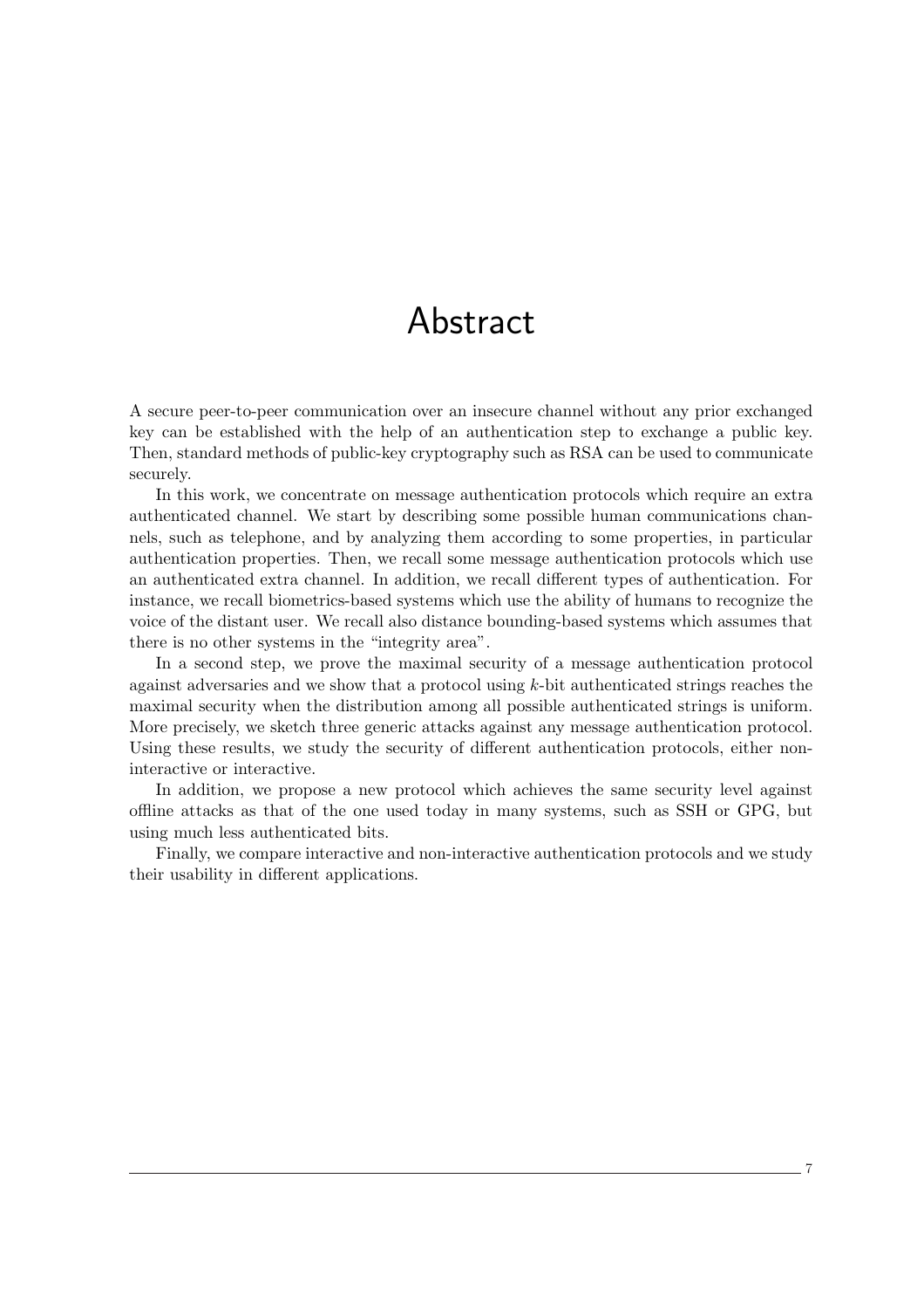# Abstract

A secure peer-to-peer communication over an insecure channel without any prior exchanged key can be established with the help of an authentication step to exchange a public key. Then, standard methods of public-key cryptography such as RSA can be used to communicate securely.

In this work, we concentrate on message authentication protocols which require an extra authenticated channel. We start by describing some possible human communications channels, such as telephone, and by analyzing them according to some properties, in particular authentication properties. Then, we recall some message authentication protocols which use an authenticated extra channel. In addition, we recall different types of authentication. For instance, we recall biometrics-based systems which use the ability of humans to recognize the voice of the distant user. We recall also distance bounding-based systems which assumes that there is no other systems in the "integrity area".

In a second step, we prove the maximal security of a message authentication protocol against adversaries and we show that a protocol using $k$-bit authenticated strings reaches the maximal security when the distribution among all possible authenticated strings is uniform. More precisely, we sketch three generic attacks against any message authentication protocol. Using these results, we study the security of different authentication protocols, either non-interactive or interactive.

In addition, we propose a new protocol which achieves the same security level against offline attacks as that of the one used today in many systems, such as SSH or GPG, but using much less authenticated bits.

Finally, we compare interactive and non-interactive authentication protocols and we study their usability in different applications.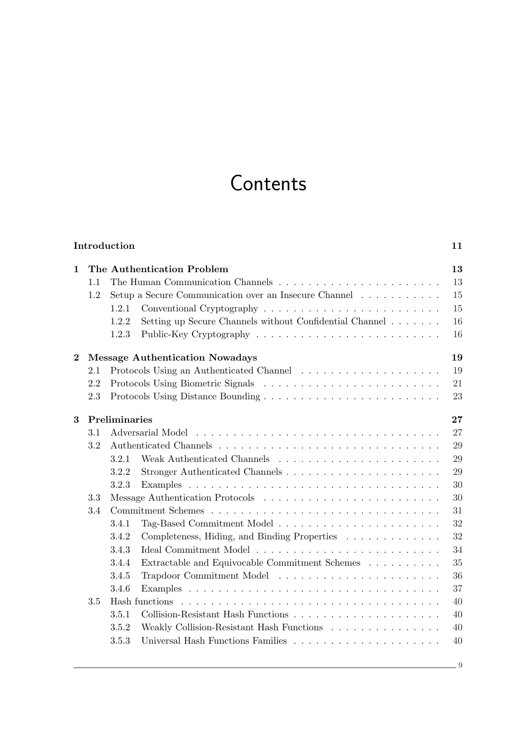# Contents

**Introduction** **11**

**1 The Authentication Problem** **13**

- 1.1 The Human Communication Channels . . . . . . . . . . 13
- 1.2 Setup a Secure Communication over an Insecure Channel . . . . . . . . . . 15
  - 1.2.1 Conventional Cryptography . . . . . . . . . . 15
  - 1.2.2 Setting up Secure Channels without Confidential Channel . . . . . . . . . . 16
  - 1.2.3 Public-Key Cryptography . . . . . . . . . . 16

**2 Message Authentication Nowadays** **19**

- 2.1 Protocols Using an Authenticated Channel . . . . . . . . . . 19
- 2.2 Protocols Using Biometric Signals . . . . . . . . . . 21
- 2.3 Protocols Using Distance Bounding . . . . . . . . . . 23

**3 Preliminaries** **27**

- 3.1 Adversarial Model . . . . . . . . . . 27
- 3.2 Authenticated Channels . . . . . . . . . . 29
  - 3.2.1 Weak Authenticated Channels . . . . . . . . . . 29
  - 3.2.2 Stronger Authenticated Channels . . . . . . . . . . 29
  - 3.2.3 Examples . . . . . . . . . . 30
- 3.3 Message Authentication Protocols . . . . . . . . . . 30
- 3.4 Commitment Schemes . . . . . . . . . . 31
  - 3.4.1 Tag-Based Commitment Model . . . . . . . . . . 32
  - 3.4.2 Completeness, Hiding, and Binding Properties . . . . . . . . . . 32
  - 3.4.3 Ideal Commitment Model . . . . . . . . . . 34
  - 3.4.4 Extractable and Equivocable Commitment Schemes . . . . . . . . . . 35
  - 3.4.5 Trapdoor Commitment Model . . . . . . . . . . 36
  - 3.4.6 Examples . . . . . . . . . . 37
- 3.5 Hash functions . . . . . . . . . . 40
  - 3.5.1 Collision-Resistant Hash Functions . . . . . . . . . . 40
  - 3.5.2 Weakly Collision-Resistant Hash Functions . . . . . . . . . . 40
  - 3.5.3 Universal Hash Functions Families . . . . . . . . . . 40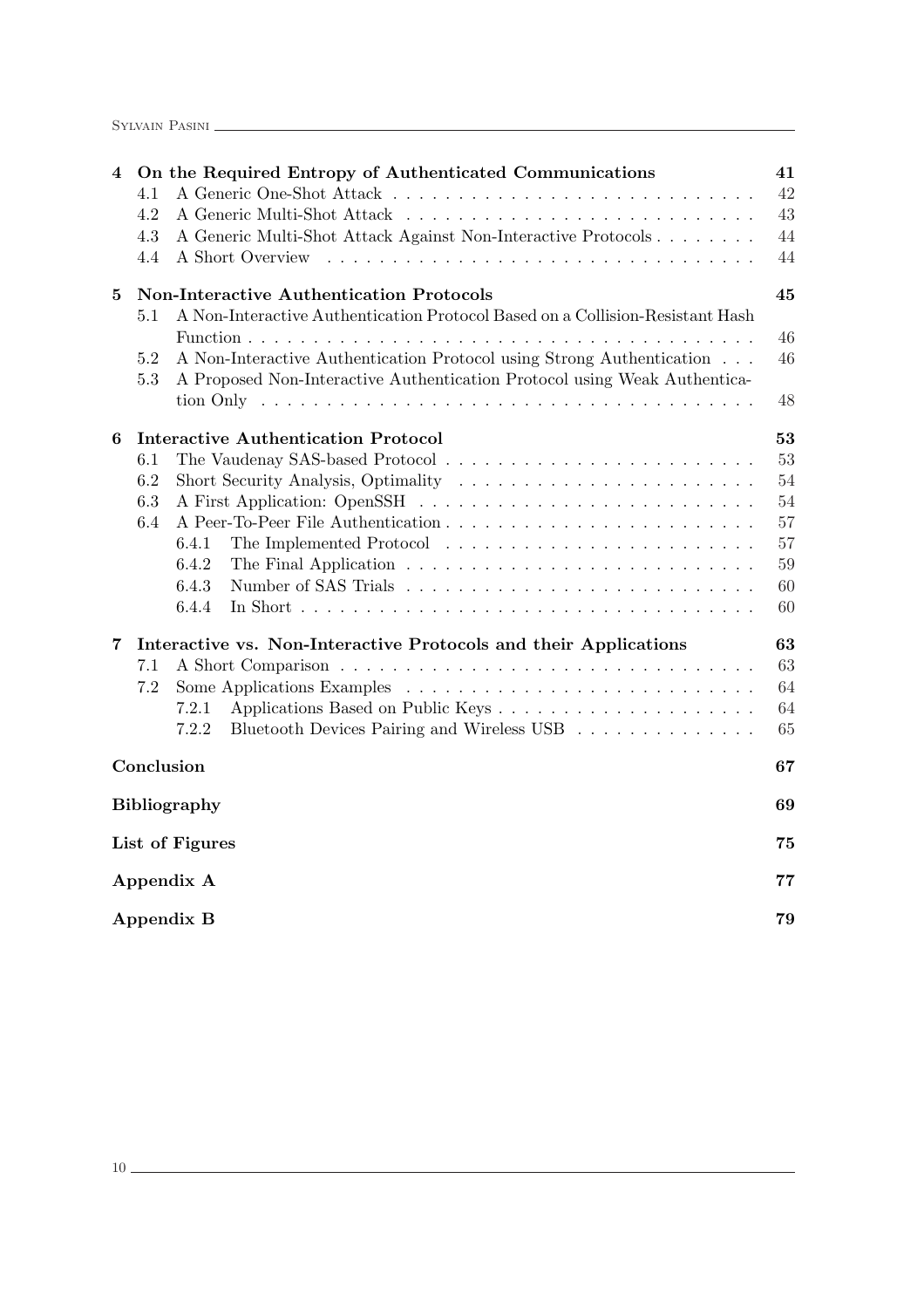**4 On the Required Entropy of Authenticated Communications** 41

4.1 A Generic One-Shot Attack . . . 42
4.2 A Generic Multi-Shot Attack . . . 43
4.3 A Generic Multi-Shot Attack Against Non-Interactive Protocols . . . 44
4.4 A Short Overview . . . 44

**5 Non-Interactive Authentication Protocols** 45

5.1 A Non-Interactive Authentication Protocol Based on a Collision-Resistant Hash Function . . . 46
5.2 A Non-Interactive Authentication Protocol using Strong Authentication . . . 46
5.3 A Proposed Non-Interactive Authentication Protocol using Weak Authentication Only . . . 48

**6 Interactive Authentication Protocol** 53

6.1 The Vaudenay SAS-based Protocol . . . 53
6.2 Short Security Analysis, Optimality . . . 54
6.3 A First Application: OpenSSH . . . 54
6.4 A Peer-To-Peer File Authentication . . . 57
  6.4.1 The Implemented Protocol . . . 57
  6.4.2 The Final Application . . . 59
  6.4.3 Number of SAS Trials . . . 60
  6.4.4 In Short . . . 60

**7 Interactive vs. Non-Interactive Protocols and their Applications** 63

7.1 A Short Comparison . . . 63
7.2 Some Applications Examples . . . 64
  7.2.1 Applications Based on Public Keys . . . 64
  7.2.2 Bluetooth Devices Pairing and Wireless USB . . . 65

**Conclusion** 67

**Bibliography** 69

**List of Figures** 75

**Appendix A** 77

**Appendix B** 79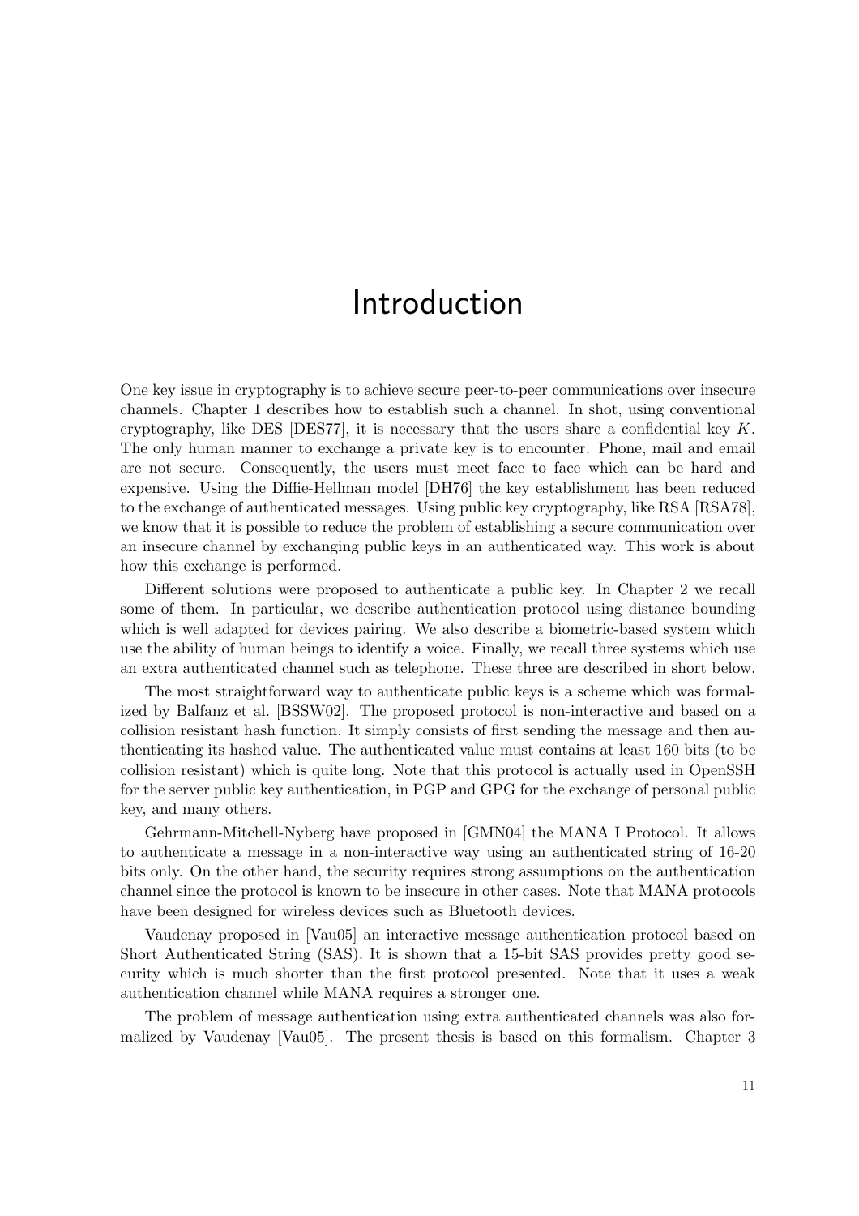# Introduction

One key issue in cryptography is to achieve secure peer-to-peer communications over insecure channels. Chapter 1 describes how to establish such a channel. In shot, using conventional cryptography, like DES [DES77], it is necessary that the users share a confidential key $K$. The only human manner to exchange a private key is to encounter. Phone, mail and email are not secure. Consequently, the users must meet face to face which can be hard and expensive. Using the Diffie-Hellman model [DH76] the key establishment has been reduced to the exchange of authenticated messages. Using public key cryptography, like RSA [RSA78], we know that it is possible to reduce the problem of establishing a secure communication over an insecure channel by exchanging public keys in an authenticated way. This work is about how this exchange is performed.

Different solutions were proposed to authenticate a public key. In Chapter 2 we recall some of them. In particular, we describe authentication protocol using distance bounding which is well adapted for devices pairing. We also describe a biometric-based system which use the ability of human beings to identify a voice. Finally, we recall three systems which use an extra authenticated channel such as telephone. These three are described in short below.

The most straightforward way to authenticate public keys is a scheme which was formalized by Balfanz et al. [BSSW02]. The proposed protocol is non-interactive and based on a collision resistant hash function. It simply consists of first sending the message and then authenticating its hashed value. The authenticated value must contains at least 160 bits (to be collision resistant) which is quite long. Note that this protocol is actually used in OpenSSH for the server public key authentication, in PGP and GPG for the exchange of personal public key, and many others.

Gehrmann-Mitchell-Nyberg have proposed in [GMN04] the MANA I Protocol. It allows to authenticate a message in a non-interactive way using an authenticated string of 16-20 bits only. On the other hand, the security requires strong assumptions on the authentication channel since the protocol is known to be insecure in other cases. Note that MANA protocols have been designed for wireless devices such as Bluetooth devices.

Vaudenay proposed in [Vau05] an interactive message authentication protocol based on Short Authenticated String (SAS). It is shown that a 15-bit SAS provides pretty good security which is much shorter than the first protocol presented. Note that it uses a weak authentication channel while MANA requires a stronger one.

The problem of message authentication using extra authenticated channels was also formalized by Vaudenay [Vau05]. The present thesis is based on this formalism. Chapter 3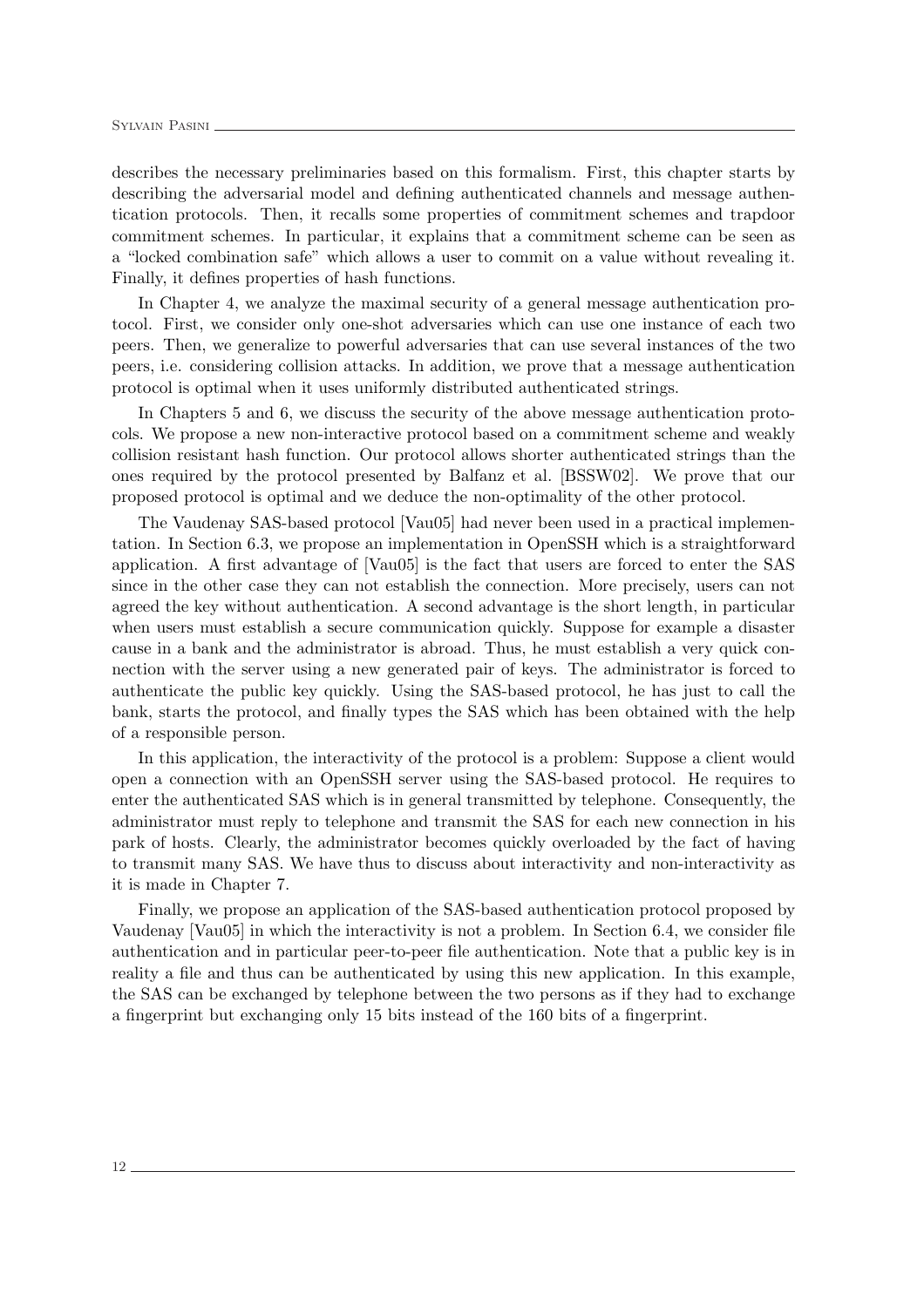describes the necessary preliminaries based on this formalism. First, this chapter starts by describing the adversarial model and defining authenticated channels and message authentication protocols. Then, it recalls some properties of commitment schemes and trapdoor commitment schemes. In particular, it explains that a commitment scheme can be seen as a "locked combination safe" which allows a user to commit on a value without revealing it. Finally, it defines properties of hash functions.

In Chapter 4, we analyze the maximal security of a general message authentication protocol. First, we consider only one-shot adversaries which can use one instance of each two peers. Then, we generalize to powerful adversaries that can use several instances of the two peers, i.e. considering collision attacks. In addition, we prove that a message authentication protocol is optimal when it uses uniformly distributed authenticated strings.

In Chapters 5 and 6, we discuss the security of the above message authentication protocols. We propose a new non-interactive protocol based on a commitment scheme and weakly collision resistant hash function. Our protocol allows shorter authenticated strings than the ones required by the protocol presented by Balfanz et al. [BSSW02]. We prove that our proposed protocol is optimal and we deduce the non-optimality of the other protocol.

The Vaudenay SAS-based protocol [Vau05] had never been used in a practical implementation. In Section 6.3, we propose an implementation in OpenSSH which is a straightforward application. A first advantage of [Vau05] is the fact that users are forced to enter the SAS since in the other case they can not establish the connection. More precisely, users can not agreed the key without authentication. A second advantage is the short length, in particular when users must establish a secure communication quickly. Suppose for example a disaster cause in a bank and the administrator is abroad. Thus, he must establish a very quick connection with the server using a new generated pair of keys. The administrator is forced to authenticate the public key quickly. Using the SAS-based protocol, he has just to call the bank, starts the protocol, and finally types the SAS which has been obtained with the help of a responsible person.

In this application, the interactivity of the protocol is a problem: Suppose a client would open a connection with an OpenSSH server using the SAS-based protocol. He requires to enter the authenticated SAS which is in general transmitted by telephone. Consequently, the administrator must reply to telephone and transmit the SAS for each new connection in his park of hosts. Clearly, the administrator becomes quickly overloaded by the fact of having to transmit many SAS. We have thus to discuss about interactivity and non-interactivity as it is made in Chapter 7.

Finally, we propose an application of the SAS-based authentication protocol proposed by Vaudenay [Vau05] in which the interactivity is not a problem. In Section 6.4, we consider file authentication and in particular peer-to-peer file authentication. Note that a public key is in reality a file and thus can be authenticated by using this new application. In this example, the SAS can be exchanged by telephone between the two persons as if they had to exchange a fingerprint but exchanging only 15 bits instead of the 160 bits of a fingerprint.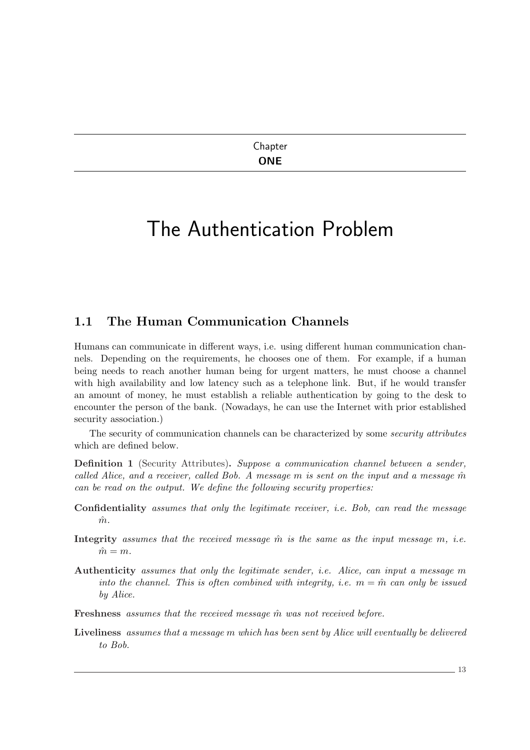Chapter

**ONE**

# The Authentication Problem

## 1.1 The Human Communication Channels

Humans can communicate in different ways, i.e. using different human communication channels. Depending on the requirements, he chooses one of them. For example, if a human being needs to reach another human being for urgent matters, he must choose a channel with high availability and low latency such as a telephone link. But, if he would transfer an amount of money, he must establish a reliable authentication by going to the desk to encounter the person of the bank. (Nowadays, he can use the Internet with prior established security association.)

The security of communication channels can be characterized by some *security attributes* which are defined below.

**Definition 1** (Security Attributes)**.** *Suppose a communication channel between a sender, called Alice, and a receiver, called Bob. A message $m$ is sent on the input and a message $\hat{m}$ can be read on the output. We define the following security properties:*

**Confidentiality** *assumes that only the legitimate receiver, i.e. Bob, can read the message $\hat{m}$.*

**Integrity** *assumes that the received message $\hat{m}$ is the same as the input message $m$, i.e. $\hat{m} = m$.*

**Authenticity** *assumes that only the legitimate sender, i.e. Alice, can input a message $m$ into the channel. This is often combined with integrity, i.e. $m = \hat{m}$ can only be issued by Alice.*

**Freshness** *assumes that the received message $\hat{m}$ was not received before.*

**Liveliness** *assumes that a message $m$ which has been sent by Alice will eventually be delivered to Bob.*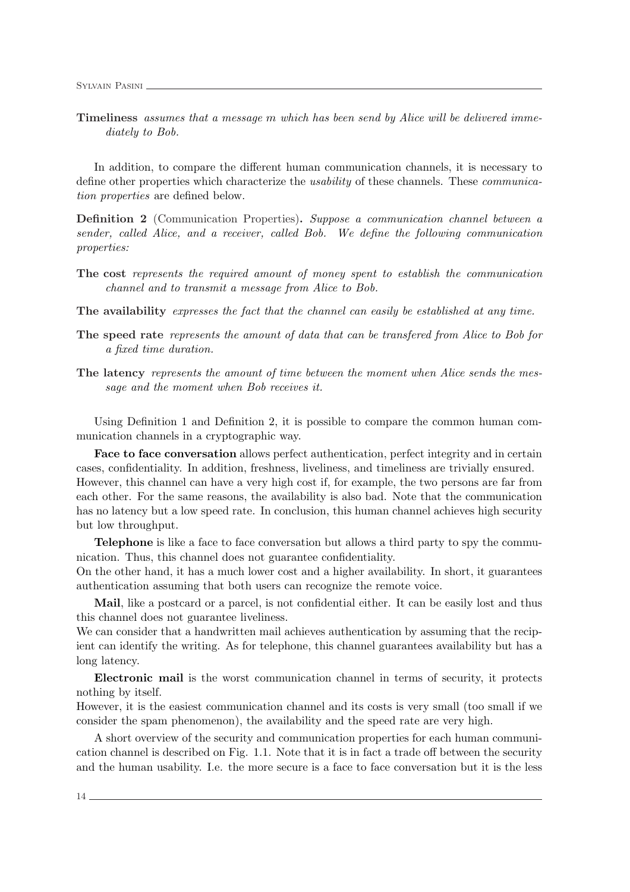**Timeliness** *assumes that a message m which has been send by Alice will be delivered immediately to Bob.*

In addition, to compare the different human communication channels, it is necessary to define other properties which characterize the *usability* of these channels. These *communication properties* are defined below.

**Definition 2** (Communication Properties)**.** *Suppose a communication channel between a sender, called Alice, and a receiver, called Bob. We define the following communication properties:*

**The cost** *represents the required amount of money spent to establish the communication channel and to transmit a message from Alice to Bob.*

**The availability** *expresses the fact that the channel can easily be established at any time.*

**The speed rate** *represents the amount of data that can be transfered from Alice to Bob for a fixed time duration.*

**The latency** *represents the amount of time between the moment when Alice sends the message and the moment when Bob receives it.*

Using Definition 1 and Definition 2, it is possible to compare the common human communication channels in a cryptographic way.

**Face to face conversation** allows perfect authentication, perfect integrity and in certain cases, confidentiality. In addition, freshness, liveliness, and timeliness are trivially ensured. However, this channel can have a very high cost if, for example, the two persons are far from each other. For the same reasons, the availability is also bad. Note that the communication has no latency but a low speed rate. In conclusion, this human channel achieves high security but low throughput.

**Telephone** is like a face to face conversation but allows a third party to spy the communication. Thus, this channel does not guarantee confidentiality.
On the other hand, it has a much lower cost and a higher availability. In short, it guarantees authentication assuming that both users can recognize the remote voice.

**Mail**, like a postcard or a parcel, is not confidential either. It can be easily lost and thus this channel does not guarantee liveliness.
We can consider that a handwritten mail achieves authentication by assuming that the recipient can identify the writing. As for telephone, this channel guarantees availability but has a long latency.

**Electronic mail** is the worst communication channel in terms of security, it protects nothing by itself.
However, it is the easiest communication channel and its costs is very small (too small if we consider the spam phenomenon), the availability and the speed rate are very high.

A short overview of the security and communication properties for each human communication channel is described on Fig. 1.1. Note that it is in fact a trade off between the security and the human usability. I.e. the more secure is a face to face conversation but it is the less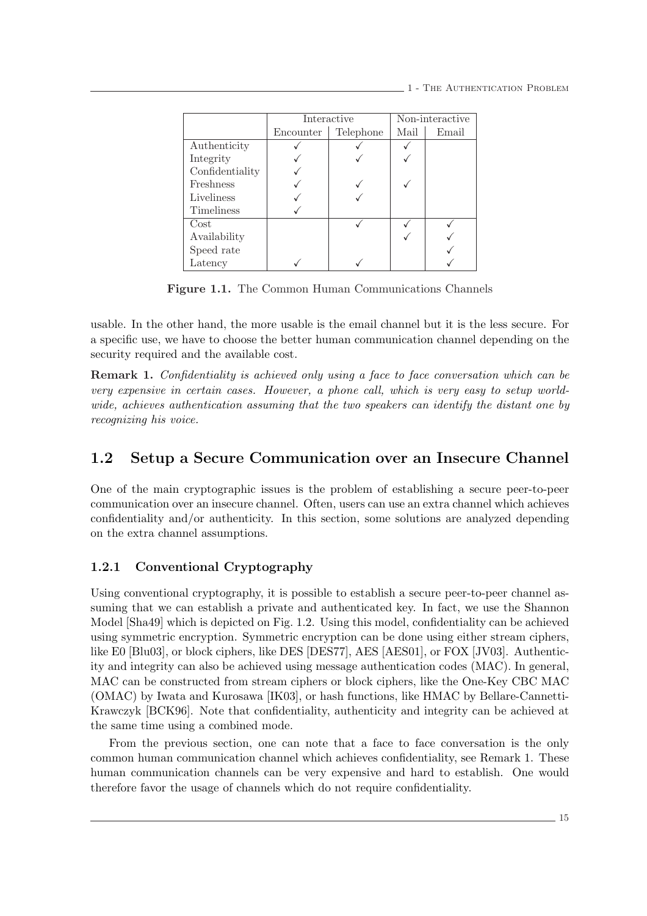| | Interactive | | Non-interactive | |
|---|---|---|---|---|
| | Encounter | Telephone | Mail | Email |
| Authenticity | ✓ | ✓ | ✓ | |
| Integrity | ✓ | ✓ | ✓ | |
| Confidentiality | ✓ | | | |
| Freshness | ✓ | ✓ | ✓ | |
| Liveliness | ✓ | ✓ | | |
| Timeliness | ✓ | | | |
| Cost | | ✓ | ✓ | ✓ |
| Availability | | | ✓ | ✓ |
| Speed rate | | | | ✓ |
| Latency | ✓ | ✓ | | ✓ |

**Figure 1.1.** The Common Human Communications Channels

usable. In the other hand, the more usable is the email channel but it is the less secure. For a specific use, we have to choose the better human communication channel depending on the security required and the available cost.

**Remark 1.** *Confidentiality is achieved only using a face to face conversation which can be very expensive in certain cases. However, a phone call, which is very easy to setup worldwide, achieves authentication assuming that the two speakers can identify the distant one by recognizing his voice.*

## 1.2 Setup a Secure Communication over an Insecure Channel

One of the main cryptographic issues is the problem of establishing a secure peer-to-peer communication over an insecure channel. Often, users can use an extra channel which achieves confidentiality and/or authenticity. In this section, some solutions are analyzed depending on the extra channel assumptions.

### 1.2.1 Conventional Cryptography

Using conventional cryptography, it is possible to establish a secure peer-to-peer channel assuming that we can establish a private and authenticated key. In fact, we use the Shannon Model [Sha49] which is depicted on Fig. 1.2. Using this model, confidentiality can be achieved using symmetric encryption. Symmetric encryption can be done using either stream ciphers, like E0 [Blu03], or block ciphers, like DES [DES77], AES [AES01], or FOX [JV03]. Authenticity and integrity can also be achieved using message authentication codes (MAC). In general, MAC can be constructed from stream ciphers or block ciphers, like the One-Key CBC MAC (OMAC) by Iwata and Kurosawa [IK03], or hash functions, like HMAC by Bellare-Cannetti-Krawczyk [BCK96]. Note that confidentiality, authenticity and integrity can be achieved at the same time using a combined mode.

From the previous section, one can note that a face to face conversation is the only common human communication channel which achieves confidentiality, see Remark 1. These human communication channels can be very expensive and hard to establish. One would therefore favor the usage of channels which do not require confidentiality.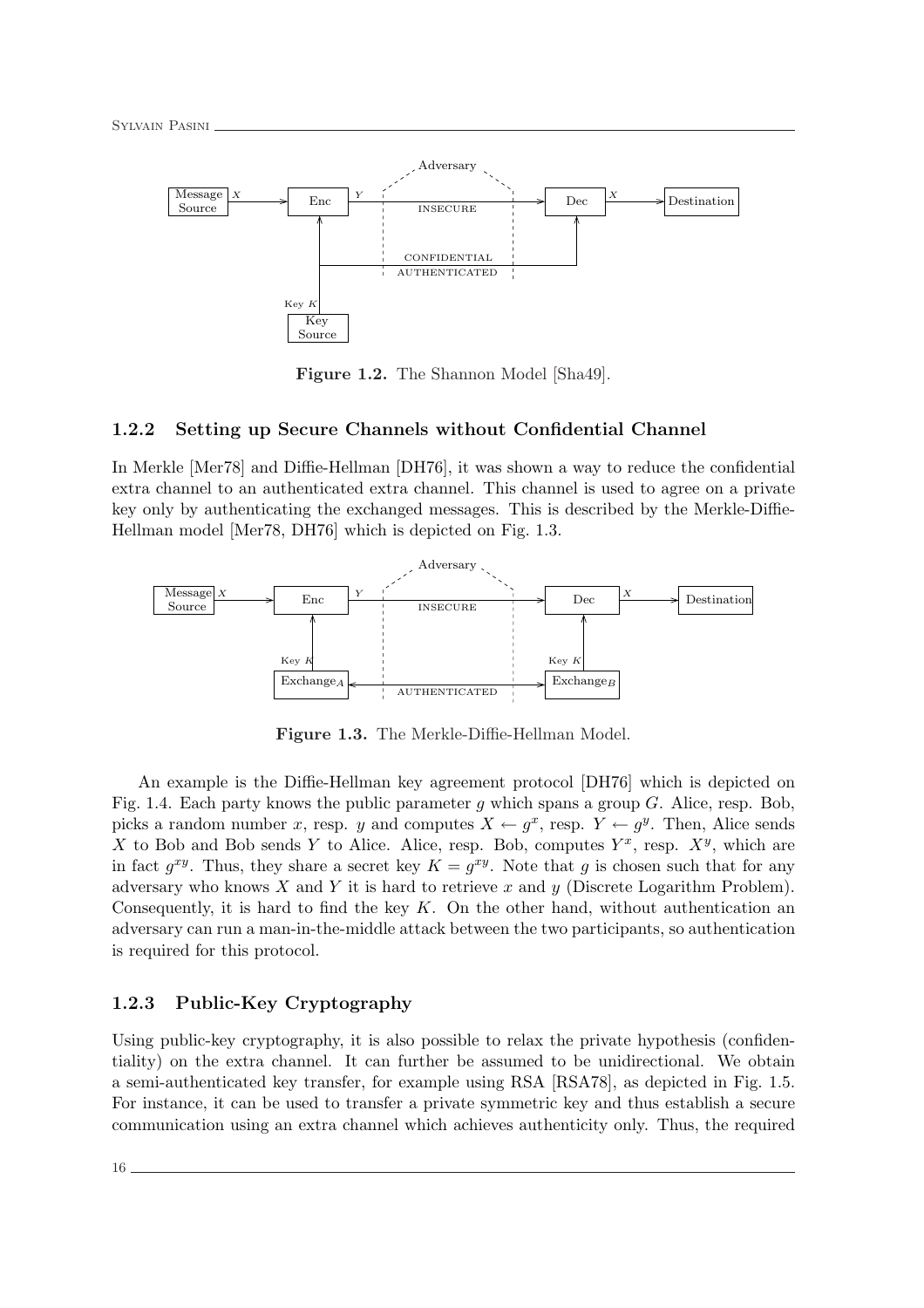Figure 1.2. The Shannon Model [Sha49].

### 1.2.2 Setting up Secure Channels without Confidential Channel

In Merkle [Mer78] and Diffie-Hellman [DH76], it was shown a way to reduce the confidential extra channel to an authenticated extra channel. This channel is used to agree on a private key only by authenticating the exchanged messages. This is described by the Merkle-Diffie-Hellman model [Mer78, DH76] which is depicted on Fig. 1.3.

Figure 1.3. The Merkle-Diffie-Hellman Model.

An example is the Diffie-Hellman key agreement protocol [DH76] which is depicted on Fig. 1.4. Each party knows the public parameter $g$ which spans a group $G$. Alice, resp. Bob, picks a random number $x$, resp. $y$ and computes $X \leftarrow g^x$, resp. $Y \leftarrow g^y$. Then, Alice sends $X$ to Bob and Bob sends $Y$ to Alice. Alice, resp. Bob, computes $Y^x$, resp. $X^y$, which are in fact $g^{xy}$. Thus, they share a secret key $K = g^{xy}$. Note that $g$ is chosen such that for any adversary who knows $X$ and $Y$ it is hard to retrieve $x$ and $y$ (Discrete Logarithm Problem). Consequently, it is hard to find the key $K$. On the other hand, without authentication an adversary can run a man-in-the-middle attack between the two participants, so authentication is required for this protocol.

### 1.2.3 Public-Key Cryptography

Using public-key cryptography, it is also possible to relax the private hypothesis (confidentiality) on the extra channel. It can further be assumed to be unidirectional. We obtain a semi-authenticated key transfer, for example using RSA [RSA78], as depicted in Fig. 1.5. For instance, it can be used to transfer a private symmetric key and thus establish a secure communication using an extra channel which achieves authenticity only. Thus, the required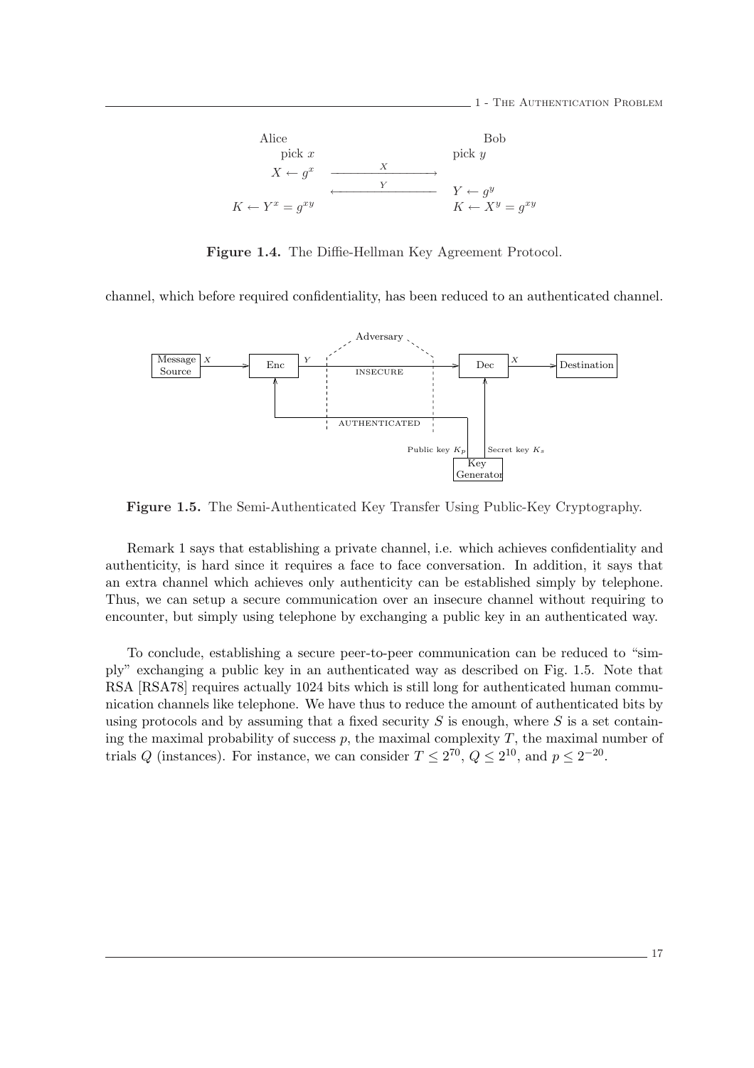| Alice | | Bob |
|---|---|---|
| pick $x$ | | pick $y$ |
| $X \leftarrow g^x$ | $\xrightarrow{X}$ | |
| | $\xleftarrow{Y}$ | $Y \leftarrow g^y$ |
| $K \leftarrow Y^x = g^{xy}$ | | $K \leftarrow X^y = g^{xy}$ |

**Figure 1.4.** The Diffie-Hellman Key Agreement Protocol.

channel, which before required confidentiality, has been reduced to an authenticated channel.

**Figure 1.5.** The Semi-Authenticated Key Transfer Using Public-Key Cryptography.

Remark 1 says that establishing a private channel, i.e. which achieves confidentiality and authenticity, is hard since it requires a face to face conversation. In addition, it says that an extra channel which achieves only authenticity can be established simply by telephone. Thus, we can setup a secure communication over an insecure channel without requiring to encounter, but simply using telephone by exchanging a public key in an authenticated way.

To conclude, establishing a secure peer-to-peer communication can be reduced to "simply" exchanging a public key in an authenticated way as described on Fig. 1.5. Note that RSA [RSA78] requires actually 1024 bits which is still long for authenticated human communication channels like telephone. We have thus to reduce the amount of authenticated bits by using protocols and by assuming that a fixed security $S$ is enough, where $S$ is a set containing the maximal probability of success $p$, the maximal complexity $T$, the maximal number of trials $Q$ (instances). For instance, we can consider $T \leq 2^{70}$, $Q \leq 2^{10}$, and $p \leq 2^{-20}$.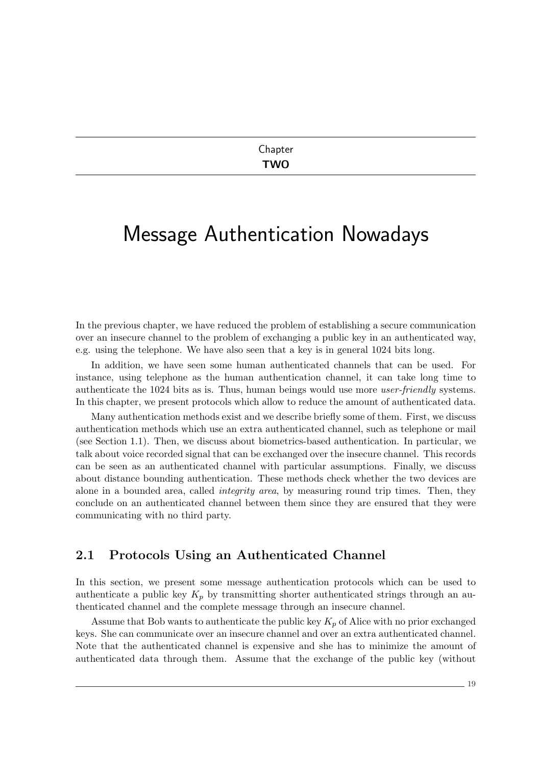Chapter **TWO**

# Message Authentication Nowadays

In the previous chapter, we have reduced the problem of establishing a secure communication over an insecure channel to the problem of exchanging a public key in an authenticated way, e.g. using the telephone. We have also seen that a key is in general 1024 bits long.

In addition, we have seen some human authenticated channels that can be used. For instance, using telephone as the human authentication channel, it can take long time to authenticate the 1024 bits as is. Thus, human beings would use more *user-friendly* systems. In this chapter, we present protocols which allow to reduce the amount of authenticated data.

Many authentication methods exist and we describe briefly some of them. First, we discuss authentication methods which use an extra authenticated channel, such as telephone or mail (see Section 1.1). Then, we discuss about biometrics-based authentication. In particular, we talk about voice recorded signal that can be exchanged over the insecure channel. This records can be seen as an authenticated channel with particular assumptions. Finally, we discuss about distance bounding authentication. These methods check whether the two devices are alone in a bounded area, called *integrity area*, by measuring round trip times. Then, they conclude on an authenticated channel between them since they are ensured that they were communicating with no third party.

## 2.1 Protocols Using an Authenticated Channel

In this section, we present some message authentication protocols which can be used to authenticate a public key $K_p$ by transmitting shorter authenticated strings through an authenticated channel and the complete message through an insecure channel.

Assume that Bob wants to authenticate the public key $K_p$ of Alice with no prior exchanged keys. She can communicate over an insecure channel and over an extra authenticated channel. Note that the authenticated channel is expensive and she has to minimize the amount of authenticated data through them. Assume that the exchange of the public key (without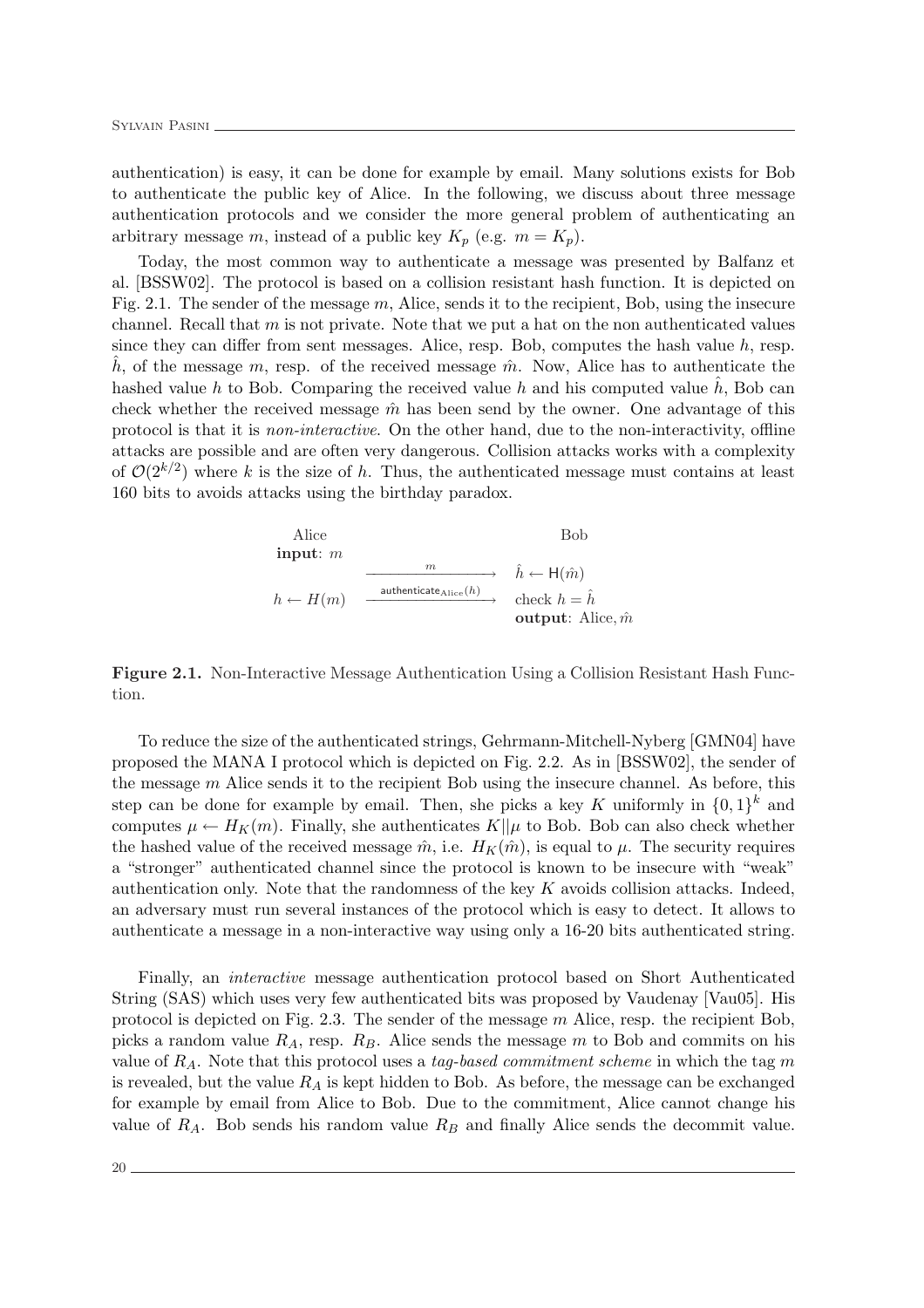authentication) is easy, it can be done for example by email. Many solutions exists for Bob to authenticate the public key of Alice. In the following, we discuss about three message authentication protocols and we consider the more general problem of authenticating an arbitrary message $m$, instead of a public key $K_p$ (e.g. $m = K_p$).

Today, the most common way to authenticate a message was presented by Balfanz et al. [BSSW02]. The protocol is based on a collision resistant hash function. It is depicted on Fig. 2.1. The sender of the message $m$, Alice, sends it to the recipient, Bob, using the insecure channel. Recall that $m$ is not private. Note that we put a hat on the non authenticated values since they can differ from sent messages. Alice, resp. Bob, computes the hash value $h$, resp. $\hat{h}$, of the message $m$, resp. of the received message $\hat{m}$. Now, Alice has to authenticate the hashed value $h$ to Bob. Comparing the received value $h$ and his computed value $\hat{h}$, Bob can check whether the received message $\hat{m}$ has been send by the owner. One advantage of this protocol is that it is *non-interactive*. On the other hand, due to the non-interactivity, offline attacks are possible and are often very dangerous. Collision attacks works with a complexity of $\mathcal{O}(2^{k/2})$ where $k$ is the size of $h$. Thus, the authenticated message must contains at least 160 bits to avoids attacks using the birthday paradox.

| Alice | | Bob |
|---|---|---|
| **input**: $m$ | | |
| | $\xrightarrow{\quad m \quad}$ | $\hat{h} \leftarrow \mathsf{H}(\hat{m})$ |
| $h \leftarrow H(m)$ | $\xrightarrow{\mathsf{authenticate}_{\mathrm{Alice}}(h)}$ | check $h = \hat{h}$ |
| | | **output**: Alice, $\hat{m}$ |

**Figure 2.1.** Non-Interactive Message Authentication Using a Collision Resistant Hash Function.

To reduce the size of the authenticated strings, Gehrmann-Mitchell-Nyberg [GMN04] have proposed the MANA I protocol which is depicted on Fig. 2.2. As in [BSSW02], the sender of the message $m$ Alice sends it to the recipient Bob using the insecure channel. As before, this step can be done for example by email. Then, she picks a key $K$ uniformly in $\{0,1\}^k$ and computes $\mu \leftarrow H_K(m)$. Finally, she authenticates $K||\mu$ to Bob. Bob can also check whether the hashed value of the received message $\hat{m}$, i.e. $H_K(\hat{m})$, is equal to $\mu$. The security requires a "stronger" authenticated channel since the protocol is known to be insecure with "weak" authentication only. Note that the randomness of the key $K$ avoids collision attacks. Indeed, an adversary must run several instances of the protocol which is easy to detect. It allows to authenticate a message in a non-interactive way using only a 16-20 bits authenticated string.

Finally, an *interactive* message authentication protocol based on Short Authenticated String (SAS) which uses very few authenticated bits was proposed by Vaudenay [Vau05]. His protocol is depicted on Fig. 2.3. The sender of the message $m$ Alice, resp. the recipient Bob, picks a random value $R_A$, resp. $R_B$. Alice sends the message $m$ to Bob and commits on his value of $R_A$. Note that this protocol uses a *tag-based commitment scheme* in which the tag $m$ is revealed, but the value $R_A$ is kept hidden to Bob. As before, the message can be exchanged for example by email from Alice to Bob. Due to the commitment, Alice cannot change his value of $R_A$. Bob sends his random value $R_B$ and finally Alice sends the decommit value.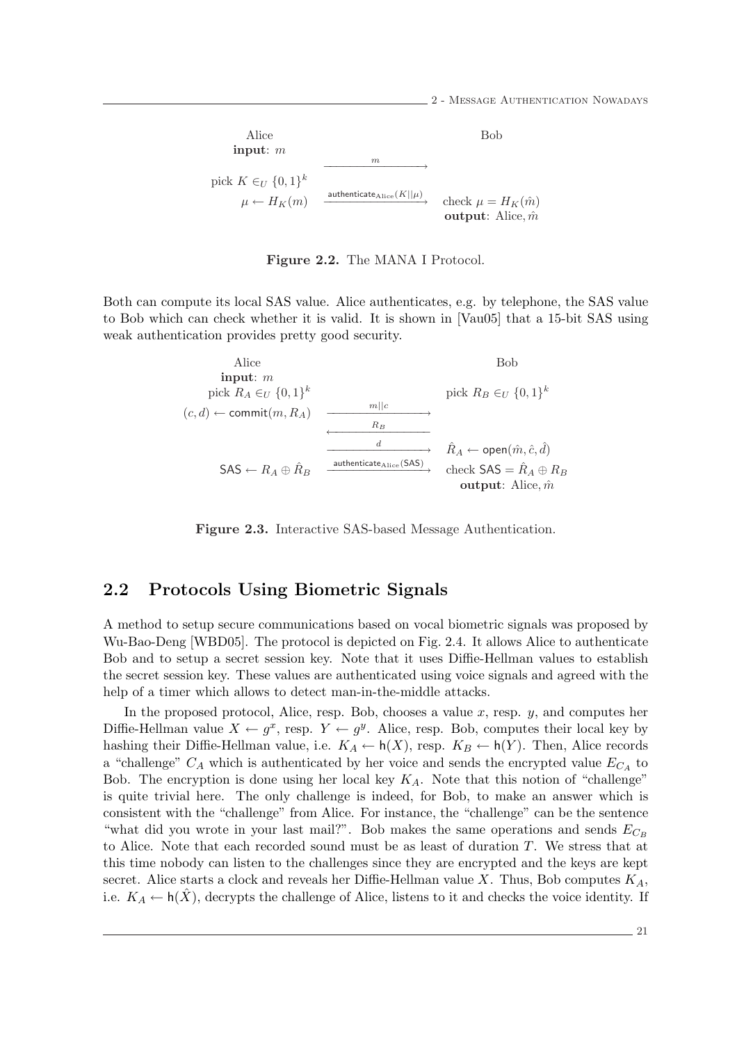| Alice | | Bob |
|---|---|---|
| **input**: $m$ | $\xrightarrow{\quad m \quad}$ | |
| pick $K \in_U \{0,1\}^k$ | | |
| $\mu \leftarrow H_K(m)$ | $\xrightarrow{\mathsf{authenticate}_{\text{Alice}}(K\|\|\mu)}$ | check $\mu = H_K(\hat{m})$ |
| | | **output**: Alice, $\hat{m}$ |

**Figure 2.2.** The MANA I Protocol.

Both can compute its local SAS value. Alice authenticates, e.g. by telephone, the SAS value to Bob which can check whether it is valid. It is shown in [Vau05] that a 15-bit SAS using weak authentication provides pretty good security.

| Alice | | Bob |
|---|---|---|
| **input**: $m$ | | |
| pick $R_A \in_U \{0,1\}^k$ | | pick $R_B \in_U \{0,1\}^k$ |
| $(c, d) \leftarrow \mathsf{commit}(m, R_A)$ | $\xrightarrow{\quad m\|\|c \quad}$ | |
| | $\xleftarrow{\quad R_B \quad}$ | |
| | $\xrightarrow{\quad d \quad}$ | $\hat{R}_A \leftarrow \mathsf{open}(\hat{m}, \hat{c}, \hat{d})$ |
| $\mathsf{SAS} \leftarrow R_A \oplus \hat{R}_B$ | $\xrightarrow{\mathsf{authenticate}_{\text{Alice}}(\mathsf{SAS})}$ | check $\mathsf{SAS} = \hat{R}_A \oplus R_B$ |
| | | **output**: Alice, $\hat{m}$ |

**Figure 2.3.** Interactive SAS-based Message Authentication.

## 2.2 Protocols Using Biometric Signals

A method to setup secure communications based on vocal biometric signals was proposed by Wu-Bao-Deng [WBD05]. The protocol is depicted on Fig. 2.4. It allows Alice to authenticate Bob and to setup a secret session key. Note that it uses Diffie-Hellman values to establish the secret session key. These values are authenticated using voice signals and agreed with the help of a timer which allows to detect man-in-the-middle attacks.

In the proposed protocol, Alice, resp. Bob, chooses a value $x$, resp. $y$, and computes her Diffie-Hellman value $X \leftarrow g^x$, resp. $Y \leftarrow g^y$. Alice, resp. Bob, computes their local key by hashing their Diffie-Hellman value, i.e. $K_A \leftarrow \mathsf{h}(X)$, resp. $K_B \leftarrow \mathsf{h}(Y)$. Then, Alice records a "challenge" $C_A$ which is authenticated by her voice and sends the encrypted value $E_{C_A}$ to Bob. The encryption is done using her local key $K_A$. Note that this notion of "challenge" is quite trivial here. The only challenge is indeed, for Bob, to make an answer which is consistent with the "challenge" from Alice. For instance, the "challenge" can be the sentence "what did you wrote in your last mail?". Bob makes the same operations and sends $E_{C_B}$ to Alice. Note that each recorded sound must be as least of duration $T$. We stress that at this time nobody can listen to the challenges since they are encrypted and the keys are kept secret. Alice starts a clock and reveals her Diffie-Hellman value $X$. Thus, Bob computes $K_A$, i.e. $K_A \leftarrow \mathsf{h}(\hat{X})$, decrypts the challenge of Alice, listens to it and checks the voice identity. If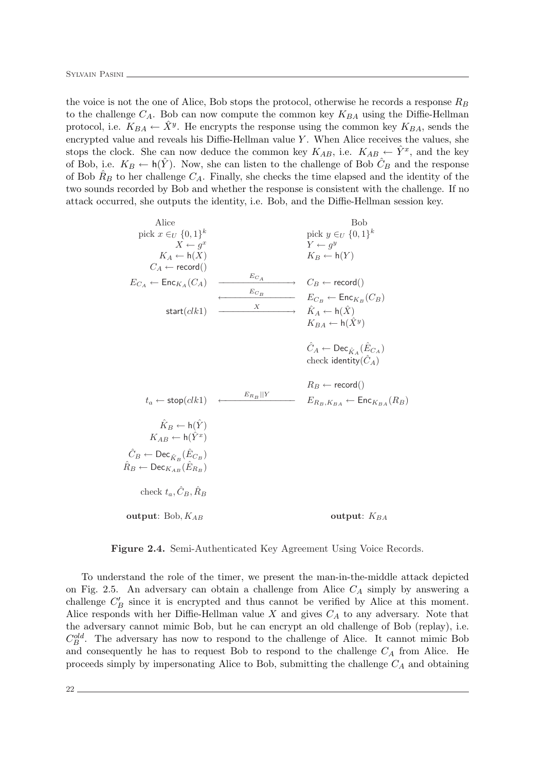the voice is not the one of Alice, Bob stops the protocol, otherwise he records a response $R_B$ to the challenge $C_A$. Bob can now compute the common key $K_{BA}$ using the Diffie-Hellman protocol, i.e. $K_{BA} \leftarrow \hat{X}^y$. He encrypts the response using the common key $K_{BA}$, sends the encrypted value and reveals his Diffie-Hellman value $Y$. When Alice receives the values, she stops the clock. She can now deduce the common key $K_{AB}$, i.e. $K_{AB} \leftarrow \hat{Y}^x$, and the key of Bob, i.e. $K_B \leftarrow \mathsf{h}(\hat{Y})$. Now, she can listen to the challenge of Bob $\hat{C}_B$ and the response of Bob $\hat{R}_B$ to her challenge $C_A$. Finally, she checks the time elapsed and the identity of the two sounds recorded by Bob and whether the response is consistent with the challenge. If no attack occurred, she outputs the identity, i.e. Bob, and the Diffie-Hellman session key.

| Alice | | Bob |
|---|---|---|
| pick $x \in_U \{0,1\}^k$ | | pick $y \in_U \{0,1\}^k$ |
| $X \leftarrow g^x$ | | $Y \leftarrow g^y$ |
| $K_A \leftarrow \mathsf{h}(X)$ | | $K_B \leftarrow \mathsf{h}(Y)$ |
| $C_A \leftarrow \mathsf{record}()$ | | |
| $E_{C_A} \leftarrow \mathsf{Enc}_{K_A}(C_A)$ | $\xrightarrow{E_{C_A}}$ | $C_B \leftarrow \mathsf{record}()$ |
| | $\xleftarrow{E_{C_B}}$ | $E_{C_B} \leftarrow \mathsf{Enc}_{K_B}(C_B)$ |
| $\mathsf{start}(clk1)$ | $\xrightarrow{X}$ | $\hat{K}_A \leftarrow \mathsf{h}(\hat{X})$ |
| | | $K_{BA} \leftarrow \mathsf{h}(\hat{X}^y)$ |
| | | $\hat{C}_A \leftarrow \mathsf{Dec}_{\hat{K}_A}(\hat{E}_{C_A})$ |
| | | check $\mathsf{identity}(\hat{C}_A)$ |
| | | $R_B \leftarrow \mathsf{record}()$ |
| $t_a \leftarrow \mathsf{stop}(clk1)$ | $\xleftarrow{E_{R_B} \Vert Y}$ | $E_{R_B,K_{BA}} \leftarrow \mathsf{Enc}_{K_{BA}}(R_B)$ |
| $\hat{K}_B \leftarrow \mathsf{h}(\hat{Y})$ | | |
| $K_{AB} \leftarrow \mathsf{h}(\hat{Y}^x)$ | | |
| $\hat{C}_B \leftarrow \mathsf{Dec}_{\hat{K}_B}(\hat{E}_{C_B})$ | | |
| $\hat{R}_B \leftarrow \mathsf{Dec}_{K_{AB}}(\hat{E}_{R_B})$ | | |
| check $t_a, \hat{C}_B, \hat{R}_B$ | | |
| **output**: Bob, $K_{AB}$ | | **output**: $K_{BA}$ |

**Figure 2.4.** Semi-Authenticated Key Agreement Using Voice Records.

To understand the role of the timer, we present the man-in-the-middle attack depicted on Fig. 2.5. An adversary can obtain a challenge from Alice $C_A$ simply by answering a challenge $C'_B$ since it is encrypted and thus cannot be verified by Alice at this moment. Alice responds with her Diffie-Hellman value $X$ and gives $C_A$ to any adversary. Note that the adversary cannot mimic Bob, but he can encrypt an old challenge of Bob (replay), i.e. $C_B^{old}$. The adversary has now to respond to the challenge of Alice. It cannot mimic Bob and consequently he has to request Bob to respond to the challenge $C_A$ from Alice. He proceeds simply by impersonating Alice to Bob, submitting the challenge $C_A$ and obtaining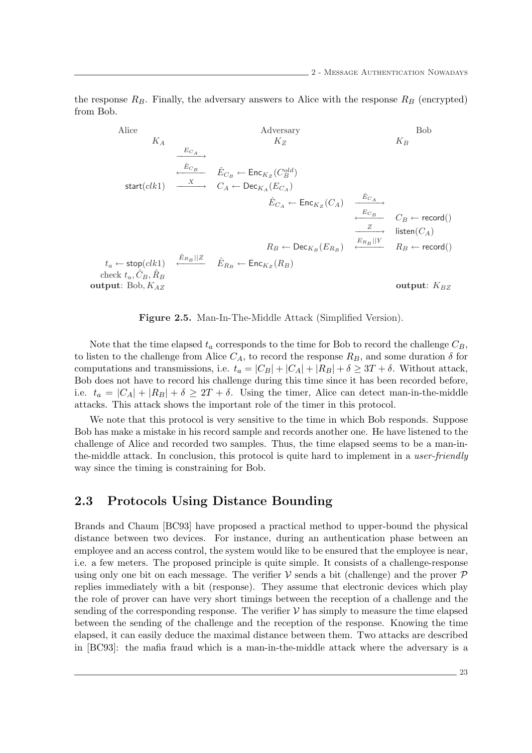the response $R_B$. Finally, the adversary answers to Alice with the response $R_B$ (encrypted) from Bob.

| Alice | | Adversary | | Bob |
|---|---|---|---|---|
| $K_A$ | | $K_Z$ | | $K_B$ |
| | $\xrightarrow{E_{C_A}}$ | | | |
| | $\xleftarrow{\hat{E}_{C_B}}$ | $\hat{E}_{C_B} \leftarrow \mathsf{Enc}_{K_Z}(C_B^{old})$ | | |
| $\mathsf{start}(clk1)$ | $\xrightarrow{X}$ | $C_A \leftarrow \mathsf{Dec}_{K_A}(E_{C_A})$ | | |
| | | $\hat{E}_{C_A} \leftarrow \mathsf{Enc}_{K_Z}(C_A)$ | $\xrightarrow{\hat{E}_{C_A}}$ | |
| | | | $\xleftarrow{E_{C_B}}$ | $C_B \leftarrow \mathsf{record}()$ |
| | | | $\xrightarrow{Z}$ | $\mathsf{listen}(C_A)$ |
| | | $R_B \leftarrow \mathsf{Dec}_{K_B}(E_{R_B})$ | $\xleftarrow{E_{R_B} \| Y}$ | $R_B \leftarrow \mathsf{record}()$ |
| $t_a \leftarrow \mathsf{stop}(clk1)$ | $\xleftarrow{\hat{E}_{R_B} \| Z}$ | $\hat{E}_{R_B} \leftarrow \mathsf{Enc}_{K_Z}(R_B)$ | | |
| check $t_a, \hat{C}_B, \hat{R}_B$ | | | | |
| **output**: Bob, $K_{AZ}$ | | | | **output**: $K_{BZ}$ |

**Figure 2.5.** Man-In-The-Middle Attack (Simplified Version).

Note that the time elapsed $t_a$ corresponds to the time for Bob to record the challenge $C_B$, to listen to the challenge from Alice $C_A$, to record the response $R_B$, and some duration $\delta$ for computations and transmissions, i.e. $t_a = |C_B| + |C_A| + |R_B| + \delta \geq 3T + \delta$. Without attack, Bob does not have to record his challenge during this time since it has been recorded before, i.e. $t_a = |C_A| + |R_B| + \delta \geq 2T + \delta$. Using the timer, Alice can detect man-in-the-middle attacks. This attack shows the important role of the timer in this protocol.

We note that this protocol is very sensitive to the time in which Bob responds. Suppose Bob has make a mistake in his record sample and records another one. He have listened to the challenge of Alice and recorded two samples. Thus, the time elapsed seems to be a man-in-the-middle attack. In conclusion, this protocol is quite hard to implement in a *user-friendly* way since the timing is constraining for Bob.

## 2.3 Protocols Using Distance Bounding

Brands and Chaum [BC93] have proposed a practical method to upper-bound the physical distance between two devices. For instance, during an authentication phase between an employee and an access control, the system would like to be ensured that the employee is near, i.e. a few meters. The proposed principle is quite simple. It consists of a challenge-response using only one bit on each message. The verifier $\mathcal{V}$ sends a bit (challenge) and the prover $\mathcal{P}$ replies immediately with a bit (response). They assume that electronic devices which play the role of prover can have very short timings between the reception of a challenge and the sending of the corresponding response. The verifier $\mathcal{V}$ has simply to measure the time elapsed between the sending of the challenge and the reception of the response. Knowing the time elapsed, it can easily deduce the maximal distance between them. Two attacks are described in [BC93]: the mafia fraud which is a man-in-the-middle attack where the adversary is a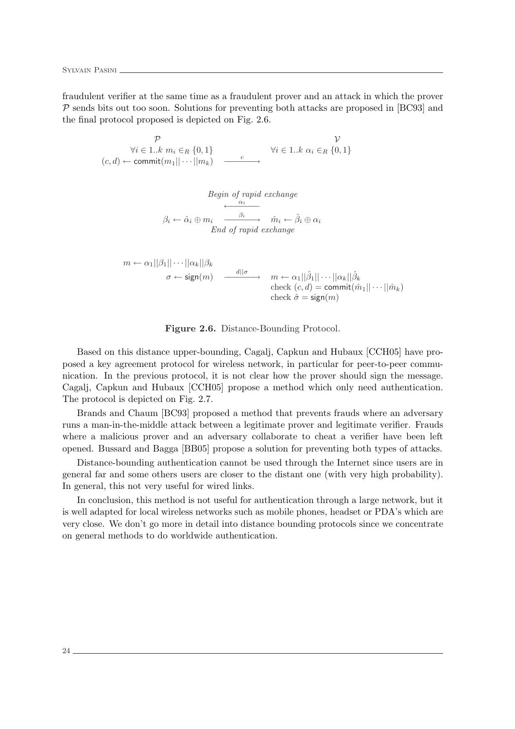fraudulent verifier at the same time as a fraudulent prover and an attack in which the prover $\mathcal{P}$ sends bits out too soon. Solutions for preventing both attacks are proposed in [BC93] and the final protocol proposed is depicted on Fig. 2.6.

$$
\begin{array}{ccc}
\mathcal{P} & & \mathcal{V} \\
\forall i \in 1..k \; m_i \in_R \{0,1\} & & \forall i \in 1..k \; \alpha_i \in_R \{0,1\} \\
(c,d) \leftarrow \mathsf{commit}(m_1||\cdots||m_k) & \xrightarrow{\quad c \quad} & \\
& & \\
& \textit{Begin of rapid exchange} & \\
& \xleftarrow{\quad \alpha_i \quad} & \\
\beta_i \leftarrow \hat{\alpha}_i \oplus m_i & \xrightarrow{\quad \beta_i \quad} & \hat{m}_i \leftarrow \hat{\beta}_i \oplus \alpha_i \\
& \textit{End of rapid exchange} & \\
& & \\
m \leftarrow \alpha_1||\beta_1||\cdots||\alpha_k||\beta_k & & \\
\sigma \leftarrow \mathsf{sign}(m) & \xrightarrow{\quad d||\sigma \quad} & m \leftarrow \alpha_1||\hat{\beta}_1||\cdots||\alpha_k||\hat{\beta}_k \\
& & \text{check } (c,d) = \mathsf{commit}(\hat{m}_1||\cdots||\hat{m}_k) \\
& & \text{check } \hat{\sigma} = \mathsf{sign}(m)
\end{array}
$$

**Figure 2.6.** Distance-Bounding Protocol.

Based on this distance upper-bounding, Cagalj, Capkun and Hubaux [CCH05] have proposed a key agreement protocol for wireless network, in particular for peer-to-peer communication. In the previous protocol, it is not clear how the prover should sign the message. Cagalj, Capkun and Hubaux [CCH05] propose a method which only need authentication. The protocol is depicted on Fig. 2.7.

Brands and Chaum [BC93] proposed a method that prevents frauds where an adversary runs a man-in-the-middle attack between a legitimate prover and legitimate verifier. Frauds where a malicious prover and an adversary collaborate to cheat a verifier have been left opened. Bussard and Bagga [BB05] propose a solution for preventing both types of attacks.

Distance-bounding authentication cannot be used through the Internet since users are in general far and some others users are closer to the distant one (with very high probability). In general, this not very useful for wired links.

In conclusion, this method is not useful for authentication through a large network, but it is well adapted for local wireless networks such as mobile phones, headset or PDA's which are very close. We don't go more in detail into distance bounding protocols since we concentrate on general methods to do worldwide authentication.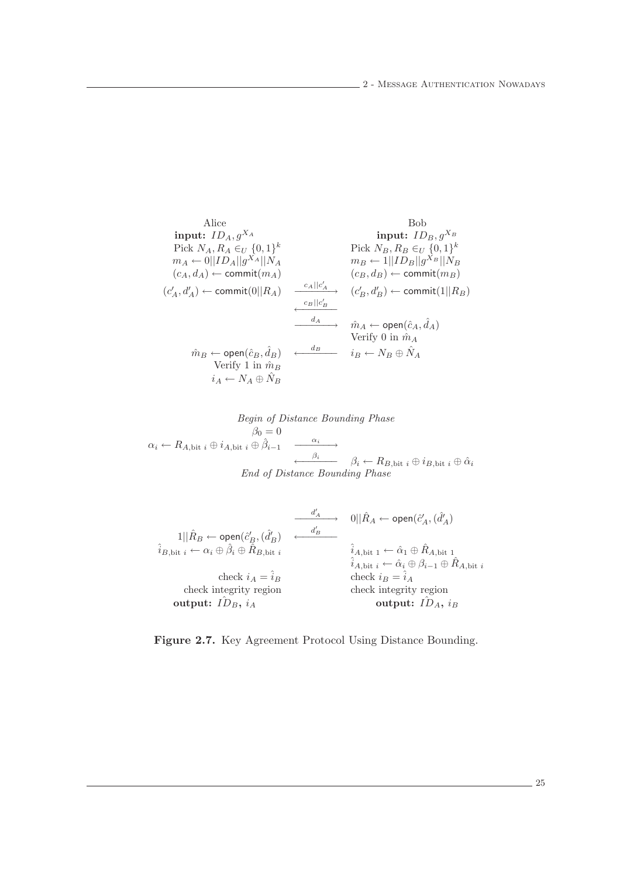| Alice | | Bob |
|---|---|---|
| **input:** $ID_A, g^{X_A}$ | | **input:** $ID_B, g^{X_B}$ |
| Pick $N_A, R_A \in_U \{0,1\}^k$ | | Pick $N_B, R_B \in_U \{0,1\}^k$ |
| $m_A \leftarrow 0\|\|ID_A\|\|g^{X_A}\|\|N_A$ | | $m_B \leftarrow 1\|\|ID_B\|\|g^{X_B}\|\|N_B$ |
| $(c_A, d_A) \leftarrow \mathsf{commit}(m_A)$ | | $(c_B, d_B) \leftarrow \mathsf{commit}(m_B)$ |
| $(c'_A, d'_A) \leftarrow \mathsf{commit}(0\|\|R_A)$ | $\xrightarrow{c_A\|\|c'_A}$ | $(c'_B, d'_B) \leftarrow \mathsf{commit}(1\|\|R_B)$ |
| | $\xleftarrow{c_B\|\|c'_B}$ | |
| | $\xrightarrow{d_A}$ | $\hat{m}_A \leftarrow \mathsf{open}(\hat{c}_A, \hat{d}_A)$ |
| | | Verify 0 in $\hat{m}_A$ |
| $\hat{m}_B \leftarrow \mathsf{open}(\hat{c}_B, \hat{d}_B)$ | $\xleftarrow{d_B}$ | $i_B \leftarrow N_B \oplus \hat{N}_A$ |
| Verify 1 in $\hat{m}_B$ | | |
| $i_A \leftarrow N_A \oplus \hat{N}_B$ | | |
| | *Begin of Distance Bounding Phase* | |
| $\beta_0 = 0$ | | |
| $\alpha_i \leftarrow R_{A,\text{bit } i} \oplus i_{A,\text{bit } i} \oplus \hat{\beta}_{i-1}$ | $\xrightarrow{\alpha_i}$ | |
| | $\xleftarrow{\beta_i}$ | $\beta_i \leftarrow R_{B,\text{bit } i} \oplus i_{B,\text{bit } i} \oplus \hat{\alpha}_i$ |
| | *End of Distance Bounding Phase* | |
| | $\xrightarrow{d'_A}$ | $0\|\|\hat{R}_A \leftarrow \mathsf{open}(\hat{c}'_A, (\hat{d}'_A)$ |
| $1\|\|\hat{R}_B \leftarrow \mathsf{open}(\hat{c}'_B, (\hat{d}'_B)$ | $\xleftarrow{d'_B}$ | |
| $\hat{i}_{B,\text{bit } i} \leftarrow \alpha_i \oplus \hat{\beta}_i \oplus \hat{R}_{B,\text{bit } i}$ | | $\hat{i}_{A,\text{bit } 1} \leftarrow \hat{\alpha}_1 \oplus \hat{R}_{A,\text{bit } 1}$ |
| | | $\hat{i}_{A,\text{bit } i} \leftarrow \hat{\alpha}_i \oplus \beta_{i-1} \oplus \hat{R}_{A,\text{bit } i}$ |
| check $i_A = \hat{i}_B$ | | check $i_B = \hat{i}_A$ |
| check integrity region | | check integrity region |
| **output:** $\hat{ID}_B$, $i_A$ | | **output:** $\hat{ID}_A$, $i_B$ |

**Figure 2.7.** Key Agreement Protocol Using Distance Bounding.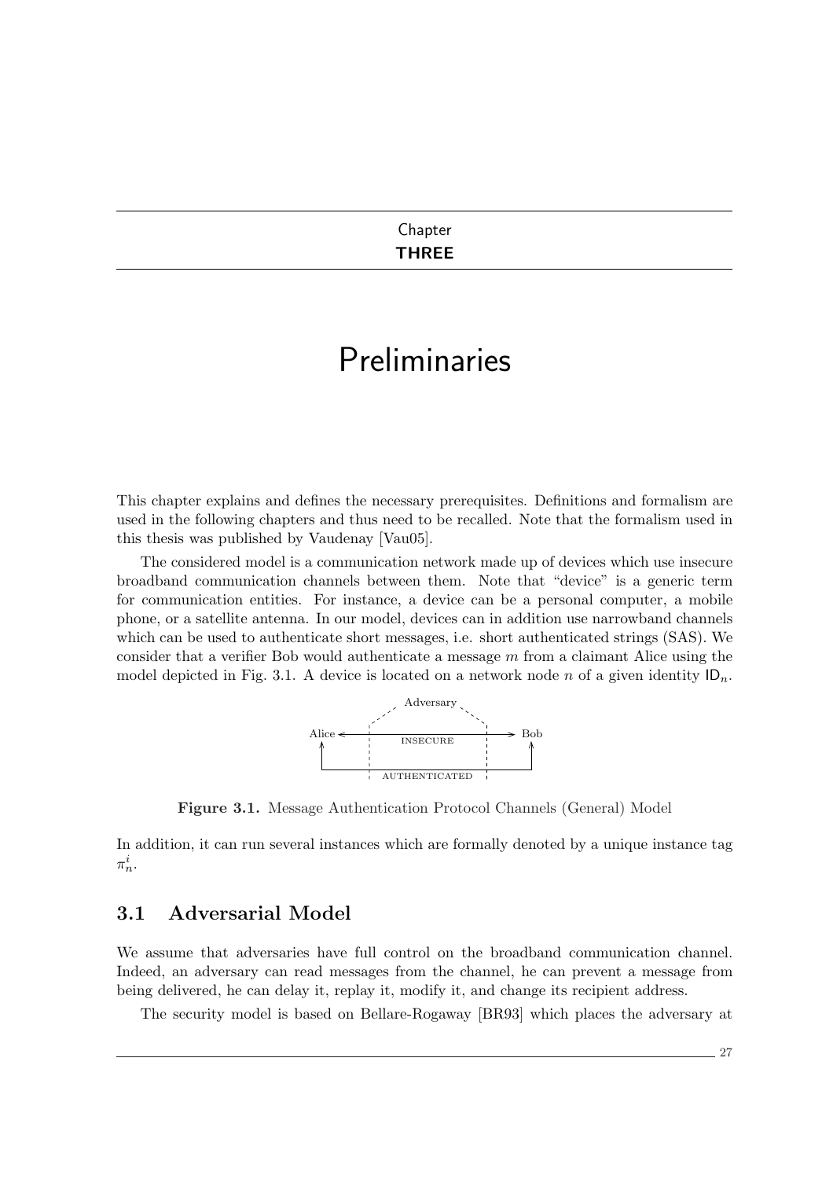Chapter
**THREE**

# Preliminaries

This chapter explains and defines the necessary prerequisites. Definitions and formalism are used in the following chapters and thus need to be recalled. Note that the formalism used in this thesis was published by Vaudenay [Vau05].

The considered model is a communication network made up of devices which use insecure broadband communication channels between them. Note that "device" is a generic term for communication entities. For instance, a device can be a personal computer, a mobile phone, or a satellite antenna. In our model, devices can in addition use narrowband channels which can be used to authenticate short messages, i.e. short authenticated strings (SAS). We consider that a verifier Bob would authenticate a message $m$ from a claimant Alice using the model depicted in Fig. 3.1. A device is located on a network node $n$ of a given identity $\mathsf{ID}_n$.

Adversary

Alice ← INSECURE → Bob

AUTHENTICATED

**Figure 3.1.** Message Authentication Protocol Channels (General) Model

In addition, it can run several instances which are formally denoted by a unique instance tag $\pi_n^i$.

## 3.1 Adversarial Model

We assume that adversaries have full control on the broadband communication channel. Indeed, an adversary can read messages from the channel, he can prevent a message from being delivered, he can delay it, replay it, modify it, and change its recipient address.

The security model is based on Bellare-Rogaway [BR93] which places the adversary at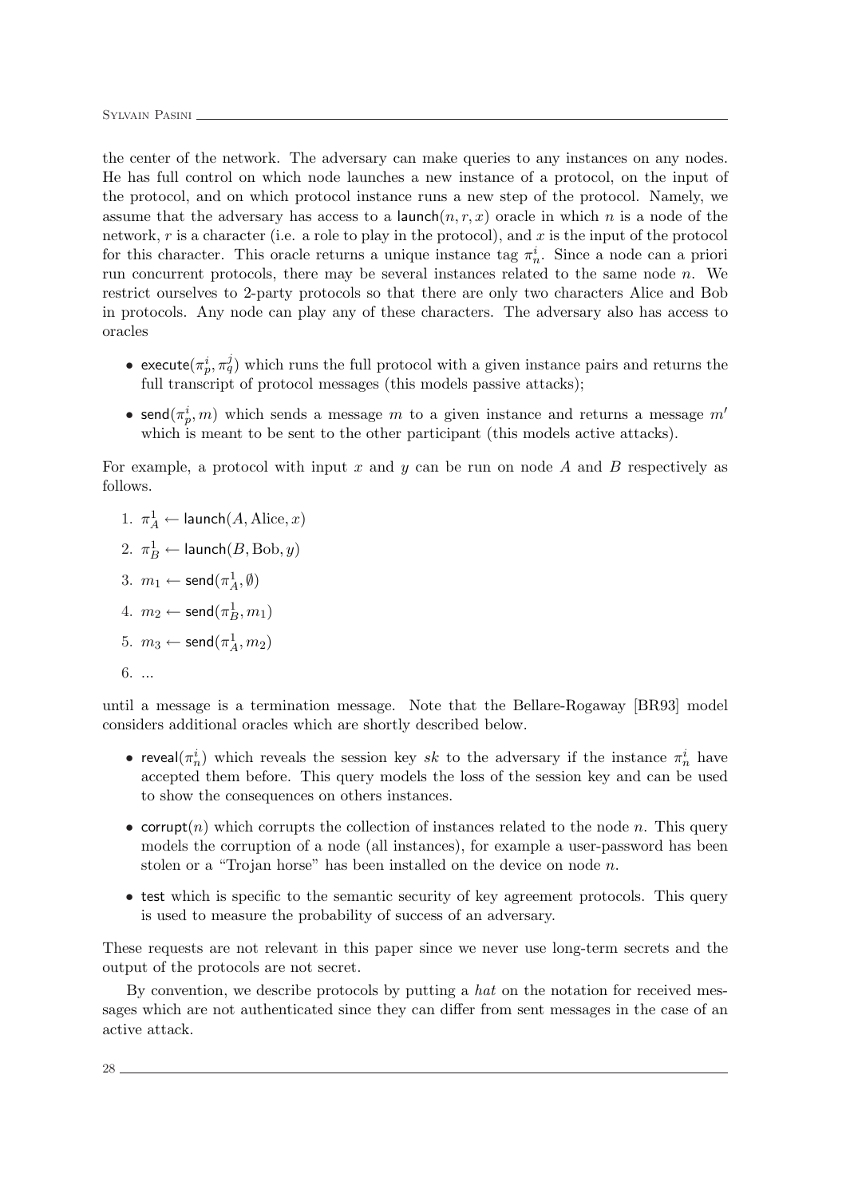the center of the network. The adversary can make queries to any instances on any nodes. He has full control on which node launches a new instance of a protocol, on the input of the protocol, and on which protocol instance runs a new step of the protocol. Namely, we assume that the adversary has access to a $\mathsf{launch}(n, r, x)$ oracle in which $n$ is a node of the network, $r$ is a character (i.e. a role to play in the protocol), and $x$ is the input of the protocol for this character. This oracle returns a unique instance tag $\pi_n^i$. Since a node can a priori run concurrent protocols, there may be several instances related to the same node $n$. We restrict ourselves to 2-party protocols so that there are only two characters Alice and Bob in protocols. Any node can play any of these characters. The adversary also has access to oracles

- $\mathsf{execute}(\pi_p^i, \pi_q^j)$ which runs the full protocol with a given instance pairs and returns the full transcript of protocol messages (this models passive attacks);
- $\mathsf{send}(\pi_p^i, m)$ which sends a message $m$ to a given instance and returns a message $m'$ which is meant to be sent to the other participant (this models active attacks).

For example, a protocol with input $x$ and $y$ can be run on node $A$ and $B$ respectively as follows.

1. $\pi_A^1 \leftarrow \mathsf{launch}(A, \text{Alice}, x)$
2. $\pi_B^1 \leftarrow \mathsf{launch}(B, \text{Bob}, y)$
3. $m_1 \leftarrow \mathsf{send}(\pi_A^1, \emptyset)$
4. $m_2 \leftarrow \mathsf{send}(\pi_B^1, m_1)$
5. $m_3 \leftarrow \mathsf{send}(\pi_A^1, m_2)$
6. ...

until a message is a termination message. Note that the Bellare-Rogaway [BR93] model considers additional oracles which are shortly described below.

- $\mathsf{reveal}(\pi_n^i)$ which reveals the session key $sk$ to the adversary if the instance $\pi_n^i$ have accepted them before. This query models the loss of the session key and can be used to show the consequences on others instances.
- $\mathsf{corrupt}(n)$ which corrupts the collection of instances related to the node $n$. This query models the corruption of a node (all instances), for example a user-password has been stolen or a "Trojan horse" has been installed on the device on node $n$.
- $\mathsf{test}$ which is specific to the semantic security of key agreement protocols. This query is used to measure the probability of success of an adversary.

These requests are not relevant in this paper since we never use long-term secrets and the output of the protocols are not secret.

By convention, we describe protocols by putting a *hat* on the notation for received messages which are not authenticated since they can differ from sent messages in the case of an active attack.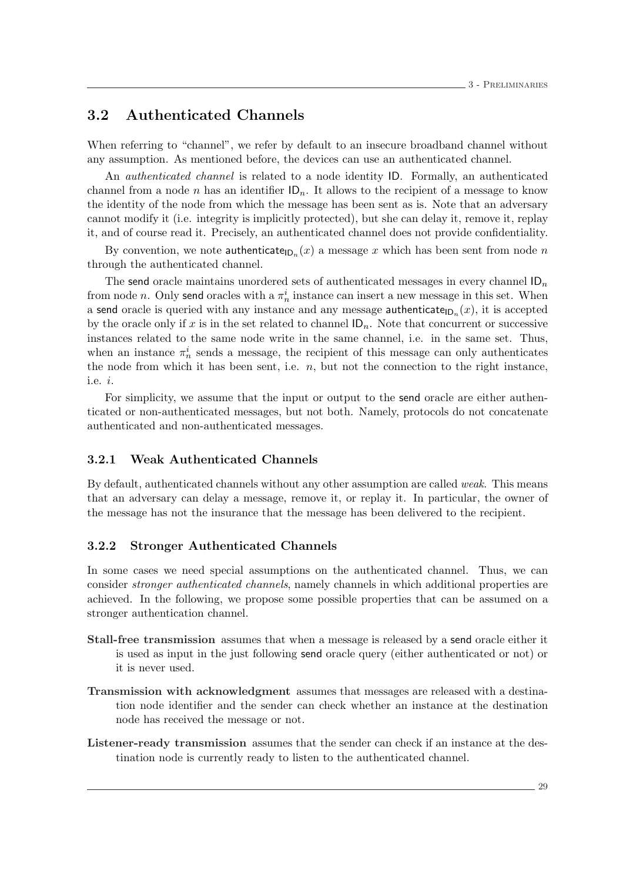## 3.2 Authenticated Channels

When referring to "channel", we refer by default to an insecure broadband channel without any assumption. As mentioned before, the devices can use an authenticated channel.

An *authenticated channel* is related to a node identity $\mathsf{ID}$. Formally, an authenticated channel from a node $n$ has an identifier $\mathsf{ID}_n$. It allows to the recipient of a message to know the identity of the node from which the message has been sent as is. Note that an adversary cannot modify it (i.e. integrity is implicitly protected), but she can delay it, remove it, replay it, and of course read it. Precisely, an authenticated channel does not provide confidentiality.

By convention, we note $\mathsf{authenticate}_{\mathsf{ID}_n}(x)$ a message $x$ which has been sent from node $n$ through the authenticated channel.

The $\mathsf{send}$ oracle maintains unordered sets of authenticated messages in every channel $\mathsf{ID}_n$ from node $n$. Only $\mathsf{send}$ oracles with a $\pi_n^i$ instance can insert a new message in this set. When a $\mathsf{send}$ oracle is queried with any instance and any message $\mathsf{authenticate}_{\mathsf{ID}_n}(x)$, it is accepted by the oracle only if $x$ is in the set related to channel $\mathsf{ID}_n$. Note that concurrent or successive instances related to the same node write in the same channel, i.e. in the same set. Thus, when an instance $\pi_n^i$ sends a message, the recipient of this message can only authenticates the node from which it has been sent, i.e. $n$, but not the connection to the right instance, i.e. $i$.

For simplicity, we assume that the input or output to the $\mathsf{send}$ oracle are either authenticated or non-authenticated messages, but not both. Namely, protocols do not concatenate authenticated and non-authenticated messages.

### 3.2.1 Weak Authenticated Channels

By default, authenticated channels without any other assumption are called *weak*. This means that an adversary can delay a message, remove it, or replay it. In particular, the owner of the message has not the insurance that the message has been delivered to the recipient.

### 3.2.2 Stronger Authenticated Channels

In some cases we need special assumptions on the authenticated channel. Thus, we can consider *stronger authenticated channels*, namely channels in which additional properties are achieved. In the following, we propose some possible properties that can be assumed on a stronger authentication channel.

**Stall-free transmission** assumes that when a message is released by a $\mathsf{send}$ oracle either it is used as input in the just following $\mathsf{send}$ oracle query (either authenticated or not) or it is never used.

**Transmission with acknowledgment** assumes that messages are released with a destination node identifier and the sender can check whether an instance at the destination node has received the message or not.

**Listener-ready transmission** assumes that the sender can check if an instance at the destination node is currently ready to listen to the authenticated channel.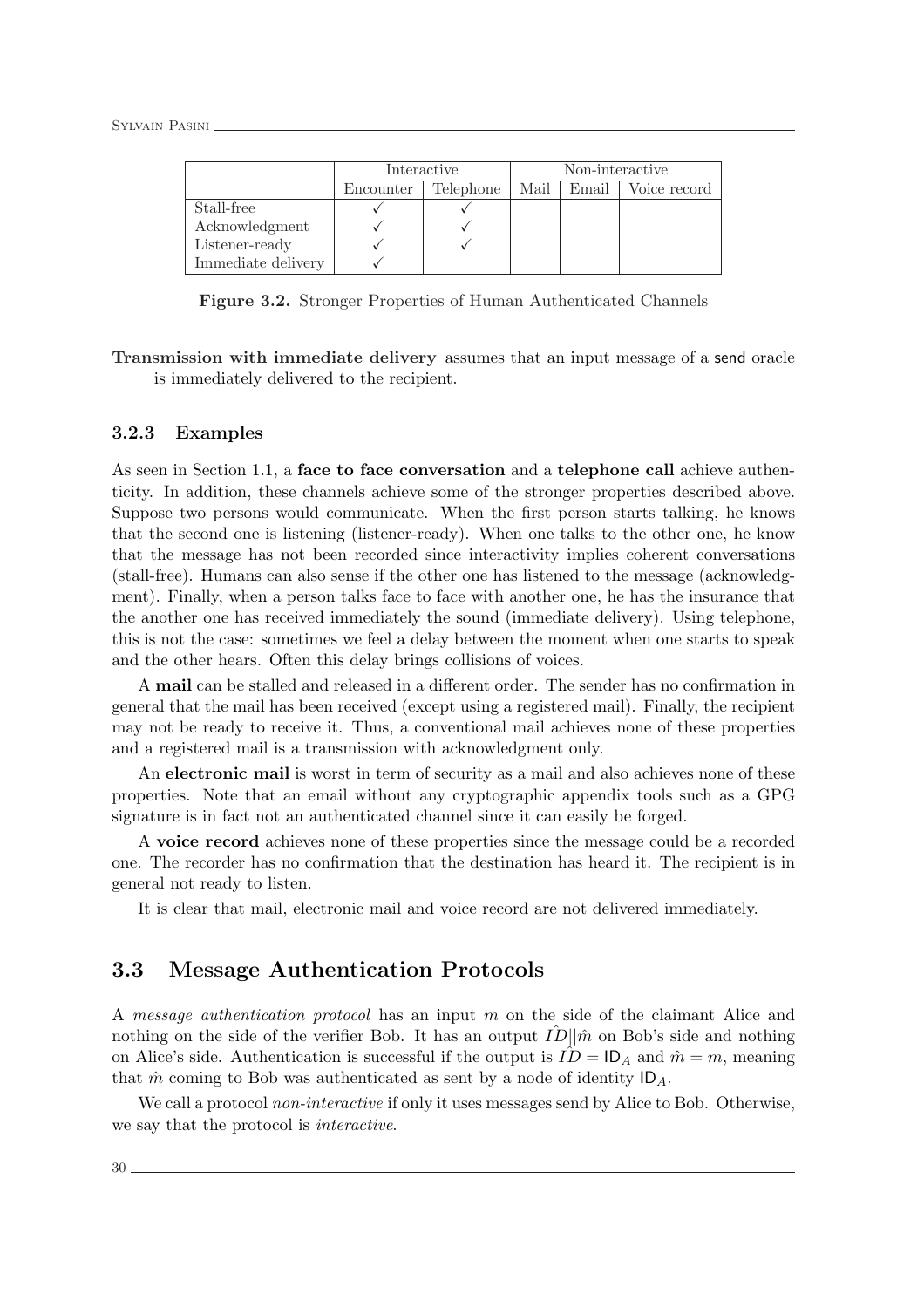| | Interactive | | Non-interactive | | |
|---|---|---|---|---|---|
| | Encounter | Telephone | Mail | Email | Voice record |
| Stall-free | ✓ | ✓ | | | |
| Acknowledgment | ✓ | ✓ | | | |
| Listener-ready | ✓ | ✓ | | | |
| Immediate delivery | ✓ | | | | |

**Figure 3.2.** Stronger Properties of Human Authenticated Channels

**Transmission with immediate delivery** assumes that an input message of a send oracle is immediately delivered to the recipient.

### 3.2.3 Examples

As seen in Section 1.1, a **face to face conversation** and a **telephone call** achieve authenticity. In addition, these channels achieve some of the stronger properties described above. Suppose two persons would communicate. When the first person starts talking, he knows that the second one is listening (listener-ready). When one talks to the other one, he know that the message has not been recorded since interactivity implies coherent conversations (stall-free). Humans can also sense if the other one has listened to the message (acknowledgment). Finally, when a person talks face to face with another one, he has the insurance that the another one has received immediately the sound (immediate delivery). Using telephone, this is not the case: sometimes we feel a delay between the moment when one starts to speak and the other hears. Often this delay brings collisions of voices.

A **mail** can be stalled and released in a different order. The sender has no confirmation in general that the mail has been received (except using a registered mail). Finally, the recipient may not be ready to receive it. Thus, a conventional mail achieves none of these properties and a registered mail is a transmission with acknowledgment only.

An **electronic mail** is worst in term of security as a mail and also achieves none of these properties. Note that an email without any cryptographic appendix tools such as a GPG signature is in fact not an authenticated channel since it can easily be forged.

A **voice record** achieves none of these properties since the message could be a recorded one. The recorder has no confirmation that the destination has heard it. The recipient is in general not ready to listen.

It is clear that mail, electronic mail and voice record are not delivered immediately.

## 3.3 Message Authentication Protocols

A *message authentication protocol* has an input $m$ on the side of the claimant Alice and nothing on the side of the verifier Bob. It has an output $\hat{ID}\|\hat{m}$ on Bob's side and nothing on Alice's side. Authentication is successful if the output is $\hat{ID} = \mathsf{ID}_A$ and $\hat{m} = m$, meaning that $\hat{m}$ coming to Bob was authenticated as sent by a node of identity $\mathsf{ID}_A$.

We call a protocol *non-interactive* if only it uses messages send by Alice to Bob. Otherwise, we say that the protocol is *interactive*.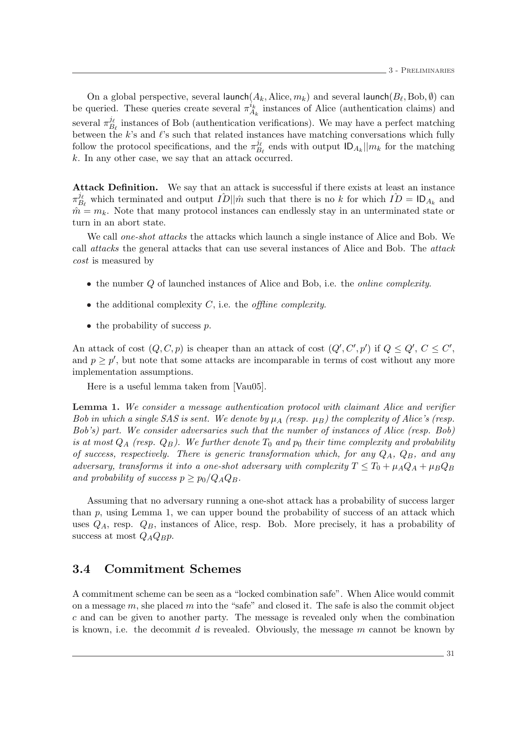On a global perspective, several $\mathsf{launch}(A_k, \text{Alice}, m_k)$ and several $\mathsf{launch}(B_\ell, \text{Bob}, \emptyset)$ can be queried. These queries create several $\pi_{A_k}^{i_k}$ instances of Alice (authentication claims) and several $\pi_{B_\ell}^{j_\ell}$ instances of Bob (authentication verifications). We may have a perfect matching between the $k$'s and $\ell$'s such that related instances have matching conversations which fully follow the protocol specifications, and the $\pi_{B_\ell}^{j_\ell}$ ends with output $\mathsf{ID}_{A_k}||m_k$ for the matching $k$. In any other case, we say that an attack occurred.

**Attack Definition.** We say that an attack is successful if there exists at least an instance $\pi_{B_\ell}^{j_\ell}$ which terminated and output $\hat{ID}||\hat{m}$ such that there is no $k$ for which $\hat{ID} = \mathsf{ID}_{A_k}$ and $\hat{m} = m_k$. Note that many protocol instances can endlessly stay in an unterminated state or turn in an abort state.

We call *one-shot attacks* the attacks which launch a single instance of Alice and Bob. We call *attacks* the general attacks that can use several instances of Alice and Bob. The *attack cost* is measured by

- the number $Q$ of launched instances of Alice and Bob, i.e. the *online complexity*.
- the additional complexity $C$, i.e. the *offline complexity*.
- the probability of success $p$.

An attack of cost $(Q, C, p)$ is cheaper than an attack of cost $(Q', C', p')$ if $Q \leq Q'$, $C \leq C'$, and $p \geq p'$, but note that some attacks are incomparable in terms of cost without any more implementation assumptions.

Here is a useful lemma taken from [Vau05].

**Lemma 1.** *We consider a message authentication protocol with claimant Alice and verifier Bob in which a single SAS is sent. We denote by $\mu_A$ (resp. $\mu_B$) the complexity of Alice's (resp. Bob's) part. We consider adversaries such that the number of instances of Alice (resp. Bob) is at most $Q_A$ (resp. $Q_B$). We further denote $T_0$ and $p_0$ their time complexity and probability of success, respectively. There is generic transformation which, for any $Q_A$, $Q_B$, and any adversary, transforms it into a one-shot adversary with complexity $T \leq T_0 + \mu_A Q_A + \mu_B Q_B$ and probability of success $p \geq p_0/Q_A Q_B$.*

Assuming that no adversary running a one-shot attack has a probability of success larger than $p$, using Lemma 1, we can upper bound the probability of success of an attack which uses $Q_A$, resp. $Q_B$, instances of Alice, resp. Bob. More precisely, it has a probability of success at most $Q_A Q_B p$.

## 3.4 Commitment Schemes

A commitment scheme can be seen as a "locked combination safe". When Alice would commit on a message $m$, she placed $m$ into the "safe" and closed it. The safe is also the commit object $c$ and can be given to another party. The message is revealed only when the combination is known, i.e. the decommit $d$ is revealed. Obviously, the message $m$ cannot be known by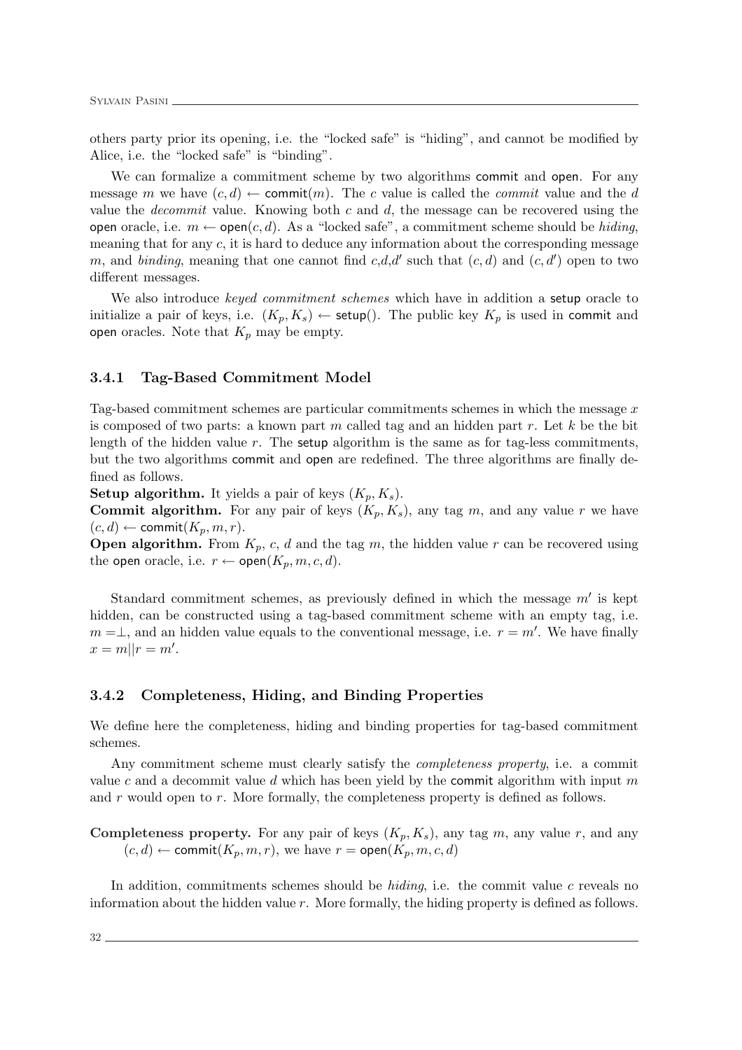others party prior its opening, i.e. the "locked safe" is "hiding", and cannot be modified by Alice, i.e. the "locked safe" is "binding".

We can formalize a commitment scheme by two algorithms commit and open. For any message $m$ we have $(c, d) \leftarrow \mathsf{commit}(m)$. The $c$ value is called the *commit* value and the $d$ value the *decommit* value. Knowing both $c$ and $d$, the message can be recovered using the open oracle, i.e. $m \leftarrow \mathsf{open}(c, d)$. As a "locked safe", a commitment scheme should be *hiding*, meaning that for any $c$, it is hard to deduce any information about the corresponding message $m$, and *binding*, meaning that one cannot find $c$,$d$,$d'$ such that $(c, d)$ and $(c, d')$ open to two different messages.

We also introduce *keyed commitment schemes* which have in addition a setup oracle to initialize a pair of keys, i.e. $(K_p, K_s) \leftarrow \mathsf{setup}()$. The public key $K_p$ is used in commit and open oracles. Note that $K_p$ may be empty.

### 3.4.1 Tag-Based Commitment Model

Tag-based commitment schemes are particular commitments schemes in which the message $x$ is composed of two parts: a known part $m$ called tag and an hidden part $r$. Let $k$ be the bit length of the hidden value $r$. The setup algorithm is the same as for tag-less commitments, but the two algorithms commit and open are redefined. The three algorithms are finally defined as follows.

**Setup algorithm.** It yields a pair of keys $(K_p, K_s)$.

**Commit algorithm.** For any pair of keys $(K_p, K_s)$, any tag $m$, and any value $r$ we have $(c, d) \leftarrow \mathsf{commit}(K_p, m, r)$.

**Open algorithm.** From $K_p$, $c$, $d$ and the tag $m$, the hidden value $r$ can be recovered using the open oracle, i.e. $r \leftarrow \mathsf{open}(K_p, m, c, d)$.

Standard commitment schemes, as previously defined in which the message $m'$ is kept hidden, can be constructed using a tag-based commitment scheme with an empty tag, i.e. $m =\perp$, and an hidden value equals to the conventional message, i.e. $r = m'$. We have finally $x = m||r = m'$.

### 3.4.2 Completeness, Hiding, and Binding Properties

We define here the completeness, hiding and binding properties for tag-based commitment schemes.

Any commitment scheme must clearly satisfy the *completeness property*, i.e. a commit value $c$ and a decommit value $d$ which has been yield by the commit algorithm with input $m$ and $r$ would open to $r$. More formally, the completeness property is defined as follows.

**Completeness property.** For any pair of keys $(K_p, K_s)$, any tag $m$, any value $r$, and any $(c, d) \leftarrow \mathsf{commit}(K_p, m, r)$, we have $r = \mathsf{open}(K_p, m, c, d)$

In addition, commitments schemes should be *hiding*, i.e. the commit value $c$ reveals no information about the hidden value $r$. More formally, the hiding property is defined as follows.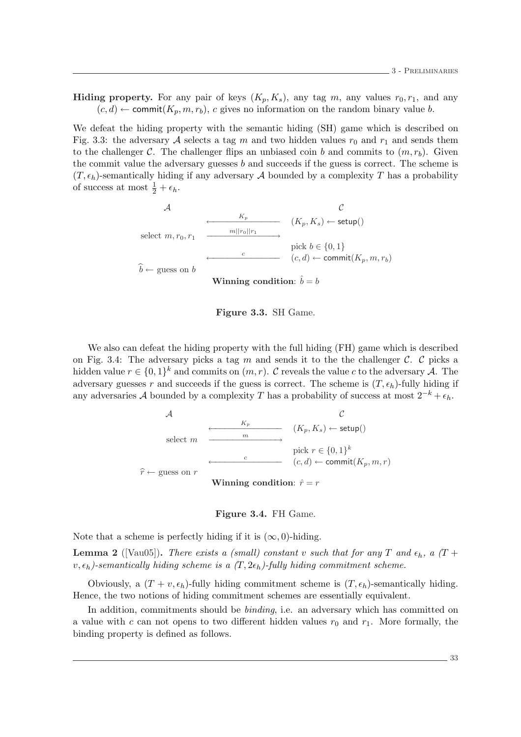**Hiding property.** For any pair of keys $(K_p, K_s)$, any tag $m$, any values $r_0, r_1$, and any $(c, d) \leftarrow \mathsf{commit}(K_p, m, r_b)$, $c$ gives no information on the random binary value $b$.

We defeat the hiding property with the semantic hiding (SH) game which is described on Fig. 3.3: the adversary $\mathcal{A}$ selects a tag $m$ and two hidden values $r_0$ and $r_1$ and sends them to the challenger $\mathcal{C}$. The challenger flips an unbiased coin $b$ and commits to $(m, r_b)$. Given the commit value the adversary guesses $b$ and succeeds if the guess is correct. The scheme is $(T, \epsilon_h)$-semantically hiding if any adversary $\mathcal{A}$ bounded by a complexity $T$ has a probability of success at most $\frac{1}{2} + \epsilon_h$.

| $\mathcal{A}$ | | $\mathcal{C}$ |
|---|---|---|
| | $\xleftarrow{\quad K_p \quad}$ | $(K_p, K_s) \leftarrow \mathsf{setup}()$ |
| select $m, r_0, r_1$ | $\xrightarrow{\quad m\|\|r_0\|\|r_1 \quad}$ | |
| | | pick $b \in \{0, 1\}$ |
| | $\xleftarrow{\quad c \quad}$ | $(c, d) \leftarrow \mathsf{commit}(K_p, m, r_b)$ |
| $\widehat{b} \leftarrow$ guess on $b$ | | |

**Winning condition**: $\hat{b} = b$

**Figure 3.3.** SH Game.

We also can defeat the hiding property with the full hiding (FH) game which is described on Fig. 3.4: The adversary picks a tag $m$ and sends it to the the challenger $\mathcal{C}$. $\mathcal{C}$ picks a hidden value $r \in \{0, 1\}^k$ and commits on $(m, r)$. $\mathcal{C}$ reveals the value $c$ to the adversary $\mathcal{A}$. The adversary guesses $r$ and succeeds if the guess is correct. The scheme is $(T, \epsilon_h)$-fully hiding if any adversaries $\mathcal{A}$ bounded by a complexity $T$ has a probability of success at most $2^{-k} + \epsilon_h$.

| $\mathcal{A}$ | | $\mathcal{C}$ |
|---|---|---|
| | $\xleftarrow{\quad K_p \quad}$ | $(K_p, K_s) \leftarrow \mathsf{setup}()$ |
| select $m$ | $\xrightarrow{\quad m \quad}$ | |
| | | pick $r \in \{0, 1\}^k$ |
| | $\xleftarrow{\quad c \quad}$ | $(c, d) \leftarrow \mathsf{commit}(K_p, m, r)$ |
| $\widehat{r} \leftarrow$ guess on $r$ | | |

**Winning condition**: $\hat{r} = r$

**Figure 3.4.** FH Game.

Note that a scheme is perfectly hiding if it is $(\infty, 0)$-hiding.

**Lemma 2** ([Vau05]). *There exists a (small) constant $v$ such that for any $T$ and $\epsilon_h$, a $(T + v, \epsilon_h)$-semantically hiding scheme is a $(T, 2\epsilon_h)$-fully hiding commitment scheme.*

Obviously, a $(T + v, \epsilon_h)$-fully hiding commitment scheme is $(T, \epsilon_h)$-semantically hiding. Hence, the two notions of hiding commitment schemes are essentially equivalent.

In addition, commitments should be *binding*, i.e. an adversary which has committed on a value with $c$ can not opens to two different hidden values $r_0$ and $r_1$. More formally, the binding property is defined as follows.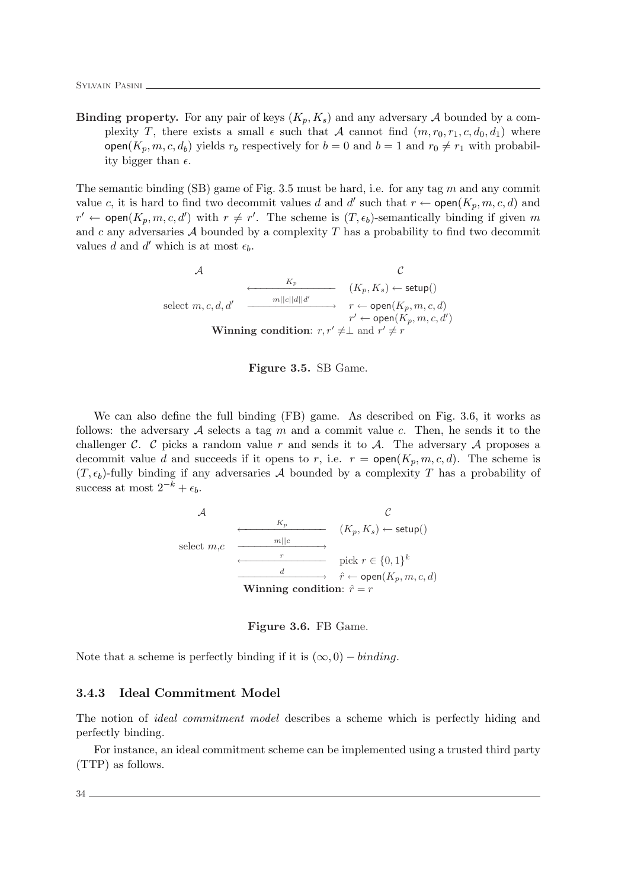**Binding property.** For any pair of keys $(K_p, K_s)$ and any adversary $\mathcal{A}$ bounded by a complexity $T$, there exists a small $\epsilon$ such that $\mathcal{A}$ cannot find $(m, r_0, r_1, c, d_0, d_1)$ where $\mathsf{open}(K_p, m, c, d_b)$ yields $r_b$ respectively for $b = 0$ and $b = 1$ and $r_0 \neq r_1$ with probability bigger than $\epsilon$.

The semantic binding (SB) game of Fig. 3.5 must be hard, i.e. for any tag $m$ and any commit value $c$, it is hard to find two decommit values $d$ and $d'$ such that $r \leftarrow \mathsf{open}(K_p, m, c, d)$ and $r' \leftarrow \mathsf{open}(K_p, m, c, d')$ with $r \neq r'$. The scheme is $(T, \epsilon_b)$-semantically binding if given $m$ and $c$ any adversaries $\mathcal{A}$ bounded by a complexity $T$ has a probability to find two decommit values $d$ and $d'$ which is at most $\epsilon_b$.

| $\mathcal{A}$ | | $\mathcal{C}$ |
|---|---|---|
| | $\xleftarrow{K_p}$ | $(K_p, K_s) \leftarrow \mathsf{setup}()$ |
| select $m, c, d, d'$ | $\xrightarrow{m\|\|c\|\|d\|\|d'}$ | $r \leftarrow \mathsf{open}(K_p, m, c, d)$ |
| | | $r' \leftarrow \mathsf{open}(K_p, m, c, d')$ |

**Winning condition**: $r, r' \neq \perp$ and $r' \neq r$

**Figure 3.5.** SB Game.

We can also define the full binding (FB) game. As described on Fig. 3.6, it works as follows: the adversary $\mathcal{A}$ selects a tag $m$ and a commit value $c$. Then, he sends it to the challenger $\mathcal{C}$. $\mathcal{C}$ picks a random value $r$ and sends it to $\mathcal{A}$. The adversary $\mathcal{A}$ proposes a decommit value $d$ and succeeds if it opens to $r$, i.e. $r = \mathsf{open}(K_p, m, c, d)$. The scheme is $(T, \epsilon_b)$-fully binding if any adversaries $\mathcal{A}$ bounded by a complexity $T$ has a probability of success at most $2^{-k} + \epsilon_b$.

| $\mathcal{A}$ | | $\mathcal{C}$ |
|---|---|---|
| | $\xleftarrow{K_p}$ | $(K_p, K_s) \leftarrow \mathsf{setup}()$ |
| select $m$,$c$ | $\xrightarrow{m\|\|c}$ | |
| | $\xleftarrow{r}$ | pick $r \in \{0,1\}^k$ |
| | $\xrightarrow{d}$ | $\hat{r} \leftarrow \mathsf{open}(K_p, m, c, d)$ |

**Winning condition**: $\hat{r} = r$

**Figure 3.6.** FB Game.

Note that a scheme is perfectly binding if it is $(\infty, 0) - binding$.

### 3.4.3 Ideal Commitment Model

The notion of *ideal commitment model* describes a scheme which is perfectly hiding and perfectly binding.

For instance, an ideal commitment scheme can be implemented using a trusted third party (TTP) as follows.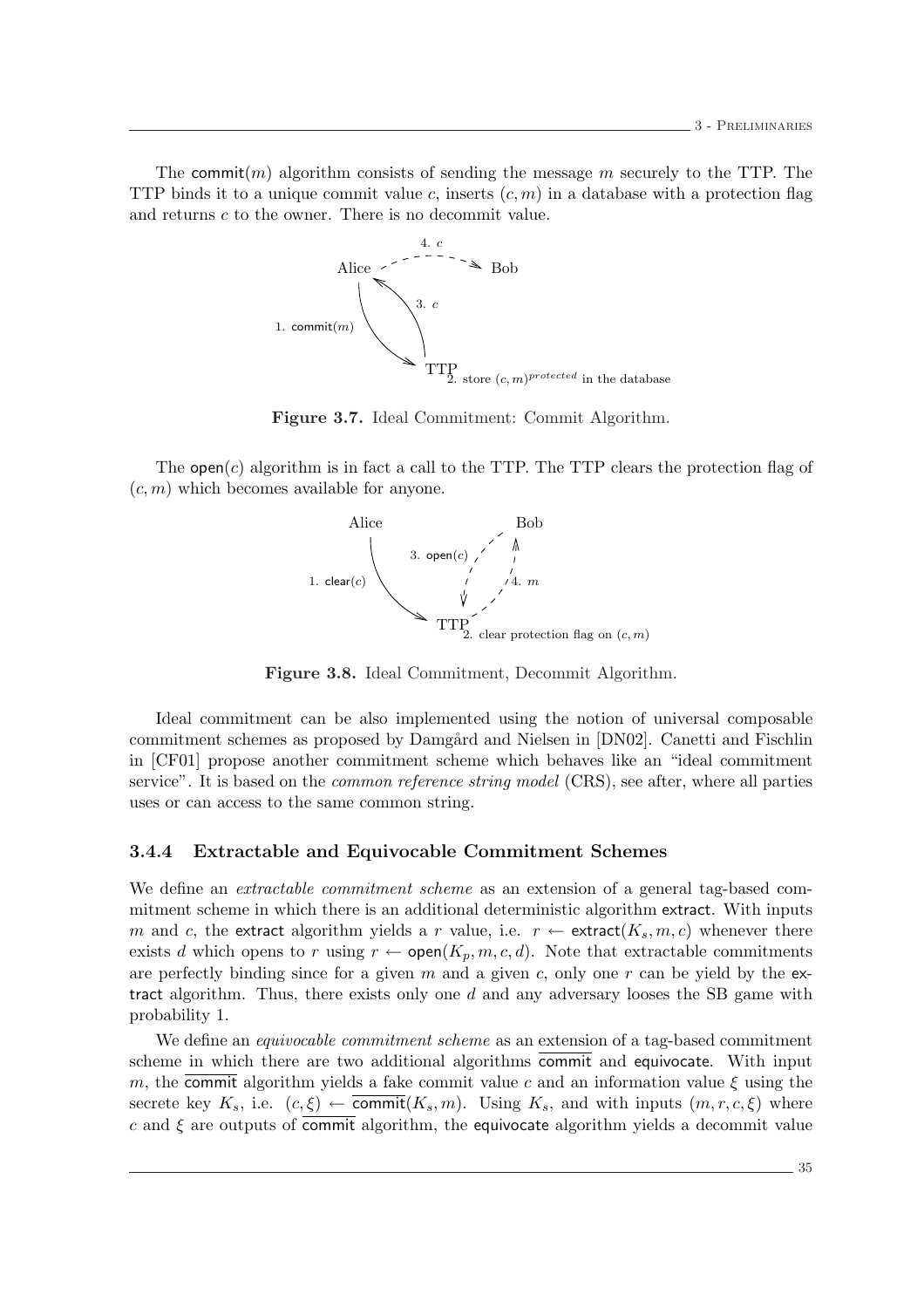The $\mathsf{commit}(m)$ algorithm consists of sending the message $m$ securely to the TTP. The TTP binds it to a unique commit value $c$, inserts $(c, m)$ in a database with a protection flag and returns $c$ to the owner. There is no decommit value.

**Figure 3.7.** Ideal Commitment: Commit Algorithm.

The $\mathsf{open}(c)$ algorithm is in fact a call to the TTP. The TTP clears the protection flag of $(c, m)$ which becomes available for anyone.

**Figure 3.8.** Ideal Commitment, Decommit Algorithm.

Ideal commitment can be also implemented using the notion of universal composable commitment schemes as proposed by Damgård and Nielsen in [DN02]. Canetti and Fischlin in [CF01] propose another commitment scheme which behaves like an "ideal commitment service". It is based on the *common reference string model* (CRS), see after, where all parties uses or can access to the same common string.

### 3.4.4 Extractable and Equivocable Commitment Schemes

We define an *extractable commitment scheme* as an extension of a general tag-based commitment scheme in which there is an additional deterministic algorithm $\mathsf{extract}$. With inputs $m$ and $c$, the $\mathsf{extract}$ algorithm yields a $r$ value, i.e. $r \leftarrow \mathsf{extract}(K_s, m, c)$ whenever there exists $d$ which opens to $r$ using $r \leftarrow \mathsf{open}(K_p, m, c, d)$. Note that extractable commitments are perfectly binding since for a given $m$ and a given $c$, only one $r$ can be yield by the $\mathsf{extract}$ algorithm. Thus, there exists only one $d$ and any adversary looses the SB game with probability 1.

We define an *equivocable commitment scheme* as an extension of a tag-based commitment scheme in which there are two additional algorithms $\overline{\mathsf{commit}}$ and $\mathsf{equivocate}$. With input $m$, the $\overline{\mathsf{commit}}$ algorithm yields a fake commit value $c$ and an information value $\xi$ using the secrete key $K_s$, i.e. $(c, \xi) \leftarrow \overline{\mathsf{commit}}(K_s, m)$. Using $K_s$, and with inputs $(m, r, c, \xi)$ where $c$ and $\xi$ are outputs of $\overline{\mathsf{commit}}$ algorithm, the $\mathsf{equivocate}$ algorithm yields a decommit value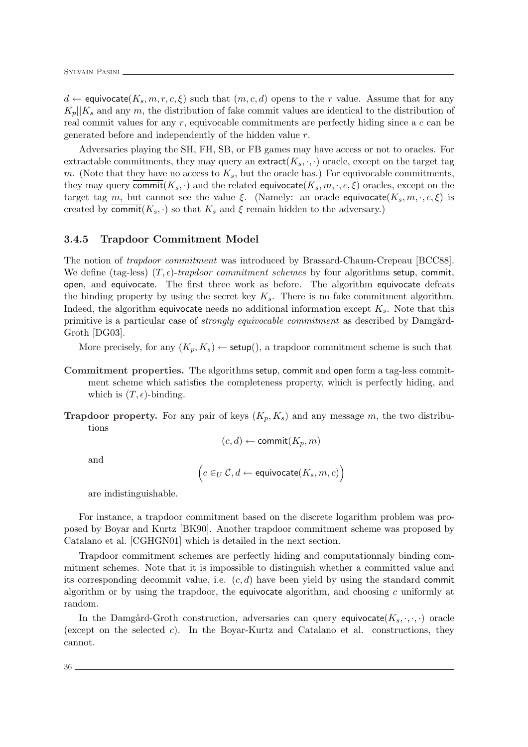$d \leftarrow \mathsf{equivocate}(K_s, m, r, c, \xi)$ such that $(m, c, d)$ opens to the $r$ value. Assume that for any $K_p||K_s$ and any $m$, the distribution of fake commit values are identical to the distribution of real commit values for any $r$, equivocable commitments are perfectly hiding since a $c$ can be generated before and independently of the hidden value $r$.

Adversaries playing the SH, FH, SB, or FB games may have access or not to oracles. For extractable commitments, they may query an $\mathsf{extract}(K_s, \cdot, \cdot)$ oracle, except on the target tag $m$. (Note that they have no access to $K_s$, but the oracle has.) For equivocable commitments, they may query $\overline{\mathsf{commit}}(K_s, \cdot)$ and the related $\mathsf{equivocate}(K_s, m, \cdot, c, \xi)$ oracles, except on the target tag $m$, but cannot see the value $\xi$. (Namely: an oracle $\mathsf{equivocate}(K_s, m, \cdot, c, \xi)$ is created by $\overline{\mathsf{commit}}(K_s, \cdot)$ so that $K_s$ and $\xi$ remain hidden to the adversary.)

### 3.4.5 Trapdoor Commitment Model

The notion of *trapdoor commitment* was introduced by Brassard-Chaum-Crepeau [BCC88]. We define (tag-less) $(T, \epsilon)$-*trapdoor commitment schemes* by four algorithms setup, commit, open, and equivocate. The first three work as before. The algorithm equivocate defeats the binding property by using the secret key $K_s$. There is no fake commitment algorithm. Indeed, the algorithm equivocate needs no additional information except $K_s$. Note that this primitive is a particular case of *strongly equivocable commitment* as described by Damgård-Groth [DG03].

More precisely, for any $(K_p, K_s) \leftarrow \mathsf{setup}()$, a trapdoor commitment scheme is such that

**Commitment properties.** The algorithms setup, commit and open form a tag-less commitment scheme which satisfies the completeness property, which is perfectly hiding, and which is $(T, \epsilon)$-binding.

**Trapdoor property.** For any pair of keys $(K_p, K_s)$ and any message $m$, the two distributions

$$(c, d) \leftarrow \mathsf{commit}(K_p, m)$$

and

$$\left(c \in_U \mathcal{C}, d \leftarrow \mathsf{equivocate}(K_s, m, c)\right)$$

are indistinguishable.

For instance, a trapdoor commitment based on the discrete logarithm problem was proposed by Boyar and Kurtz [BK90]. Another trapdoor commitment scheme was proposed by Catalano et al. [CGHGN01] which is detailed in the next section.

Trapdoor commitment schemes are perfectly hiding and computationnaly binding commitment schemes. Note that it is impossible to distinguish whether a committed value and its corresponding decommit value, i.e. $(c, d)$ have been yield by using the standard commit algorithm or by using the trapdoor, the equivocate algorithm, and choosing $c$ uniformly at random.

In the Damgård-Groth construction, adversaries can query $\mathsf{equivocate}(K_s, \cdot, \cdot, \cdot)$ oracle (except on the selected $c$). In the Boyar-Kurtz and Catalano et al. constructions, they cannot.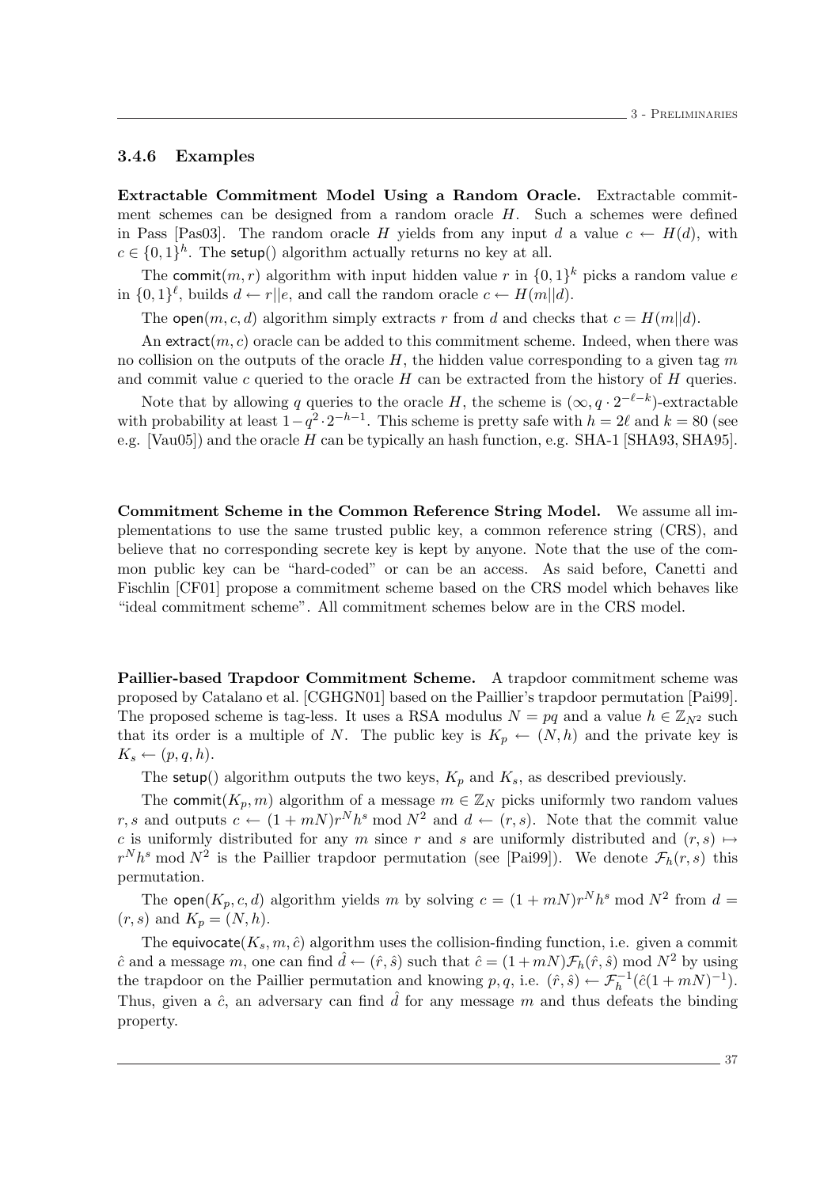### 3.4.6 Examples

**Extractable Commitment Model Using a Random Oracle.** Extractable commitment schemes can be designed from a random oracle $H$. Such a schemes were defined in Pass [Pas03]. The random oracle $H$ yields from any input $d$ a value $c \leftarrow H(d)$, with $c \in \{0,1\}^h$. The $\mathsf{setup}()$ algorithm actually returns no key at all.

The $\mathsf{commit}(m, r)$ algorithm with input hidden value $r$ in $\{0,1\}^k$ picks a random value $e$ in $\{0,1\}^\ell$, builds $d \leftarrow r||e$, and call the random oracle $c \leftarrow H(m||d)$.

The $\mathsf{open}(m, c, d)$ algorithm simply extracts $r$ from $d$ and checks that $c = H(m||d)$.

An $\mathsf{extract}(m, c)$ oracle can be added to this commitment scheme. Indeed, when there was no collision on the outputs of the oracle $H$, the hidden value corresponding to a given tag $m$ and commit value $c$ queried to the oracle $H$ can be extracted from the history of $H$ queries.

Note that by allowing $q$ queries to the oracle $H$, the scheme is $(\infty, q \cdot 2^{-\ell-k})$-extractable with probability at least $1 - q^2 \cdot 2^{-h-1}$. This scheme is pretty safe with $h = 2\ell$ and $k = 80$ (see e.g. [Vau05]) and the oracle $H$ can be typically an hash function, e.g. SHA-1 [SHA93, SHA95].

**Commitment Scheme in the Common Reference String Model.** We assume all implementations to use the same trusted public key, a common reference string (CRS), and believe that no corresponding secrete key is kept by anyone. Note that the use of the common public key can be "hard-coded" or can be an access. As said before, Canetti and Fischlin [CF01] propose a commitment scheme based on the CRS model which behaves like "ideal commitment scheme". All commitment schemes below are in the CRS model.

**Paillier-based Trapdoor Commitment Scheme.** A trapdoor commitment scheme was proposed by Catalano et al. [CGHGN01] based on the Paillier's trapdoor permutation [Pai99]. The proposed scheme is tag-less. It uses a RSA modulus $N = pq$ and a value $h \in \mathbb{Z}_{N^2}$ such that its order is a multiple of $N$. The public key is $K_p \leftarrow (N, h)$ and the private key is $K_s \leftarrow (p, q, h)$.

The $\mathsf{setup}()$ algorithm outputs the two keys, $K_p$ and $K_s$, as described previously.

The $\mathsf{commit}(K_p, m)$ algorithm of a message $m \in \mathbb{Z}_N$ picks uniformly two random values $r, s$ and outputs $c \leftarrow (1 + mN)r^N h^s \bmod N^2$ and $d \leftarrow (r, s)$. Note that the commit value $c$ is uniformly distributed for any $m$ since $r$ and $s$ are uniformly distributed and $(r, s) \mapsto r^N h^s \bmod N^2$ is the Paillier trapdoor permutation (see [Pai99]). We denote $\mathcal{F}_h(r, s)$ this permutation.

The $\mathsf{open}(K_p, c, d)$ algorithm yields $m$ by solving $c = (1 + mN)r^N h^s \bmod N^2$ from $d = (r, s)$ and $K_p = (N, h)$.

The $\mathsf{equivocate}(K_s, m, \hat{c})$ algorithm uses the collision-finding function, i.e. given a commit $\hat{c}$ and a message $m$, one can find $\hat{d} \leftarrow (\hat{r}, \hat{s})$ such that $\hat{c} = (1 + mN)\mathcal{F}_h(\hat{r}, \hat{s}) \bmod N^2$ by using the trapdoor on the Paillier permutation and knowing $p, q$, i.e. $(\hat{r}, \hat{s}) \leftarrow \mathcal{F}_h^{-1}(\hat{c}(1 + mN)^{-1})$. Thus, given a $\hat{c}$, an adversary can find $\hat{d}$ for any message $m$ and thus defeats the binding property.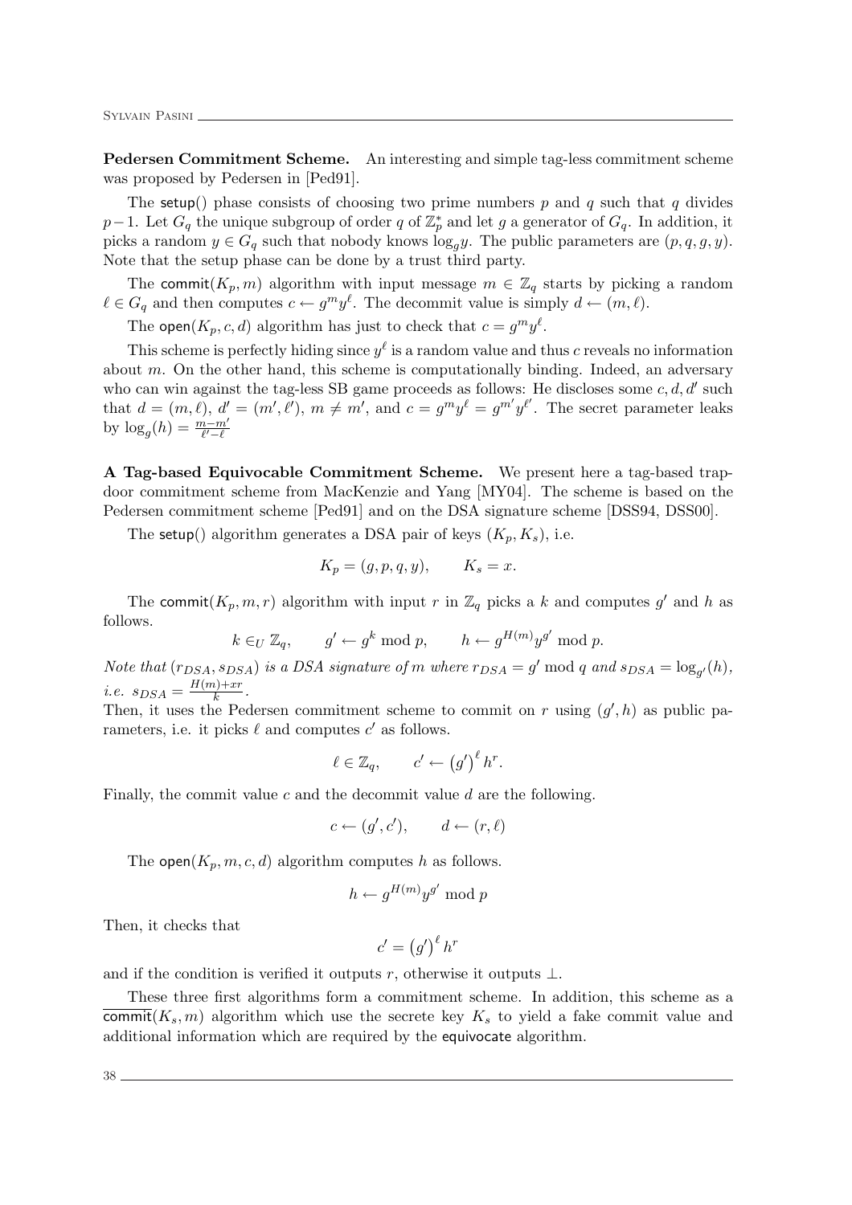**Pedersen Commitment Scheme.** An interesting and simple tag-less commitment scheme was proposed by Pedersen in [Ped91].

The $\mathsf{setup}()$ phase consists of choosing two prime numbers $p$ and $q$ such that $q$ divides $p-1$. Let $G_q$ the unique subgroup of order $q$ of $\mathbb{Z}_p^*$ and let $g$ a generator of $G_q$. In addition, it picks a random $y \in G_q$ such that nobody knows $\log_g y$. The public parameters are $(p, q, g, y)$. Note that the setup phase can be done by a trust third party.

The $\mathsf{commit}(K_p, m)$ algorithm with input message $m \in \mathbb{Z}_q$ starts by picking a random $\ell \in G_q$ and then computes $c \leftarrow g^m y^\ell$. The decommit value is simply $d \leftarrow (m, \ell)$.

The $\mathsf{open}(K_p, c, d)$ algorithm has just to check that $c = g^m y^\ell$.

This scheme is perfectly hiding since $y^\ell$ is a random value and thus $c$ reveals no information about $m$. On the other hand, this scheme is computationally binding. Indeed, an adversary who can win against the tag-less SB game proceeds as follows: He discloses some $c, d, d'$ such that $d = (m, \ell)$, $d' = (m', \ell')$, $m \neq m'$, and $c = g^m y^\ell = g^{m'} y^{\ell'}$. The secret parameter leaks by $\log_g(h) = \frac{m-m'}{\ell'-\ell}$

**A Tag-based Equivocable Commitment Scheme.** We present here a tag-based trapdoor commitment scheme from MacKenzie and Yang [MY04]. The scheme is based on the Pedersen commitment scheme [Ped91] and on the DSA signature scheme [DSS94, DSS00].

The $\mathsf{setup}()$ algorithm generates a DSA pair of keys $(K_p, K_s)$, i.e.

$$K_p = (g, p, q, y), \qquad K_s = x.$$

The $\mathsf{commit}(K_p, m, r)$ algorithm with input $r$ in $\mathbb{Z}_q$ picks a $k$ and computes $g'$ and $h$ as follows.

$$k \in_U \mathbb{Z}_q, \qquad g' \leftarrow g^k \bmod p, \qquad h \leftarrow g^{H(m)} y^{g'} \bmod p.$$

*Note that $(r_{DSA}, s_{DSA})$ is a DSA signature of $m$ where $r_{DSA} = g' \bmod q$ and $s_{DSA} = \log_{g'}(h)$, i.e. $s_{DSA} = \frac{H(m)+xr}{k}$.*

Then, it uses the Pedersen commitment scheme to commit on $r$ using $(g', h)$ as public parameters, i.e. it picks $\ell$ and computes $c'$ as follows.

$$\ell \in \mathbb{Z}_q, \qquad c' \leftarrow \left(g'\right)^\ell h^r.$$

Finally, the commit value $c$ and the decommit value $d$ are the following.

$$c \leftarrow (g', c'), \qquad d \leftarrow (r, \ell)$$

The $\mathsf{open}(K_p, m, c, d)$ algorithm computes $h$ as follows.

$$h \leftarrow g^{H(m)} y^{g'} \bmod p$$

Then, it checks that

$$c' = \left(g'\right)^\ell h^r$$

and if the condition is verified it outputs $r$, otherwise it outputs $\perp$.

These three first algorithms form a commitment scheme. In addition, this scheme as a $\overline{\mathsf{commit}}(K_s, m)$ algorithm which use the secrete key $K_s$ to yield a fake commit value and additional information which are required by the $\mathsf{equivocate}$ algorithm.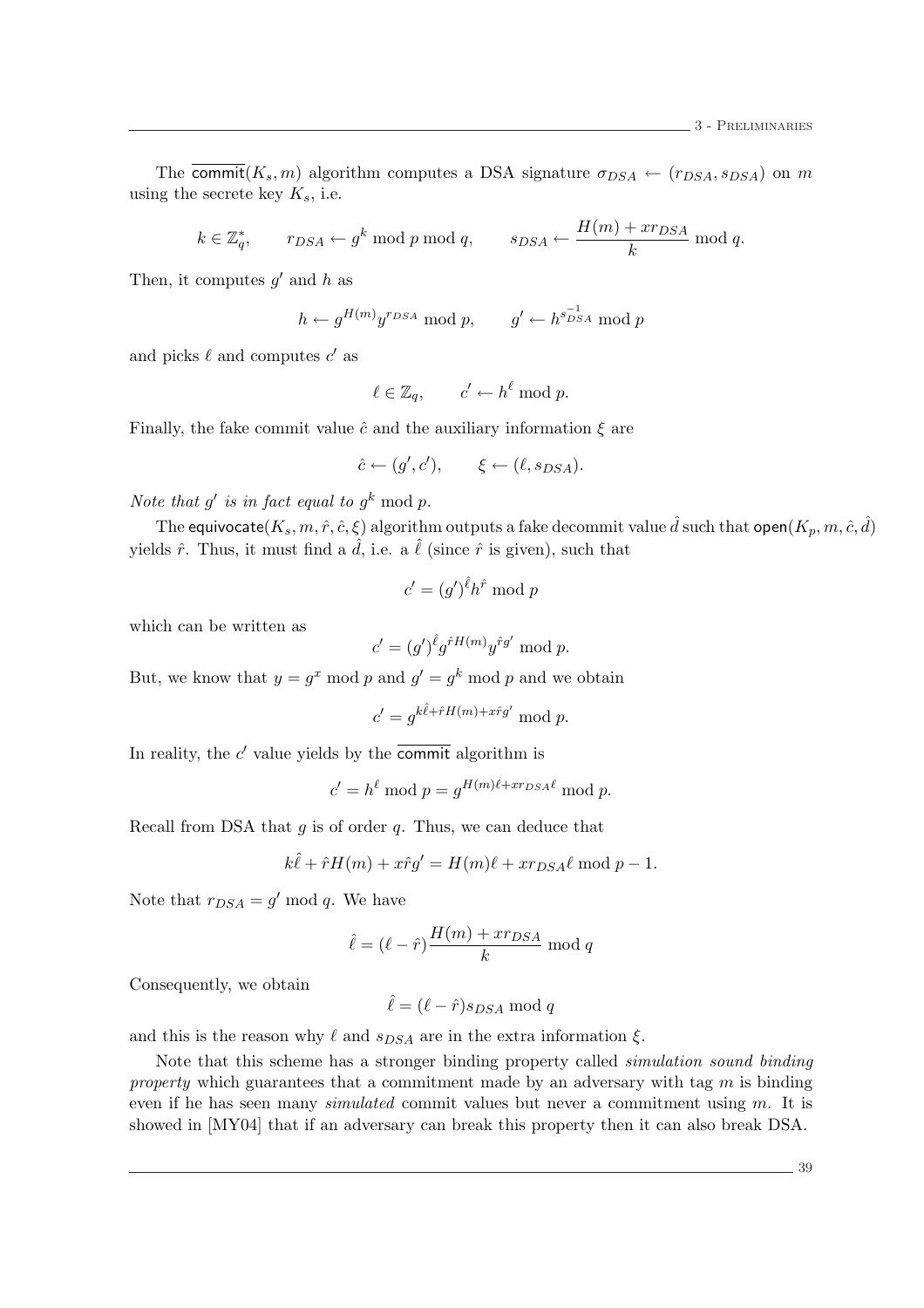The $\overline{\mathsf{commit}}(K_s, m)$ algorithm computes a DSA signature $\sigma_{DSA} \leftarrow (r_{DSA}, s_{DSA})$ on $m$ using the secrete key $K_s$, i.e.

$$k \in \mathbb{Z}_q^*, \qquad r_{DSA} \leftarrow g^k \bmod p \bmod q, \qquad s_{DSA} \leftarrow \frac{H(m) + x r_{DSA}}{k} \bmod q.$$

Then, it computes $g'$ and $h$ as

$$h \leftarrow g^{H(m)} y^{r_{DSA}} \bmod p, \qquad g' \leftarrow h^{s_{DSA}^{-1}} \bmod p$$

and picks $\ell$ and computes $c'$ as

$$\ell \in \mathbb{Z}_q, \qquad c' \leftarrow h^{\ell} \bmod p.$$

Finally, the fake commit value $\hat{c}$ and the auxiliary information $\xi$ are

$$\hat{c} \leftarrow (g', c'), \qquad \xi \leftarrow (\ell, s_{DSA}).$$

*Note that $g'$ is in fact equal to $g^k \bmod p$.*

The $\mathsf{equivocate}(K_s, m, \hat{r}, \hat{c}, \xi)$ algorithm outputs a fake decommit value $\hat{d}$ such that $\mathsf{open}(K_p, m, \hat{c}, \hat{d})$ yields $\hat{r}$. Thus, it must find a $\hat{d}$, i.e. a $\hat{\ell}$ (since $\hat{r}$ is given), such that

$$c' = (g')^{\hat{\ell}} h^{\hat{r}} \bmod p$$

which can be written as

$$c' = (g')^{\hat{\ell}} g^{\hat{r} H(m)} y^{\hat{r} g'} \bmod p.$$

But, we know that $y = g^x \bmod p$ and $g' = g^k \bmod p$ and we obtain

$$c' = g^{k\hat{\ell} + \hat{r} H(m) + x\hat{r} g'} \bmod p.$$

In reality, the $c'$ value yields by the $\overline{\mathsf{commit}}$ algorithm is

$$c' = h^{\ell} \bmod p = g^{H(m)\ell + x r_{DSA} \ell} \bmod p.$$

Recall from DSA that $g$ is of order $q$. Thus, we can deduce that

$$k\hat{\ell} + \hat{r} H(m) + x\hat{r} g' = H(m)\ell + x r_{DSA} \ell \bmod p - 1.$$

Note that $r_{DSA} = g' \bmod q$. We have

$$\hat{\ell} = (\ell - \hat{r}) \frac{H(m) + x r_{DSA}}{k} \bmod q$$

Consequently, we obtain

$$\hat{\ell} = (\ell - \hat{r}) s_{DSA} \bmod q$$

and this is the reason why $\ell$ and $s_{DSA}$ are in the extra information $\xi$.

Note that this scheme has a stronger binding property called *simulation sound binding property* which guarantees that a commitment made by an adversary with tag $m$ is binding even if he has seen many *simulated* commit values but never a commitment using $m$. It is showed in [MY04] that if an adversary can break this property then it can also break DSA.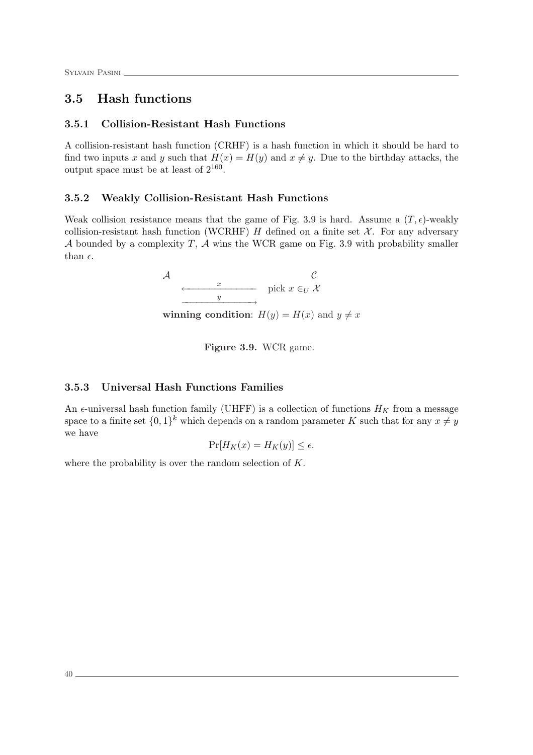## 3.5 Hash functions

### 3.5.1 Collision-Resistant Hash Functions

A collision-resistant hash function (CRHF) is a hash function in which it should be hard to find two inputs $x$ and $y$ such that $H(x) = H(y)$ and $x \neq y$. Due to the birthday attacks, the output space must be at least of $2^{160}$.

### 3.5.2 Weakly Collision-Resistant Hash Functions

Weak collision resistance means that the game of Fig. 3.9 is hard. Assume a $(T, \epsilon)$-weakly collision-resistant hash function (WCRHF) $H$ defined on a finite set $\mathcal{X}$. For any adversary $\mathcal{A}$ bounded by a complexity $T$, $\mathcal{A}$ wins the WCR game on Fig. 3.9 with probability smaller than $\epsilon$.

$$
\begin{array}{ccc}
\mathcal{A} & & \mathcal{C} \\
 & \xleftarrow{\quad x \quad} & \text{pick } x \in_U \mathcal{X} \\
 & \xrightarrow{\quad y \quad} &
\end{array}
$$

**winning condition**: $H(y) = H(x)$ and $y \neq x$

**Figure 3.9.** WCR game.

### 3.5.3 Universal Hash Functions Families

An $\epsilon$-universal hash function family (UHFF) is a collection of functions $H_K$ from a message space to a finite set $\{0,1\}^k$ which depends on a random parameter $K$ such that for any $x \neq y$ we have

$$\Pr[H_K(x) = H_K(y)] \leq \epsilon.$$

where the probability is over the random selection of $K$.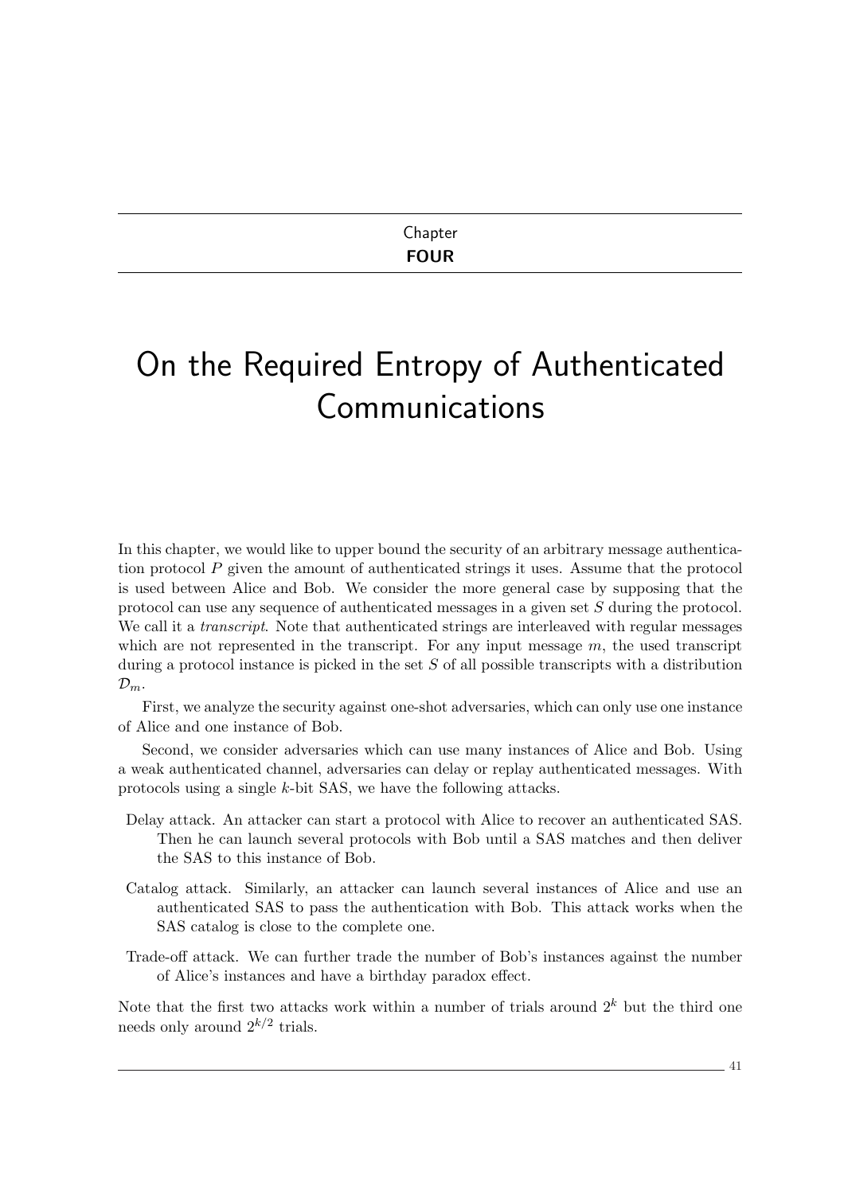Chapter
**FOUR**

# On the Required Entropy of Authenticated Communications

In this chapter, we would like to upper bound the security of an arbitrary message authentication protocol $P$ given the amount of authenticated strings it uses. Assume that the protocol is used between Alice and Bob. We consider the more general case by supposing that the protocol can use any sequence of authenticated messages in a given set $S$ during the protocol. We call it a *transcript*. Note that authenticated strings are interleaved with regular messages which are not represented in the transcript. For any input message $m$, the used transcript during a protocol instance is picked in the set $S$ of all possible transcripts with a distribution $\mathcal{D}_m$.

First, we analyze the security against one-shot adversaries, which can only use one instance of Alice and one instance of Bob.

Second, we consider adversaries which can use many instances of Alice and Bob. Using a weak authenticated channel, adversaries can delay or replay authenticated messages. With protocols using a single $k$-bit SAS, we have the following attacks.

Delay attack. An attacker can start a protocol with Alice to recover an authenticated SAS. Then he can launch several protocols with Bob until a SAS matches and then deliver the SAS to this instance of Bob.

Catalog attack. Similarly, an attacker can launch several instances of Alice and use an authenticated SAS to pass the authentication with Bob. This attack works when the SAS catalog is close to the complete one.

Trade-off attack. We can further trade the number of Bob's instances against the number of Alice's instances and have a birthday paradox effect.

Note that the first two attacks work within a number of trials around $2^k$ but the third one needs only around $2^{k/2}$ trials.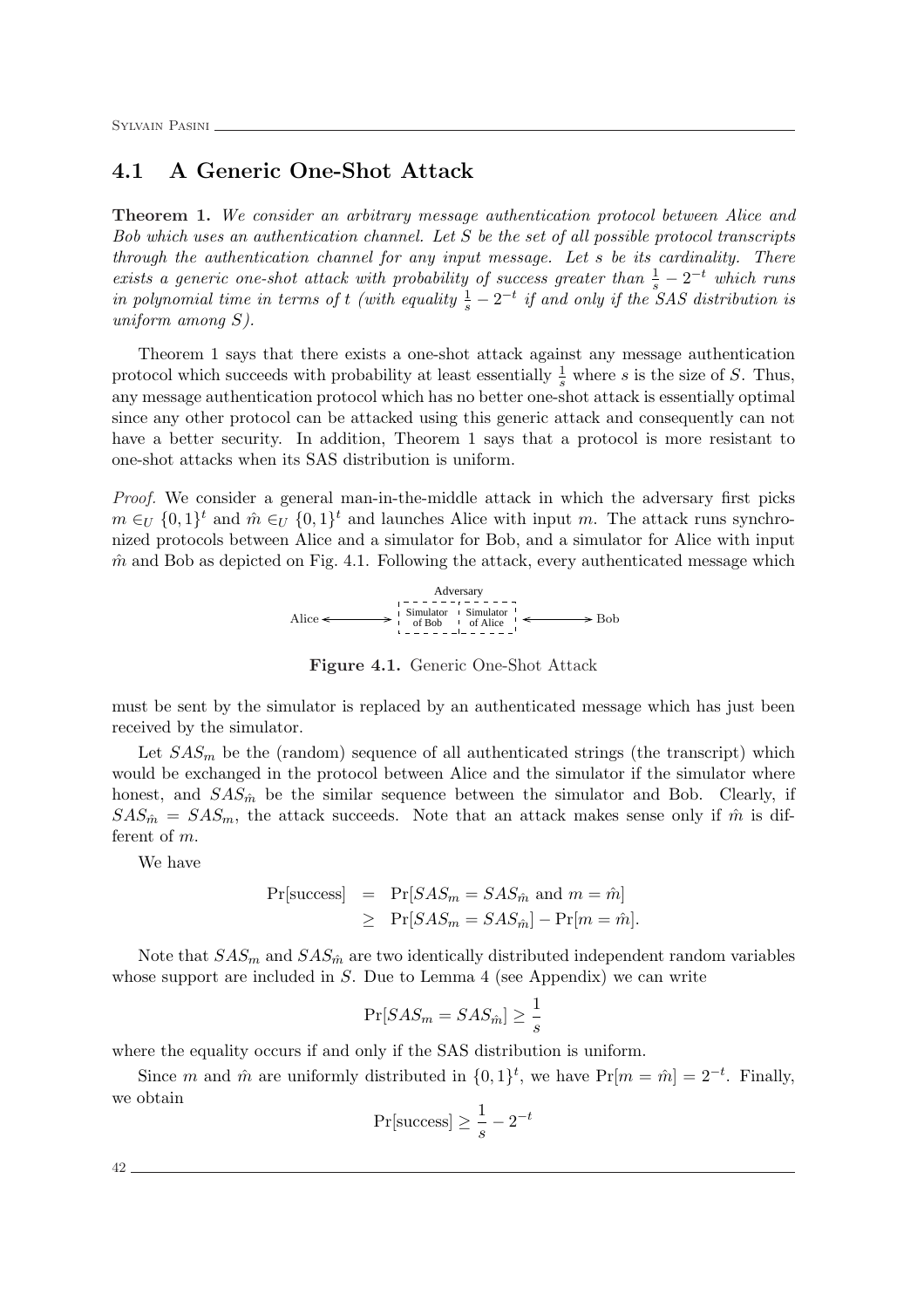## 4.1 A Generic One-Shot Attack

**Theorem 1.** *We consider an arbitrary message authentication protocol between Alice and Bob which uses an authentication channel. Let $S$ be the set of all possible protocol transcripts through the authentication channel for any input message. Let $s$ be its cardinality. There exists a generic one-shot attack with probability of success greater than $\frac{1}{s} - 2^{-t}$ which runs in polynomial time in terms of $t$ (with equality $\frac{1}{s} - 2^{-t}$ if and only if the SAS distribution is uniform among $S$).*

Theorem 1 says that there exists a one-shot attack against any message authentication protocol which succeeds with probability at least essentially $\frac{1}{s}$ where $s$ is the size of $S$. Thus, any message authentication protocol which has no better one-shot attack is essentially optimal since any other protocol can be attacked using this generic attack and consequently can not have a better security. In addition, Theorem 1 says that a protocol is more resistant to one-shot attacks when its SAS distribution is uniform.

*Proof.* We consider a general man-in-the-middle attack in which the adversary first picks $m \in_U \{0,1\}^t$ and $\hat{m} \in_U \{0,1\}^t$ and launches Alice with input $m$. The attack runs synchronized protocols between Alice and a simulator for Bob, and a simulator for Alice with input $\hat{m}$ and Bob as depicted on Fig. 4.1. Following the attack, every authenticated message which

Adversary

Alice ⟷ [Simulator of Bob | Simulator of Alice] ⟷ Bob

**Figure 4.1.** Generic One-Shot Attack

must be sent by the simulator is replaced by an authenticated message which has just been received by the simulator.

Let $SAS_m$ be the (random) sequence of all authenticated strings (the transcript) which would be exchanged in the protocol between Alice and the simulator if the simulator where honest, and $SAS_{\hat{m}}$ be the similar sequence between the simulator and Bob. Clearly, if $SAS_{\hat{m}} = SAS_m$, the attack succeeds. Note that an attack makes sense only if $\hat{m}$ is different of $m$.

We have

$$\begin{aligned}\Pr[\text{success}] &= \Pr[SAS_m = SAS_{\hat{m}} \text{ and } m = \hat{m}] \\ &\geq \Pr[SAS_m = SAS_{\hat{m}}] - \Pr[m = \hat{m}].\end{aligned}$$

Note that $SAS_m$ and $SAS_{\hat{m}}$ are two identically distributed independent random variables whose support are included in $S$. Due to Lemma 4 (see Appendix) we can write

$$\Pr[SAS_m = SAS_{\hat{m}}] \geq \frac{1}{s}$$

where the equality occurs if and only if the SAS distribution is uniform.

Since $m$ and $\hat{m}$ are uniformly distributed in $\{0,1\}^t$, we have $\Pr[m = \hat{m}] = 2^{-t}$. Finally, we obtain

$$\Pr[\text{success}] \geq \frac{1}{s} - 2^{-t}$$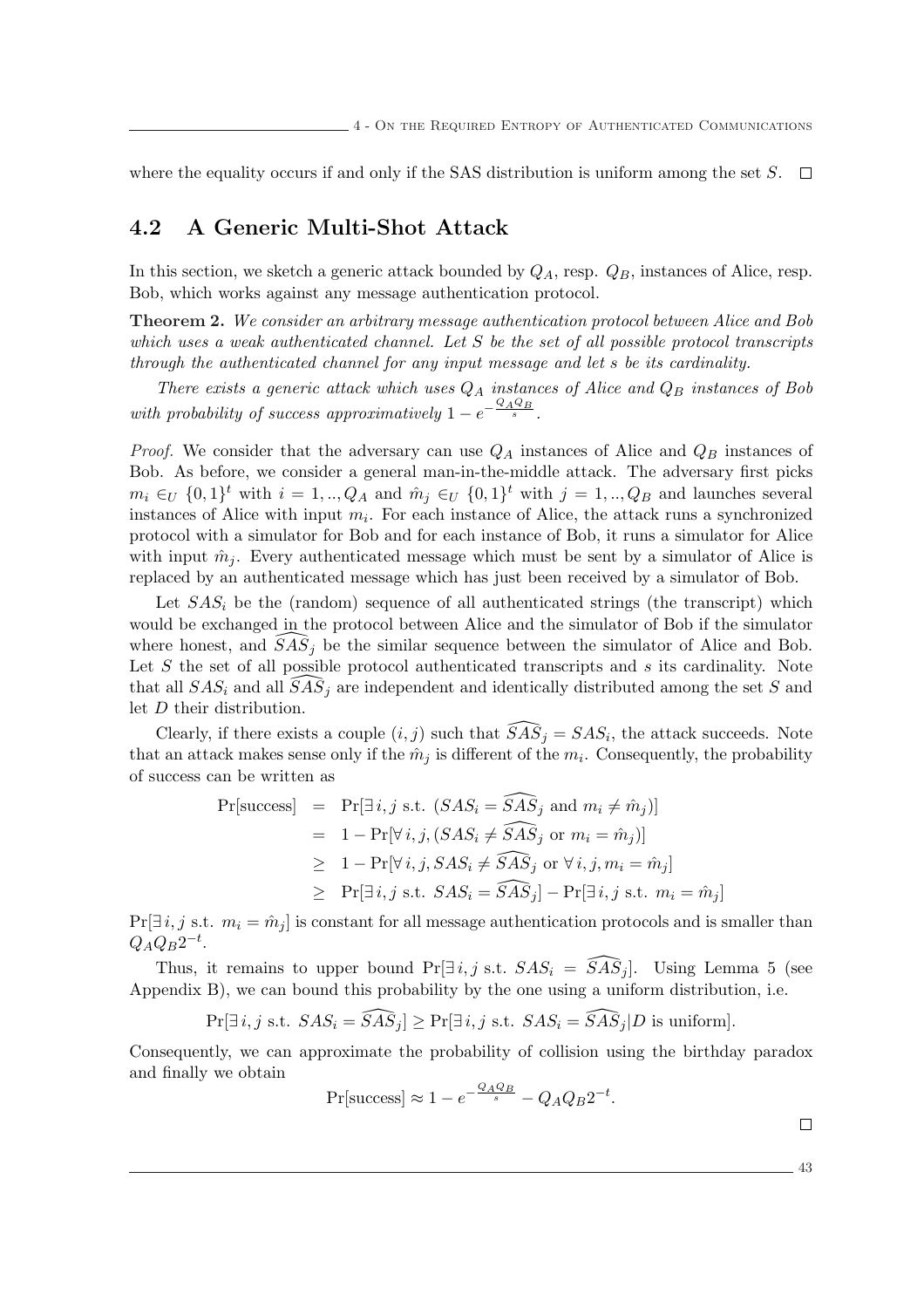where the equality occurs if and only if the SAS distribution is uniform among the set $S$. $\square$

## 4.2 A Generic Multi-Shot Attack

In this section, we sketch a generic attack bounded by $Q_A$, resp. $Q_B$, instances of Alice, resp. Bob, which works against any message authentication protocol.

**Theorem 2.** *We consider an arbitrary message authentication protocol between Alice and Bob which uses a weak authenticated channel. Let $S$ be the set of all possible protocol transcripts through the authenticated channel for any input message and let $s$ be its cardinality.*

*There exists a generic attack which uses $Q_A$ instances of Alice and $Q_B$ instances of Bob with probability of success approximatively $1 - e^{-\frac{Q_A Q_B}{s}}$.*

*Proof.* We consider that the adversary can use $Q_A$ instances of Alice and $Q_B$ instances of Bob. As before, we consider a general man-in-the-middle attack. The adversary first picks $m_i \in_U \{0,1\}^t$ with $i = 1,..,Q_A$ and $\hat{m}_j \in_U \{0,1\}^t$ with $j = 1,..,Q_B$ and launches several instances of Alice with input $m_i$. For each instance of Alice, the attack runs a synchronized protocol with a simulator for Bob and for each instance of Bob, it runs a simulator for Alice with input $\hat{m}_j$. Every authenticated message which must be sent by a simulator of Alice is replaced by an authenticated message which has just been received by a simulator of Bob.

Let $SAS_i$ be the (random) sequence of all authenticated strings (the transcript) which would be exchanged in the protocol between Alice and the simulator of Bob if the simulator where honest, and $\widehat{SAS}_j$ be the similar sequence between the simulator of Alice and Bob. Let $S$ the set of all possible protocol authenticated transcripts and $s$ its cardinality. Note that all $SAS_i$ and all $\widehat{SAS}_j$ are independent and identically distributed among the set $S$ and let $D$ their distribution.

Clearly, if there exists a couple $(i,j)$ such that $\widehat{SAS}_j = SAS_i$, the attack succeeds. Note that an attack makes sense only if the $\hat{m}_j$ is different of the $m_i$. Consequently, the probability of success can be written as

$$\begin{aligned}
\Pr[\text{success}] &= \Pr[\exists\, i,j \text{ s.t. } (SAS_i = \widehat{SAS}_j \text{ and } m_i \neq \hat{m}_j)] \\
&= 1 - \Pr[\forall\, i,j, (SAS_i \neq \widehat{SAS}_j \text{ or } m_i = \hat{m}_j)] \\
&\geq 1 - \Pr[\forall\, i,j, SAS_i \neq \widehat{SAS}_j \text{ or } \forall\, i,j, m_i = \hat{m}_j] \\
&\geq \Pr[\exists\, i,j \text{ s.t. } SAS_i = \widehat{SAS}_j] - \Pr[\exists\, i,j \text{ s.t. } m_i = \hat{m}_j]
\end{aligned}$$

$\Pr[\exists\, i,j \text{ s.t. } m_i = \hat{m}_j]$ is constant for all message authentication protocols and is smaller than $Q_A Q_B 2^{-t}$.

Thus, it remains to upper bound $\Pr[\exists\, i,j \text{ s.t. } SAS_i = \widehat{SAS}_j]$. Using Lemma 5 (see Appendix B), we can bound this probability by the one using a uniform distribution, i.e.

$$\Pr[\exists\, i,j \text{ s.t. } SAS_i = \widehat{SAS}_j] \geq \Pr[\exists\, i,j \text{ s.t. } SAS_i = \widehat{SAS}_j | D \text{ is uniform}].$$

Consequently, we can approximate the probability of collision using the birthday paradox and finally we obtain

$$\Pr[\text{success}] \approx 1 - e^{-\frac{Q_A Q_B}{s}} - Q_A Q_B 2^{-t}.$$

$\square$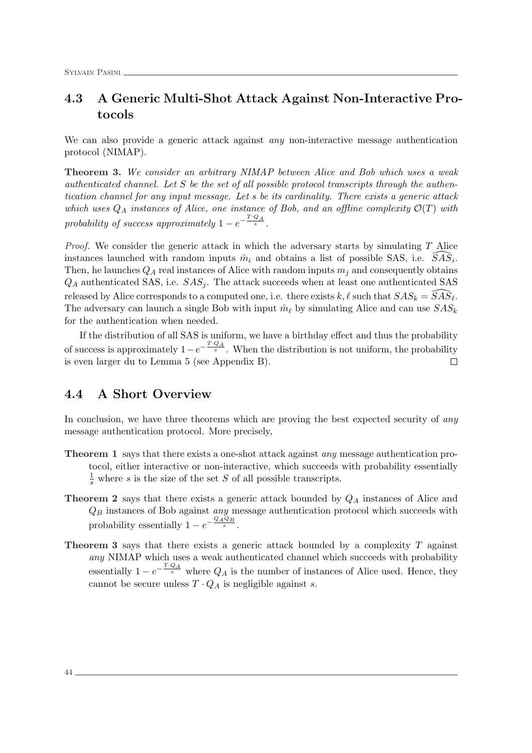## 4.3 A Generic Multi-Shot Attack Against Non-Interactive Protocols

We can also provide a generic attack against *any* non-interactive message authentication protocol (NIMAP).

**Theorem 3.** *We consider an arbitrary NIMAP between Alice and Bob which uses a weak authenticated channel. Let $S$ be the set of all possible protocol transcripts through the authentication channel for any input message. Let $s$ be its cardinality. There exists a generic attack which uses $Q_A$ instances of Alice, one instance of Bob, and an offline complexity $\mathcal{O}(T)$ with probability of success approximately $1 - e^{-\frac{T \cdot Q_A}{s}}$.*

*Proof.* We consider the generic attack in which the adversary starts by simulating $T$ Alice instances launched with random inputs $\hat{m}_i$ and obtains a list of possible SAS, i.e. $\widehat{SAS}_i$. Then, he launches $Q_A$ real instances of Alice with random inputs $m_j$ and consequently obtains $Q_A$ authenticated SAS, i.e. $SAS_j$. The attack succeeds when at least one authenticated SAS released by Alice corresponds to a computed one, i.e. there exists $k, \ell$ such that $SAS_k = \widehat{SAS}_\ell$. The adversary can launch a single Bob with input $\hat{m}_\ell$ by simulating Alice and can use $SAS_k$ for the authentication when needed.

If the distribution of all SAS is uniform, we have a birthday effect and thus the probability of success is approximately $1 - e^{-\frac{T \cdot Q_A}{s}}$. When the distribution is not uniform, the probability is even larger du to Lemma 5 (see Appendix B). □

## 4.4 A Short Overview

In conclusion, we have three theorems which are proving the best expected security of *any* message authentication protocol. More precisely,

**Theorem 1** says that there exists a one-shot attack against *any* message authentication protocol, either interactive or non-interactive, which succeeds with probability essentially $\frac{1}{s}$ where $s$ is the size of the set $S$ of all possible transcripts.

**Theorem 2** says that there exists a generic attack bounded by $Q_A$ instances of Alice and $Q_B$ instances of Bob against *any* message authentication protocol which succeeds with probability essentially $1 - e^{-\frac{Q_A Q_B}{s}}$.

**Theorem 3** says that there exists a generic attack bounded by a complexity $T$ against *any* NIMAP which uses a weak authenticated channel which succeeds with probability essentially $1 - e^{-\frac{T \cdot Q_A}{s}}$ where $Q_A$ is the number of instances of Alice used. Hence, they cannot be secure unless $T \cdot Q_A$ is negligible against $s$.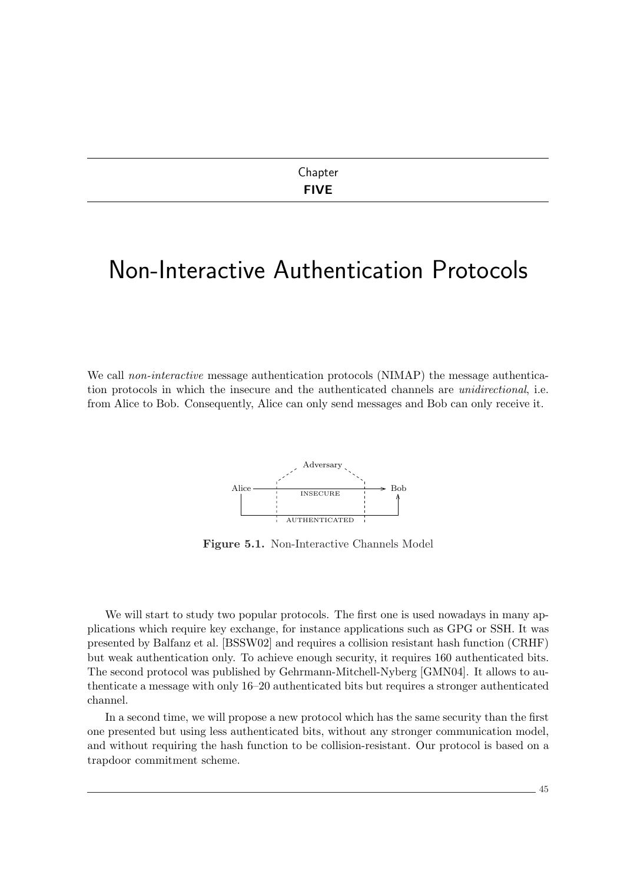Chapter

**FIVE**

# Non-Interactive Authentication Protocols

We call *non-interactive* message authentication protocols (NIMAP) the message authentication protocols in which the insecure and the authenticated channels are *unidirectional*, i.e. from Alice to Bob. Consequently, Alice can only send messages and Bob can only receive it.

**Figure 5.1.** Non-Interactive Channels Model

We will start to study two popular protocols. The first one is used nowadays in many applications which require key exchange, for instance applications such as GPG or SSH. It was presented by Balfanz et al. [BSSW02] and requires a collision resistant hash function (CRHF) but weak authentication only. To achieve enough security, it requires 160 authenticated bits. The second protocol was published by Gehrmann-Mitchell-Nyberg [GMN04]. It allows to authenticate a message with only 16–20 authenticated bits but requires a stronger authenticated channel.

In a second time, we will propose a new protocol which has the same security than the first one presented but using less authenticated bits, without any stronger communication model, and without requiring the hash function to be collision-resistant. Our protocol is based on a trapdoor commitment scheme.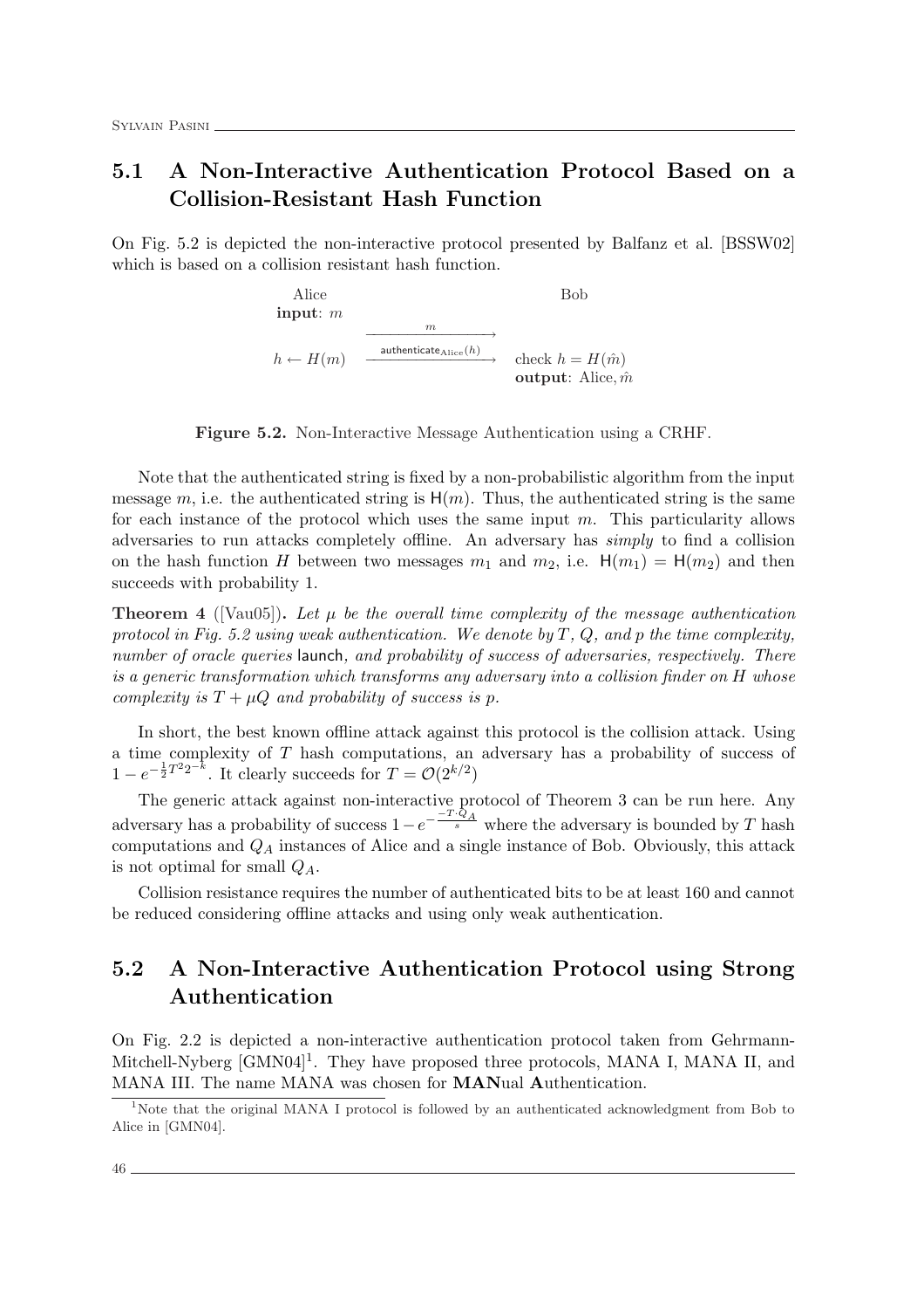## 5.1 A Non-Interactive Authentication Protocol Based on a Collision-Resistant Hash Function

On Fig. 5.2 is depicted the non-interactive protocol presented by Balfanz et al. [BSSW02] which is based on a collision resistant hash function.

$$
\begin{array}{lcl}
\text{Alice} & & \text{Bob} \\
\textbf{input}\text{: } m & & \\
 & \xrightarrow{\quad m \quad} & \\
h \leftarrow H(m) & \xrightarrow{\mathsf{authenticate}_{\text{Alice}}(h)} & \text{check } h = H(\hat{m}) \\
 & & \textbf{output}\text{: Alice}, \hat{m}
\end{array}
$$

**Figure 5.2.** Non-Interactive Message Authentication using a CRHF.

Note that the authenticated string is fixed by a non-probabilistic algorithm from the input message $m$, i.e. the authenticated string is $\mathsf{H}(m)$. Thus, the authenticated string is the same for each instance of the protocol which uses the same input $m$. This particularity allows adversaries to run attacks completely offline. An adversary has *simply* to find a collision on the hash function $H$ between two messages $m_1$ and $m_2$, i.e. $\mathsf{H}(m_1) = \mathsf{H}(m_2)$ and then succeeds with probability 1.

**Theorem 4** ([Vau05])**.** *Let $\mu$ be the overall time complexity of the message authentication protocol in Fig. 5.2 using weak authentication. We denote by $T$, $Q$, and $p$ the time complexity, number of oracle queries* launch*, and probability of success of adversaries, respectively. There is a generic transformation which transforms any adversary into a collision finder on $H$ whose complexity is $T + \mu Q$ and probability of success is $p$.*

In short, the best known offline attack against this protocol is the collision attack. Using a time complexity of $T$ hash computations, an adversary has a probability of success of $1 - e^{-\frac{1}{2}T^2 2^{-k}}$. It clearly succeeds for $T = \mathcal{O}(2^{k/2})$

The generic attack against non-interactive protocol of Theorem 3 can be run here. Any adversary has a probability of success $1 - e^{-\frac{-T \cdot Q_A}{s}}$ where the adversary is bounded by $T$ hash computations and $Q_A$ instances of Alice and a single instance of Bob. Obviously, this attack is not optimal for small $Q_A$.

Collision resistance requires the number of authenticated bits to be at least 160 and cannot be reduced considering offline attacks and using only weak authentication.

## 5.2 A Non-Interactive Authentication Protocol using Strong Authentication

On Fig. 2.2 is depicted a non-interactive authentication protocol taken from Gehrmann-Mitchell-Nyberg [GMN04][1]. They have proposed three protocols, MANA I, MANA II, and MANA III. The name MANA was chosen for **MAN**ual **A**uthentication.

[1] Note that the original MANA I protocol is followed by an authenticated acknowledgment from Bob to Alice in [GMN04].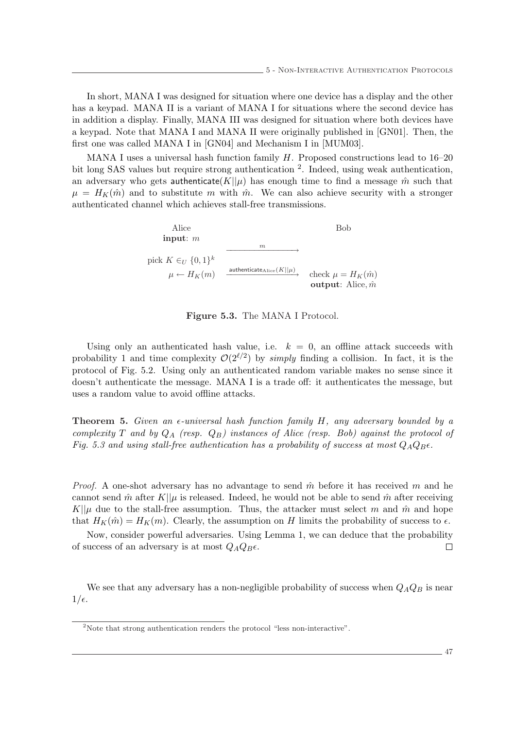In short, MANA I was designed for situation where one device has a display and the other has a keypad. MANA II is a variant of MANA I for situations where the second device has in addition a display. Finally, MANA III was designed for situation where both devices have a keypad. Note that MANA I and MANA II were originally published in [GN01]. Then, the first one was called MANA I in [GN04] and Mechanism I in [MUM03].

MANA I uses a universal hash function family $H$. Proposed constructions lead to 16–20 bit long SAS values but require strong authentication [2]. Indeed, using weak authentication, an adversary who gets $\mathsf{authenticate}(K||\mu)$ has enough time to find a message $\hat{m}$ such that $\mu = H_K(\hat{m})$ and to substitute $m$ with $\hat{m}$. We can also achieve security with a stronger authenticated channel which achieves stall-free transmissions.

$$
\begin{array}{lcl}
\text{Alice} & & \text{Bob} \\
\textbf{input}\text{: } m & & \\
 & \xrightarrow{\quad m \quad} & \\
\text{pick } K \in_U \{0,1\}^k & & \\
\mu \leftarrow H_K(m) & \xrightarrow{\mathsf{authenticate}_{\text{Alice}}(K||\mu)} & \text{check } \mu = H_K(\hat{m}) \\
 & & \textbf{output}\text{: Alice}, \hat{m}
\end{array}
$$

**Figure 5.3.** The MANA I Protocol.

Using only an authenticated hash value, i.e. $k = 0$, an offline attack succeeds with probability 1 and time complexity $\mathcal{O}(2^{\ell/2})$ by *simply* finding a collision. In fact, it is the protocol of Fig. 5.2. Using only an authenticated random variable makes no sense since it doesn't authenticate the message. MANA I is a trade off: it authenticates the message, but uses a random value to avoid offline attacks.

**Theorem 5.** *Given an $\epsilon$-universal hash function family $H$, any adversary bounded by a complexity $T$ and by $Q_A$ (resp. $Q_B$) instances of Alice (resp. Bob) against the protocol of Fig. 5.3 and using stall-free authentication has a probability of success at most $Q_A Q_B \epsilon$.*

*Proof.* A one-shot adversary has no advantage to send $\hat{m}$ before it has received $m$ and he cannot send $\hat{m}$ after $K||\mu$ is released. Indeed, he would not be able to send $\hat{m}$ after receiving $K||\mu$ due to the stall-free assumption. Thus, the attacker must select $m$ and $\hat{m}$ and hope that $H_K(\hat{m}) = H_K(m)$. Clearly, the assumption on $H$ limits the probability of success to $\epsilon$.

Now, consider powerful adversaries. Using Lemma 1, we can deduce that the probability of success of an adversary is at most $Q_A Q_B \epsilon$. □

We see that any adversary has a non-negligible probability of success when $Q_A Q_B$ is near $1/\epsilon$.

[2] Note that strong authentication renders the protocol "less non-interactive".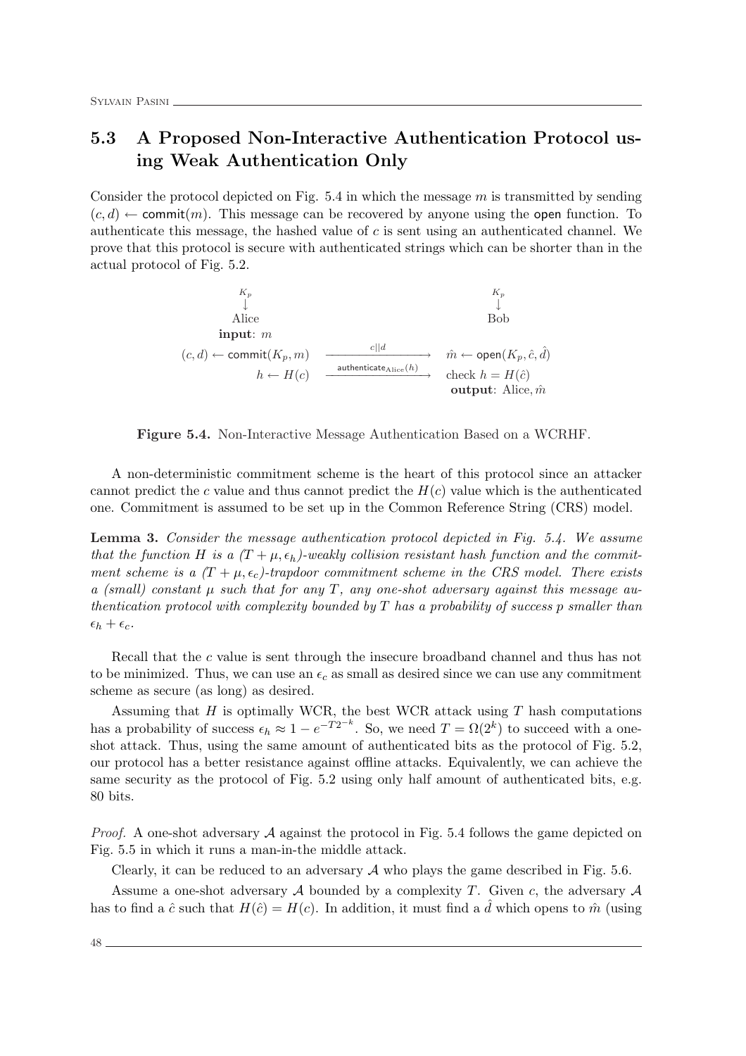## 5.3 A Proposed Non-Interactive Authentication Protocol using Weak Authentication Only

Consider the protocol depicted on Fig. 5.4 in which the message $m$ is transmitted by sending $(c, d) \leftarrow \mathsf{commit}(m)$. This message can be recovered by anyone using the open function. To authenticate this message, the hashed value of $c$ is sent using an authenticated channel. We prove that this protocol is secure with authenticated strings which can be shorter than in the actual protocol of Fig. 5.2.

$$
\begin{array}{ccc}
K_p & & K_p \\
\downarrow & & \downarrow \\
\text{Alice} & & \text{Bob} \\
\textbf{input}\text{: } m & & \\
(c, d) \leftarrow \mathsf{commit}(K_p, m) & \xrightarrow{\quad c||d \quad} & \hat{m} \leftarrow \mathsf{open}(K_p, \hat{c}, \hat{d}) \\
h \leftarrow H(c) & \xrightarrow{\mathsf{authenticate}_{\text{Alice}}(h)} & \text{check } h = H(\hat{c}) \\
 & & \textbf{output}\text{: Alice}, \hat{m}
\end{array}
$$

**Figure 5.4.** Non-Interactive Message Authentication Based on a WCRHF.

A non-deterministic commitment scheme is the heart of this protocol since an attacker cannot predict the $c$ value and thus cannot predict the $H(c)$ value which is the authenticated one. Commitment is assumed to be set up in the Common Reference String (CRS) model.

**Lemma 3.** *Consider the message authentication protocol depicted in Fig. 5.4. We assume that the function $H$ is a $(T + \mu, \epsilon_h)$-weakly collision resistant hash function and the commitment scheme is a $(T + \mu, \epsilon_c)$-trapdoor commitment scheme in the CRS model. There exists a (small) constant $\mu$ such that for any $T$, any one-shot adversary against this message authentication protocol with complexity bounded by $T$ has a probability of success $p$ smaller than $\epsilon_h + \epsilon_c$.*

Recall that the $c$ value is sent through the insecure broadband channel and thus has not to be minimized. Thus, we can use an $\epsilon_c$ as small as desired since we can use any commitment scheme as secure (as long) as desired.

Assuming that $H$ is optimally WCR, the best WCR attack using $T$ hash computations has a probability of success $\epsilon_h \approx 1 - e^{-T2^{-k}}$. So, we need $T = \Omega(2^k)$ to succeed with a one-shot attack. Thus, using the same amount of authenticated bits as the protocol of Fig. 5.2, our protocol has a better resistance against offline attacks. Equivalently, we can achieve the same security as the protocol of Fig. 5.2 using only half amount of authenticated bits, e.g. 80 bits.

*Proof.* A one-shot adversary $\mathcal{A}$ against the protocol in Fig. 5.4 follows the game depicted on Fig. 5.5 in which it runs a man-in-the middle attack.

Clearly, it can be reduced to an adversary $\mathcal{A}$ who plays the game described in Fig. 5.6.

Assume a one-shot adversary $\mathcal{A}$ bounded by a complexity $T$. Given $c$, the adversary $\mathcal{A}$ has to find a $\hat{c}$ such that $H(\hat{c}) = H(c)$. In addition, it must find a $\hat{d}$ which opens to $\hat{m}$ (using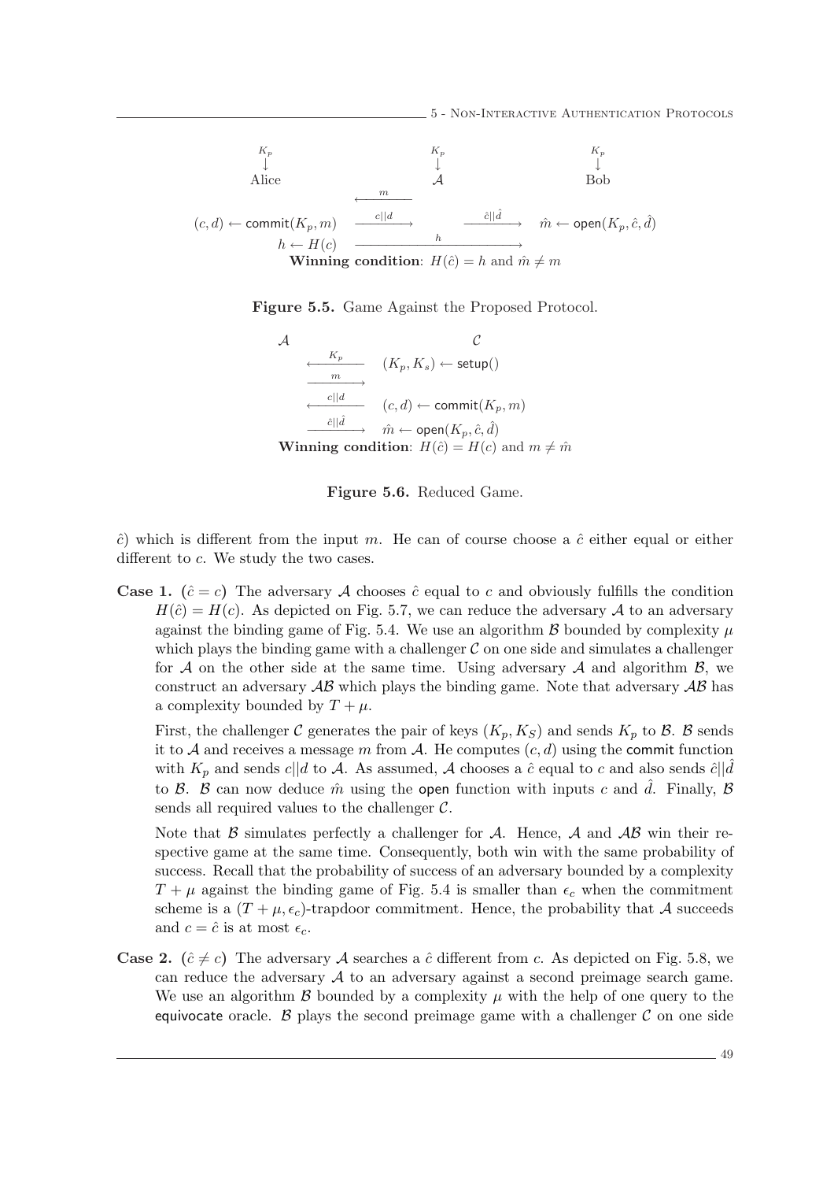$$
\begin{array}{ccccc}
K_p & & K_p & & K_p \\
\downarrow & & \downarrow & & \downarrow \\
\text{Alice} & & \mathcal{A} & & \text{Bob} \\
& \xleftarrow{\quad m \quad} & & & \\
(c,d) \leftarrow \mathsf{commit}(K_p, m) & \xrightarrow{\quad c||d \quad} & & \xrightarrow{\quad \hat{c}||\hat{d} \quad} & \hat{m} \leftarrow \mathsf{open}(K_p, \hat{c}, \hat{d}) \\
h \leftarrow H(c) & & \xrightarrow{\quad h \quad} & & \\
\end{array}
$$

**Winning condition**: $H(\hat{c}) = h$ and $\hat{m} \neq m$

**Figure 5.5.** Game Against the Proposed Protocol.

$$
\begin{array}{lcl}
\mathcal{A} & & \mathcal{C} \\
& \xleftarrow{\quad K_p \quad} & (K_p, K_s) \leftarrow \mathsf{setup}() \\
& \xrightarrow{\quad m \quad} & \\
& \xleftarrow{\quad c||d \quad} & (c,d) \leftarrow \mathsf{commit}(K_p, m) \\
& \xrightarrow{\quad \hat{c}||\hat{d} \quad} & \hat{m} \leftarrow \mathsf{open}(K_p, \hat{c}, \hat{d}) \\
\end{array}
$$

**Winning condition**: $H(\hat{c}) = H(c)$ and $m \neq \hat{m}$

**Figure 5.6.** Reduced Game.

$\hat{c}$) which is different from the input $m$. He can of course choose a $\hat{c}$ either equal or either different to $c$. We study the two cases.

**Case 1.** ($\hat{c} = c$) The adversary $\mathcal{A}$ chooses $\hat{c}$ equal to $c$ and obviously fulfills the condition $H(\hat{c}) = H(c)$. As depicted on Fig. 5.7, we can reduce the adversary $\mathcal{A}$ to an adversary against the binding game of Fig. 5.4. We use an algorithm $\mathcal{B}$ bounded by complexity $\mu$ which plays the binding game with a challenger $\mathcal{C}$ on one side and simulates a challenger for $\mathcal{A}$ on the other side at the same time. Using adversary $\mathcal{A}$ and algorithm $\mathcal{B}$, we construct an adversary $\mathcal{AB}$ which plays the binding game. Note that adversary $\mathcal{AB}$ has a complexity bounded by $T + \mu$.

First, the challenger $\mathcal{C}$ generates the pair of keys $(K_p, K_S)$ and sends $K_p$ to $\mathcal{B}$. $\mathcal{B}$ sends it to $\mathcal{A}$ and receives a message $m$ from $\mathcal{A}$. He computes $(c, d)$ using the $\mathsf{commit}$ function with $K_p$ and sends $c||d$ to $\mathcal{A}$. As assumed, $\mathcal{A}$ chooses a $\hat{c}$ equal to $c$ and also sends $\hat{c}||\hat{d}$ to $\mathcal{B}$. $\mathcal{B}$ can now deduce $\hat{m}$ using the $\mathsf{open}$ function with inputs $c$ and $\hat{d}$. Finally, $\mathcal{B}$ sends all required values to the challenger $\mathcal{C}$.

Note that $\mathcal{B}$ simulates perfectly a challenger for $\mathcal{A}$. Hence, $\mathcal{A}$ and $\mathcal{AB}$ win their respective game at the same time. Consequently, both win with the same probability of success. Recall that the probability of success of an adversary bounded by a complexity $T + \mu$ against the binding game of Fig. 5.4 is smaller than $\epsilon_c$ when the commitment scheme is a $(T + \mu, \epsilon_c)$-trapdoor commitment. Hence, the probability that $\mathcal{A}$ succeeds and $c = \hat{c}$ is at most $\epsilon_c$.

**Case 2.** ($\hat{c} \neq c$) The adversary $\mathcal{A}$ searches a $\hat{c}$ different from $c$. As depicted on Fig. 5.8, we can reduce the adversary $\mathcal{A}$ to an adversary against a second preimage search game. We use an algorithm $\mathcal{B}$ bounded by a complexity $\mu$ with the help of one query to the $\mathsf{equivocate}$ oracle. $\mathcal{B}$ plays the second preimage game with a challenger $\mathcal{C}$ on one side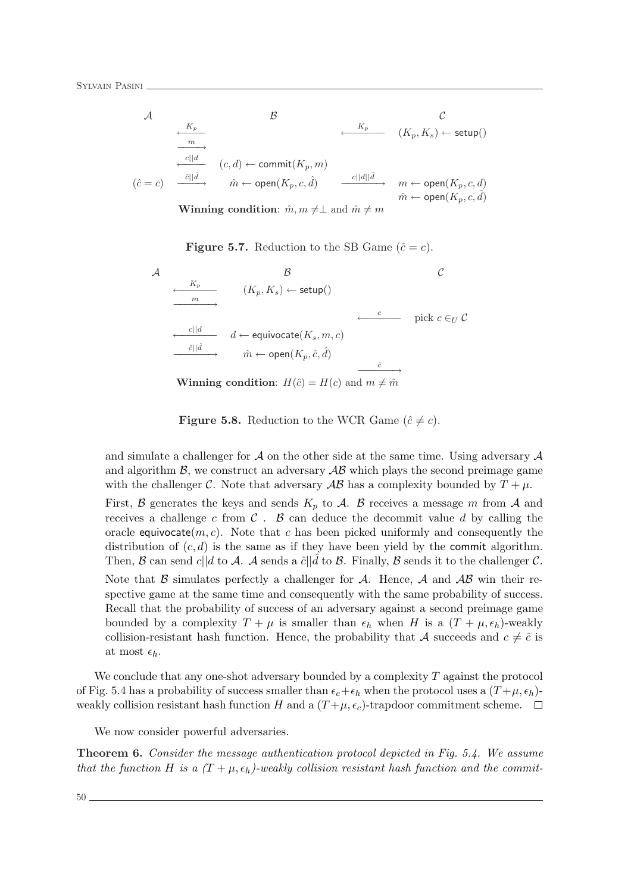| $\mathcal{A}$ | | $\mathcal{B}$ | | $\mathcal{C}$ |
|---|---|---|---|---|
| | $\xleftarrow{K_p}$ | | $\xleftarrow{K_p}$ | $(K_p, K_s) \leftarrow \mathsf{setup}()$ |
| | $\xrightarrow{m}$ | | | |
| | $\xleftarrow{c\|\|d}$ | $(c, d) \leftarrow \mathsf{commit}(K_p, m)$ | | |
| $(\hat{c} = c)$ | $\xrightarrow{\hat{c}\|\|\hat{d}}$ | $\hat{m} \leftarrow \mathsf{open}(K_p, c, \hat{d})$ | $\xrightarrow{c\|\|d\|\|\hat{d}}$ | $m \leftarrow \mathsf{open}(K_p, c, d)$ |
| | | | | $\hat{m} \leftarrow \mathsf{open}(K_p, c, \hat{d})$ |

**Winning condition**: $\hat{m}, m \neq \perp$ and $\hat{m} \neq m$

**Figure 5.7.** Reduction to the SB Game ($\hat{c} = c$).

| $\mathcal{A}$ | | $\mathcal{B}$ | | $\mathcal{C}$ |
|---|---|---|---|---|
| | $\xleftarrow{K_p}$ | $(K_p, K_s) \leftarrow \mathsf{setup}()$ | | |
| | $\xrightarrow{m}$ | | | |
| | | | $\xleftarrow{c}$ | pick $c \in_U \mathcal{C}$ |
| | $\xleftarrow{c\|\|d}$ | $d \leftarrow \mathsf{equivocate}(K_s, m, c)$ | | |
| | $\xrightarrow{\hat{c}\|\|\hat{d}}$ | $\hat{m} \leftarrow \mathsf{open}(K_p, \hat{c}, \hat{d})$ | | |
| | | | $\xrightarrow{\hat{c}}$ | |

**Winning condition**: $H(\hat{c}) = H(c)$ and $m \neq \hat{m}$

**Figure 5.8.** Reduction to the WCR Game ($\hat{c} \neq c$).

and simulate a challenger for $\mathcal{A}$ on the other side at the same time. Using adversary $\mathcal{A}$ and algorithm $\mathcal{B}$, we construct an adversary $\mathcal{AB}$ which plays the second preimage game with the challenger $\mathcal{C}$. Note that adversary $\mathcal{AB}$ has a complexity bounded by $T + \mu$.

First, $\mathcal{B}$ generates the keys and sends $K_p$ to $\mathcal{A}$. $\mathcal{B}$ receives a message $m$ from $\mathcal{A}$ and receives a challenge $c$ from $\mathcal{C}$ . $\mathcal{B}$ can deduce the decommit value $d$ by calling the oracle $\mathsf{equivocate}(m, c)$. Note that $c$ has been picked uniformly and consequently the distribution of $(c, d)$ is the same as if they have been yield by the $\mathsf{commit}$ algorithm. Then, $\mathcal{B}$ can send $c||d$ to $\mathcal{A}$. $\mathcal{A}$ sends a $\hat{c}||\hat{d}$ to $\mathcal{B}$. Finally, $\mathcal{B}$ sends it to the challenger $\mathcal{C}$.

Note that $\mathcal{B}$ simulates perfectly a challenger for $\mathcal{A}$. Hence, $\mathcal{A}$ and $\mathcal{AB}$ win their respective game at the same time and consequently with the same probability of success. Recall that the probability of success of an adversary against a second preimage game bounded by a complexity $T + \mu$ is smaller than $\epsilon_h$ when $H$ is a $(T + \mu, \epsilon_h)$-weakly collision-resistant hash function. Hence, the probability that $\mathcal{A}$ succeeds and $c \neq \hat{c}$ is at most $\epsilon_h$.

We conclude that any one-shot adversary bounded by a complexity $T$ against the protocol of Fig. 5.4 has a probability of success smaller than $\epsilon_c + \epsilon_h$ when the protocol uses a $(T+\mu, \epsilon_h)$-weakly collision resistant hash function $H$ and a $(T+\mu, \epsilon_c)$-trapdoor commitment scheme. ☐

We now consider powerful adversaries.

**Theorem 6.** *Consider the message authentication protocol depicted in Fig. 5.4. We assume that the function $H$ is a $(T + \mu, \epsilon_h)$-weakly collision resistant hash function and the commit-*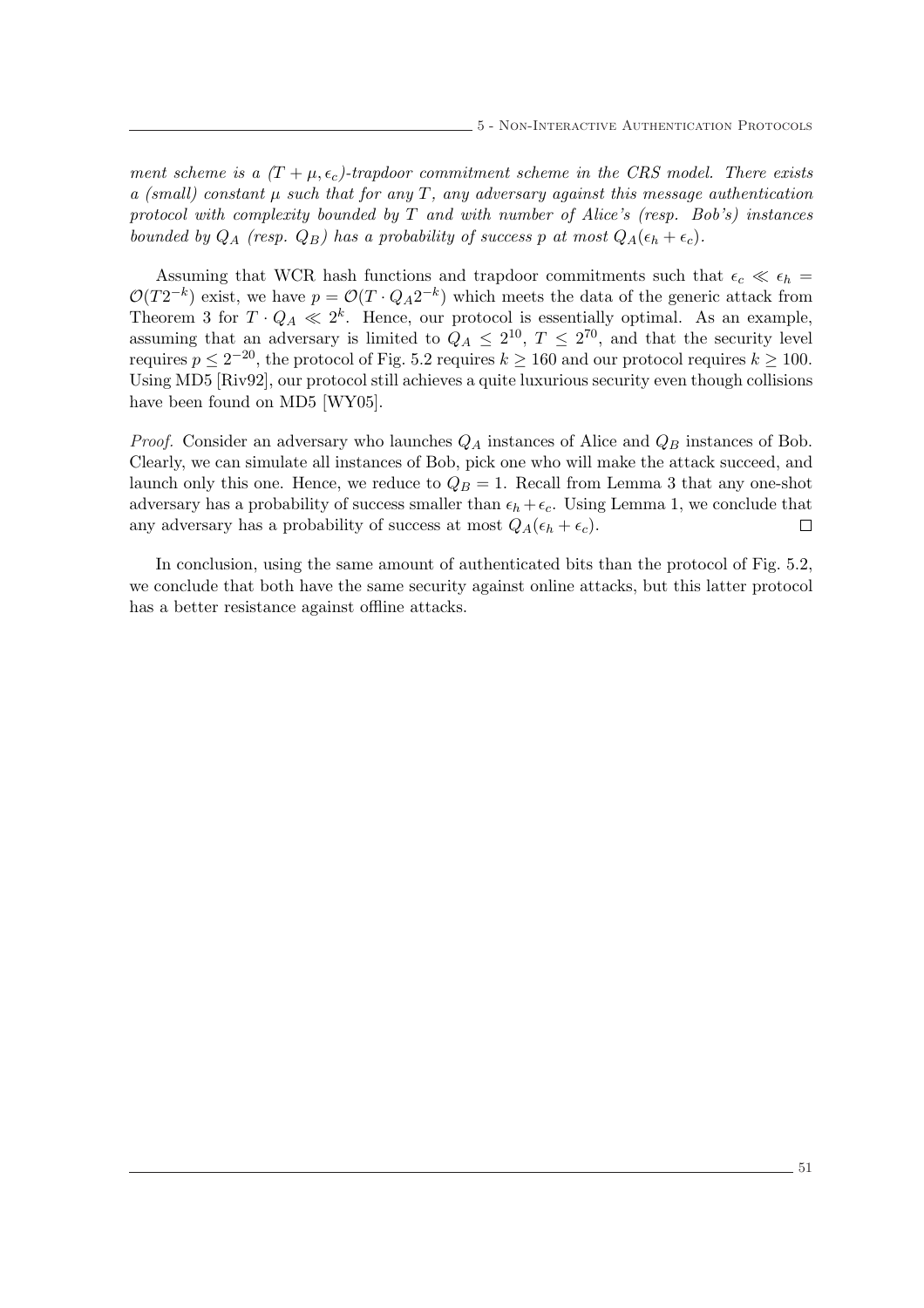*ment scheme is a $(T+\mu, \epsilon_c)$-trapdoor commitment scheme in the CRS model. There exists a (small) constant $\mu$ such that for any $T$, any adversary against this message authentication protocol with complexity bounded by $T$ and with number of Alice's (resp. Bob's) instances bounded by $Q_A$ (resp. $Q_B$) has a probability of success $p$ at most $Q_A(\epsilon_h + \epsilon_c)$.*

Assuming that WCR hash functions and trapdoor commitments such that $\epsilon_c \ll \epsilon_h = \mathcal{O}(T2^{-k})$ exist, we have $p = \mathcal{O}(T \cdot Q_A 2^{-k})$ which meets the data of the generic attack from Theorem 3 for $T \cdot Q_A \ll 2^k$. Hence, our protocol is essentially optimal. As an example, assuming that an adversary is limited to $Q_A \leq 2^{10}$, $T \leq 2^{70}$, and that the security level requires $p \leq 2^{-20}$, the protocol of Fig. 5.2 requires $k \geq 160$ and our protocol requires $k \geq 100$. Using MD5 [Riv92], our protocol still achieves a quite luxurious security even though collisions have been found on MD5 [WY05].

*Proof.* Consider an adversary who launches $Q_A$ instances of Alice and $Q_B$ instances of Bob. Clearly, we can simulate all instances of Bob, pick one who will make the attack succeed, and launch only this one. Hence, we reduce to $Q_B = 1$. Recall from Lemma 3 that any one-shot adversary has a probability of success smaller than $\epsilon_h + \epsilon_c$. Using Lemma 1, we conclude that any adversary has a probability of success at most $Q_A(\epsilon_h + \epsilon_c)$. □

In conclusion, using the same amount of authenticated bits than the protocol of Fig. 5.2, we conclude that both have the same security against online attacks, but this latter protocol has a better resistance against offline attacks.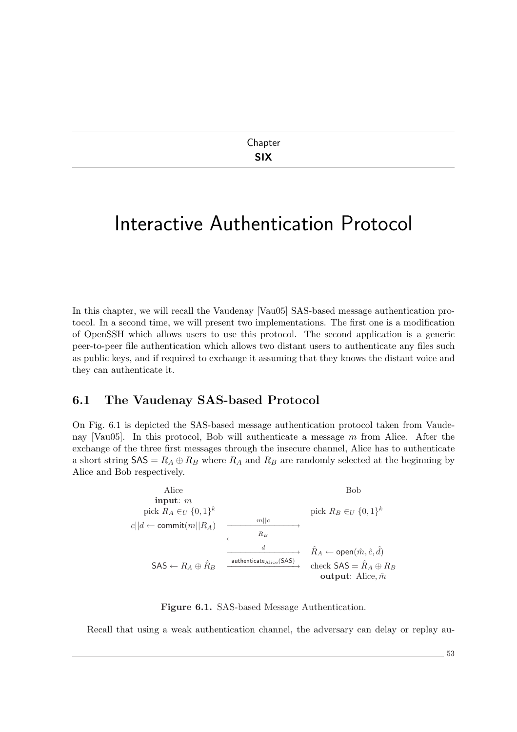Chapter
**SIX**

# Interactive Authentication Protocol

In this chapter, we will recall the Vaudenay [Vau05] SAS-based message authentication protocol. In a second time, we will present two implementations. The first one is a modification of OpenSSH which allows users to use this protocol. The second application is a generic peer-to-peer file authentication which allows two distant users to authenticate any files such as public keys, and if required to exchange it assuming that they knows the distant voice and they can authenticate it.

## 6.1 The Vaudenay SAS-based Protocol

On Fig. 6.1 is depicted the SAS-based message authentication protocol taken from Vaudenay [Vau05]. In this protocol, Bob will authenticate a message $m$ from Alice. After the exchange of the three first messages through the insecure channel, Alice has to authenticate a short string $\mathsf{SAS} = R_A \oplus R_B$ where $R_A$ and $R_B$ are randomly selected at the beginning by Alice and Bob respectively.

$$
\begin{array}{lcl}
\text{Alice} & & \text{Bob} \\
\textbf{input}: m & & \\
\text{pick } R_A \in_U \{0,1\}^k & & \text{pick } R_B \in_U \{0,1\}^k \\
c||d \leftarrow \mathsf{commit}(m||R_A) & \xrightarrow{\quad m||c \quad} & \\
 & \xleftarrow{\quad R_B \quad} & \\
 & \xrightarrow{\quad d \quad} & \hat{R}_A \leftarrow \mathsf{open}(\hat{m}, \hat{c}, \hat{d}) \\
\mathsf{SAS} \leftarrow R_A \oplus \hat{R}_B & \xrightarrow{\mathsf{authenticate}_{\text{Alice}}(\mathsf{SAS})} & \text{check } \mathsf{SAS} = \hat{R}_A \oplus R_B \\
 & & \textbf{output}: \text{Alice}, \hat{m}
\end{array}
$$

**Figure 6.1.** SAS-based Message Authentication.

Recall that using a weak authentication channel, the adversary can delay or replay au-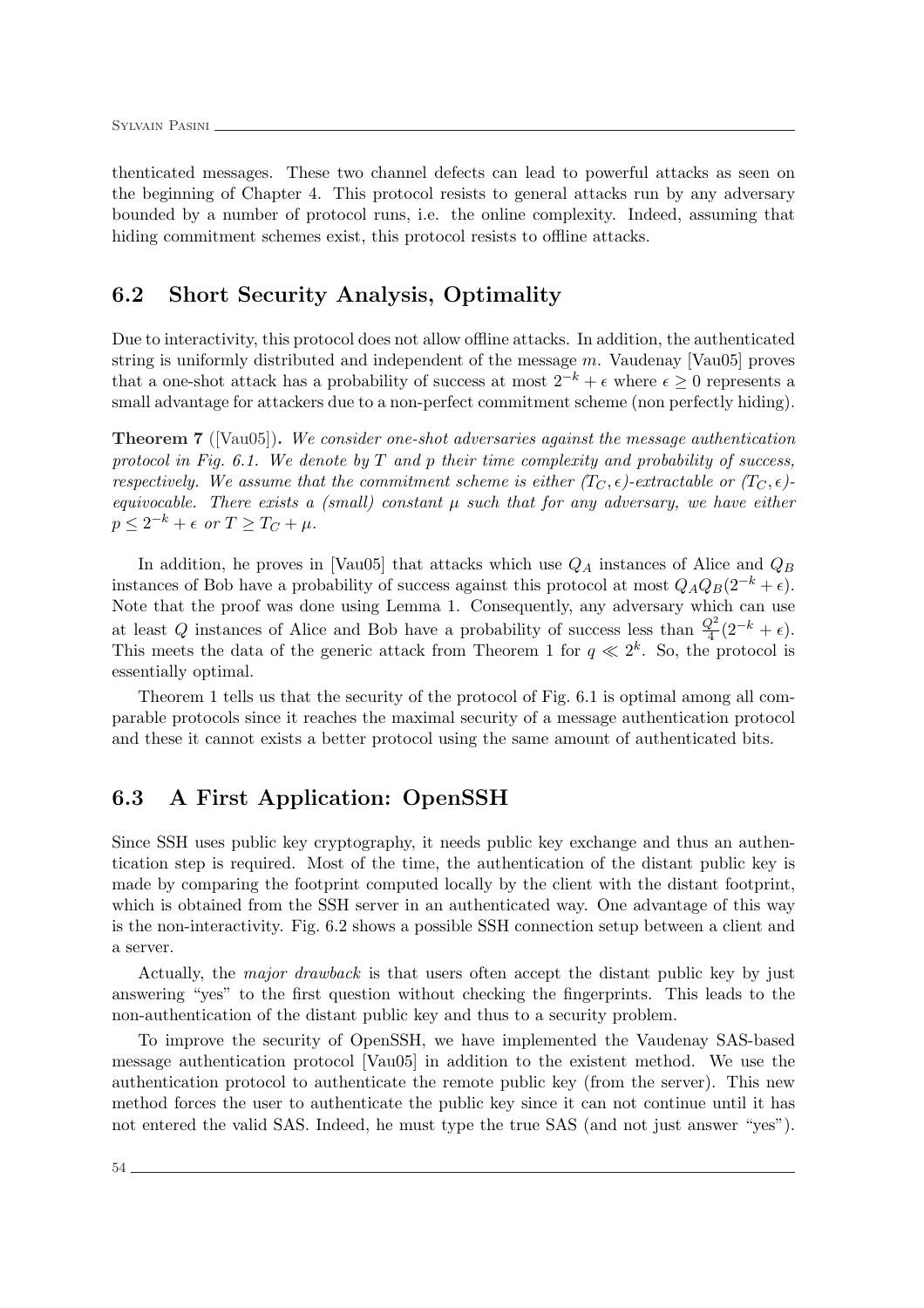thenticated messages. These two channel defects can lead to powerful attacks as seen on the beginning of Chapter 4. This protocol resists to general attacks run by any adversary bounded by a number of protocol runs, i.e. the online complexity. Indeed, assuming that hiding commitment schemes exist, this protocol resists to offline attacks.

## 6.2 Short Security Analysis, Optimality

Due to interactivity, this protocol does not allow offline attacks. In addition, the authenticated string is uniformly distributed and independent of the message $m$. Vaudenay [Vau05] proves that a one-shot attack has a probability of success at most $2^{-k} + \epsilon$ where $\epsilon \geq 0$ represents a small advantage for attackers due to a non-perfect commitment scheme (non perfectly hiding).

**Theorem 7** ([Vau05])**.** *We consider one-shot adversaries against the message authentication protocol in Fig. 6.1. We denote by $T$ and $p$ their time complexity and probability of success, respectively. We assume that the commitment scheme is either $(T_C, \epsilon)$-extractable or $(T_C, \epsilon)$-equivocable. There exists a (small) constant $\mu$ such that for any adversary, we have either $p \leq 2^{-k} + \epsilon$ or $T \geq T_C + \mu$.*

In addition, he proves in [Vau05] that attacks which use $Q_A$ instances of Alice and $Q_B$ instances of Bob have a probability of success against this protocol at most $Q_A Q_B(2^{-k} + \epsilon)$. Note that the proof was done using Lemma 1. Consequently, any adversary which can use at least $Q$ instances of Alice and Bob have a probability of success less than $\frac{Q^2}{4}(2^{-k} + \epsilon)$. This meets the data of the generic attack from Theorem 1 for $q \ll 2^k$. So, the protocol is essentially optimal.

Theorem 1 tells us that the security of the protocol of Fig. 6.1 is optimal among all comparable protocols since it reaches the maximal security of a message authentication protocol and these it cannot exists a better protocol using the same amount of authenticated bits.

## 6.3 A First Application: OpenSSH

Since SSH uses public key cryptography, it needs public key exchange and thus an authentication step is required. Most of the time, the authentication of the distant public key is made by comparing the footprint computed locally by the client with the distant footprint, which is obtained from the SSH server in an authenticated way. One advantage of this way is the non-interactivity. Fig. 6.2 shows a possible SSH connection setup between a client and a server.

Actually, the *major drawback* is that users often accept the distant public key by just answering "yes" to the first question without checking the fingerprints. This leads to the non-authentication of the distant public key and thus to a security problem.

To improve the security of OpenSSH, we have implemented the Vaudenay SAS-based message authentication protocol [Vau05] in addition to the existent method. We use the authentication protocol to authenticate the remote public key (from the server). This new method forces the user to authenticate the public key since it can not continue until it has not entered the valid SAS. Indeed, he must type the true SAS (and not just answer "yes").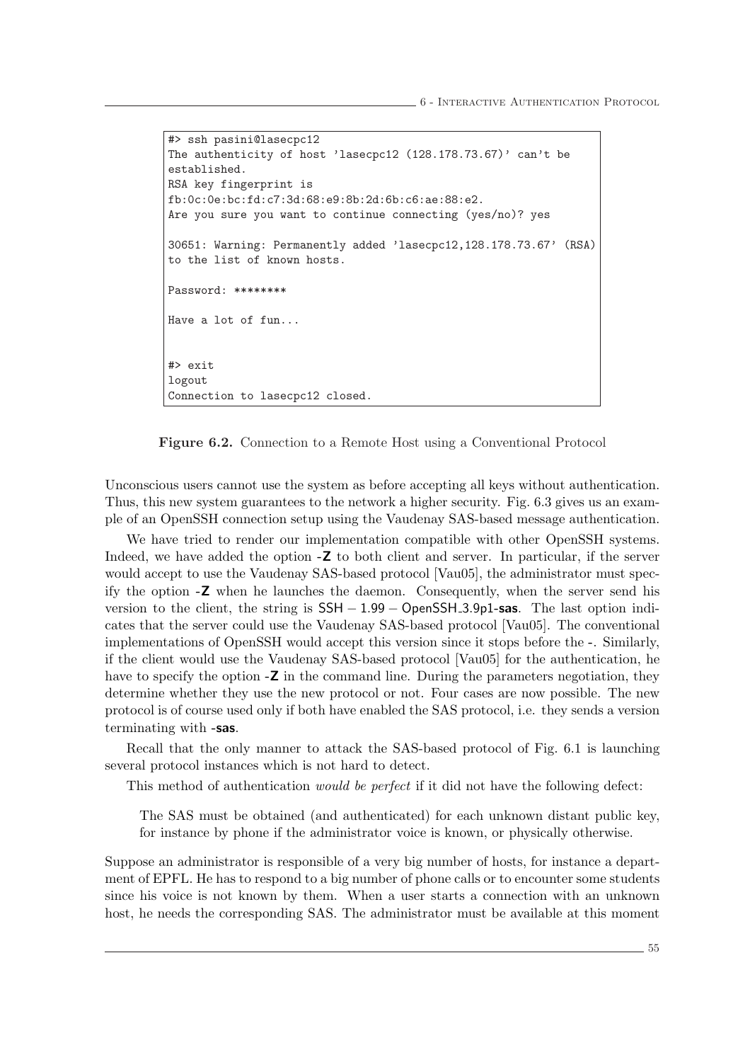```
#> ssh pasini@lasecpc12
The authenticity of host 'lasecpc12 (128.178.73.67)' can't be
established.
RSA key fingerprint is
fb:0c:0e:bc:fd:c7:3d:68:e9:8b:2d:6b:c6:ae:88:e2.
Are you sure you want to continue connecting (yes/no)? yes

30651: Warning: Permanently added 'lasecpc12,128.178.73.67' (RSA)
to the list of known hosts.

Password: ********

Have a lot of fun...


#> exit
logout
Connection to lasecpc12 closed.
```

**Figure 6.2.** Connection to a Remote Host using a Conventional Protocol

Unconscious users cannot use the system as before accepting all keys without authentication. Thus, this new system guarantees to the network a higher security. Fig. 6.3 gives us an example of an OpenSSH connection setup using the Vaudenay SAS-based message authentication.

We have tried to render our implementation compatible with other OpenSSH systems. Indeed, we have added the option **-Z** to both client and server. In particular, if the server would accept to use the Vaudenay SAS-based protocol [Vau05], the administrator must specify the option **-Z** when he launches the daemon. Consequently, when the server send his version to the client, the string is SSH − 1.99 − OpenSSH_3.9p1-**sas**. The last option indicates that the server could use the Vaudenay SAS-based protocol [Vau05]. The conventional implementations of OpenSSH would accept this version since it stops before the -. Similarly, if the client would use the Vaudenay SAS-based protocol [Vau05] for the authentication, he have to specify the option **-Z** in the command line. During the parameters negotiation, they determine whether they use the new protocol or not. Four cases are now possible. The new protocol is of course used only if both have enabled the SAS protocol, i.e. they sends a version terminating with **-sas**.

Recall that the only manner to attack the SAS-based protocol of Fig. 6.1 is launching several protocol instances which is not hard to detect.

This method of authentication *would be perfect* if it did not have the following defect:

> The SAS must be obtained (and authenticated) for each unknown distant public key, for instance by phone if the administrator voice is known, or physically otherwise.

Suppose an administrator is responsible of a very big number of hosts, for instance a department of EPFL. He has to respond to a big number of phone calls or to encounter some students since his voice is not known by them. When a user starts a connection with an unknown host, he needs the corresponding SAS. The administrator must be available at this moment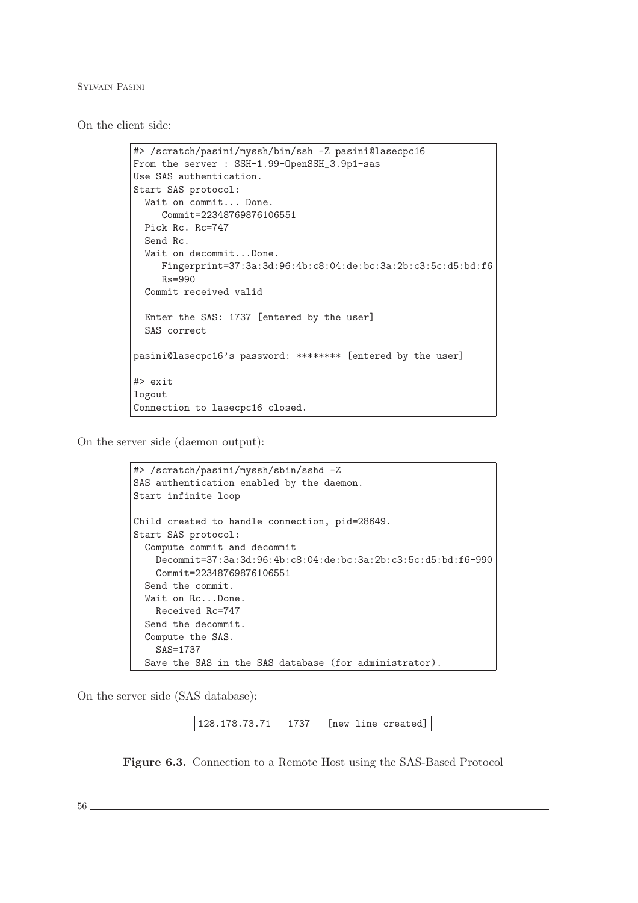On the client side:

```
#> /scratch/pasini/myssh/bin/ssh -Z pasini@lasecpc16
From the server : SSH-1.99-OpenSSH_3.9p1-sas
Use SAS authentication.
Start SAS protocol:
  Wait on commit... Done.
     Commit=22348769876106551
  Pick Rc. Rc=747
  Send Rc.
  Wait on decommit...Done.
     Fingerprint=37:3a:3d:96:4b:c8:04:de:bc:3a:2b:c3:5c:d5:bd:f6
     Rs=990
  Commit received valid

  Enter the SAS: 1737 [entered by the user]
  SAS correct

pasini@lasecpc16's password: ******** [entered by the user]

#> exit
logout
Connection to lasecpc16 closed.
```

On the server side (daemon output):

```
#> /scratch/pasini/myssh/sbin/sshd -Z
SAS authentication enabled by the daemon.
Start infinite loop

Child created to handle connection, pid=28649.
Start SAS protocol:
  Compute commit and decommit
    Decommit=37:3a:3d:96:4b:c8:04:de:bc:3a:2b:c3:5c:d5:bd:f6-990
    Commit=22348769876106551
  Send the commit.
  Wait on Rc...Done.
    Received Rc=747
  Send the decommit.
  Compute the SAS.
    SAS=1737
  Save the SAS in the SAS database (for administrator).
```

On the server side (SAS database):

```
128.178.73.71   1737   [new line created]
```

**Figure 6.3.** Connection to a Remote Host using the SAS-Based Protocol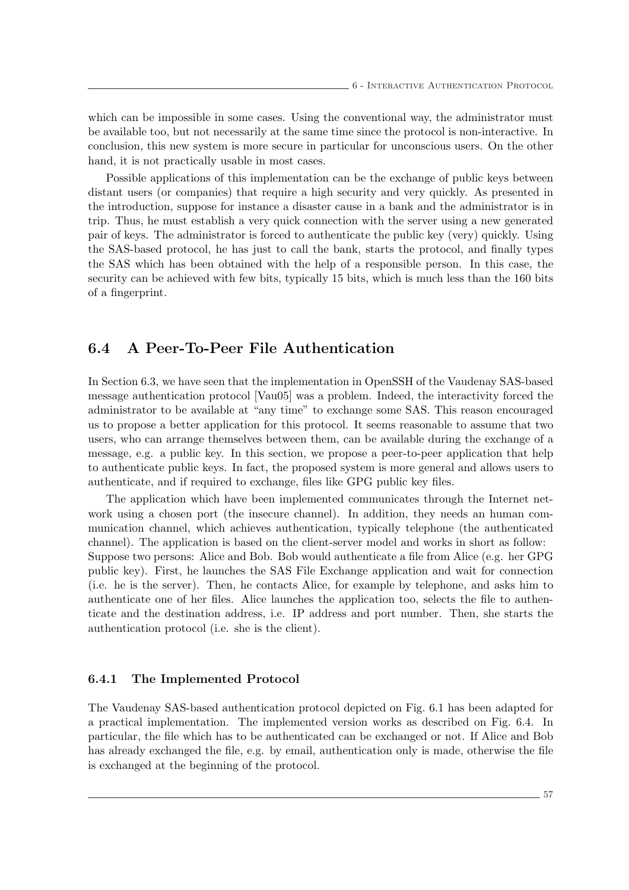which can be impossible in some cases. Using the conventional way, the administrator must be available too, but not necessarily at the same time since the protocol is non-interactive. In conclusion, this new system is more secure in particular for unconscious users. On the other hand, it is not practically usable in most cases.

Possible applications of this implementation can be the exchange of public keys between distant users (or companies) that require a high security and very quickly. As presented in the introduction, suppose for instance a disaster cause in a bank and the administrator is in trip. Thus, he must establish a very quick connection with the server using a new generated pair of keys. The administrator is forced to authenticate the public key (very) quickly. Using the SAS-based protocol, he has just to call the bank, starts the protocol, and finally types the SAS which has been obtained with the help of a responsible person. In this case, the security can be achieved with few bits, typically 15 bits, which is much less than the 160 bits of a fingerprint.

## 6.4 A Peer-To-Peer File Authentication

In Section 6.3, we have seen that the implementation in OpenSSH of the Vaudenay SAS-based message authentication protocol [Vau05] was a problem. Indeed, the interactivity forced the administrator to be available at "any time" to exchange some SAS. This reason encouraged us to propose a better application for this protocol. It seems reasonable to assume that two users, who can arrange themselves between them, can be available during the exchange of a message, e.g. a public key. In this section, we propose a peer-to-peer application that help to authenticate public keys. In fact, the proposed system is more general and allows users to authenticate, and if required to exchange, files like GPG public key files.

The application which have been implemented communicates through the Internet network using a chosen port (the insecure channel). In addition, they needs an human communication channel, which achieves authentication, typically telephone (the authenticated channel). The application is based on the client-server model and works in short as follow:
Suppose two persons: Alice and Bob. Bob would authenticate a file from Alice (e.g. her GPG public key). First, he launches the SAS File Exchange application and wait for connection (i.e. he is the server). Then, he contacts Alice, for example by telephone, and asks him to authenticate one of her files. Alice launches the application too, selects the file to authenticate and the destination address, i.e. IP address and port number. Then, she starts the authentication protocol (i.e. she is the client).

### 6.4.1 The Implemented Protocol

The Vaudenay SAS-based authentication protocol depicted on Fig. 6.1 has been adapted for a practical implementation. The implemented version works as described on Fig. 6.4. In particular, the file which has to be authenticated can be exchanged or not. If Alice and Bob has already exchanged the file, e.g. by email, authentication only is made, otherwise the file is exchanged at the beginning of the protocol.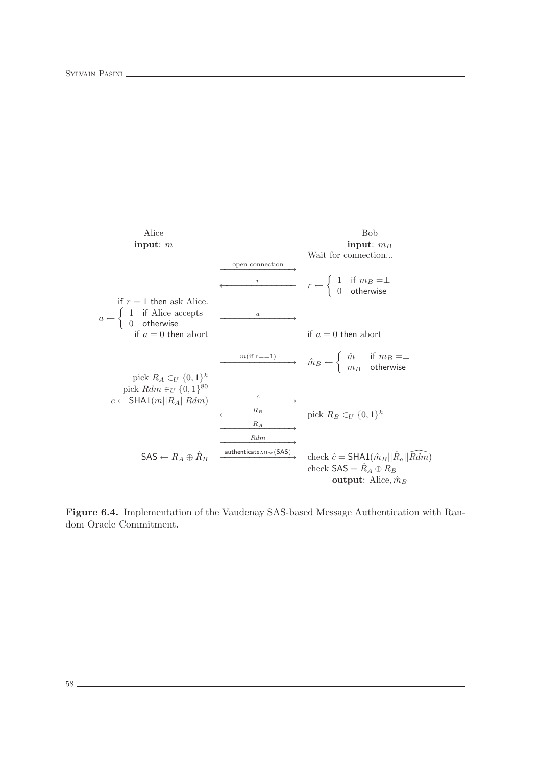| Alice | | Bob |
|---|---|---|
| **input**: $m$ | | **input**: $m_B$ |
| | | Wait for connection... |
| | $\xrightarrow{\text{open connection}}$ | |
| | $\xleftarrow{r}$ | $r \leftarrow \begin{cases} 1 & \text{if } m_B = \perp \\ 0 & \text{otherwise} \end{cases}$ |
| if $r = 1$ then ask Alice. $a \leftarrow \begin{cases} 1 & \text{if Alice accepts} \\ 0 & \text{otherwise} \end{cases}$ | $\xrightarrow{a}$ | |
| if $a = 0$ then abort | | if $a = 0$ then abort |
| | $\xrightarrow{m(\text{if r==1})}$ | $\hat{m}_B \leftarrow \begin{cases} \hat{m} & \text{if } m_B = \perp \\ m_B & \text{otherwise} \end{cases}$ |
| pick $R_A \in_U \{0,1\}^k$ | | |
| pick $Rdm \in_U \{0,1\}^{80}$ | | |
| $c \leftarrow \mathsf{SHA1}(m \| R_A \| Rdm)$ | $\xrightarrow{c}$ | |
| | $\xleftarrow{R_B}$ | pick $R_B \in_U \{0,1\}^k$ |
| | $\xrightarrow{R_A}$ | |
| | $\xrightarrow{Rdm}$ | |
| $\mathsf{SAS} \leftarrow R_A \oplus \hat{R}_B$ | $\xrightarrow{\mathsf{authenticate}_{\text{Alice}}(\mathsf{SAS})}$ | check $\hat{c} = \mathsf{SHA1}(\hat{m}_B \| \hat{R}_a \| \widehat{Rdm})$ |
| | | check $\mathsf{SAS} = \hat{R}_A \oplus R_B$ |
| | | **output**: Alice, $\hat{m}_B$ |

**Figure 6.4.** Implementation of the Vaudenay SAS-based Message Authentication with Random Oracle Commitment.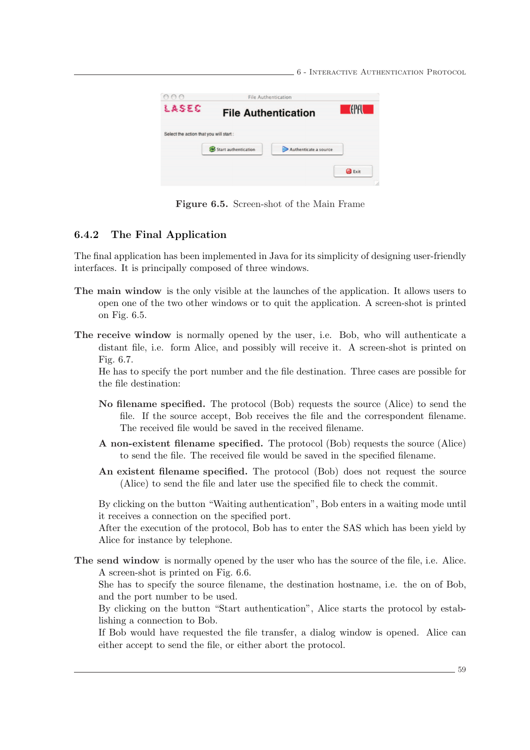**Figure 6.5.** Screen-shot of the Main Frame

### 6.4.2 The Final Application

The final application has been implemented in Java for its simplicity of designing user-friendly interfaces. It is principally composed of three windows.

**The main window** is the only visible at the launches of the application. It allows users to open one of the two other windows or to quit the application. A screen-shot is printed on Fig. 6.5.

**The receive window** is normally opened by the user, i.e. Bob, who will authenticate a distant file, i.e. form Alice, and possibly will receive it. A screen-shot is printed on Fig. 6.7.
He has to specify the port number and the file destination. Three cases are possible for the file destination:

**No filename specified.** The protocol (Bob) requests the source (Alice) to send the file. If the source accept, Bob receives the file and the correspondent filename. The received file would be saved in the received filename.

**A non-existent filename specified.** The protocol (Bob) requests the source (Alice) to send the file. The received file would be saved in the specified filename.

**An existent filename specified.** The protocol (Bob) does not request the source (Alice) to send the file and later use the specified file to check the commit.

By clicking on the button "Waiting authentication", Bob enters in a waiting mode until it receives a connection on the specified port.
After the execution of the protocol, Bob has to enter the SAS which has been yield by Alice for instance by telephone.

**The send window** is normally opened by the user who has the source of the file, i.e. Alice. A screen-shot is printed on Fig. 6.6.
She has to specify the source filename, the destination hostname, i.e. the on of Bob, and the port number to be used.
By clicking on the button "Start authentication", Alice starts the protocol by establishing a connection to Bob.
If Bob would have requested the file transfer, a dialog window is opened. Alice can either accept to send the file, or either abort the protocol.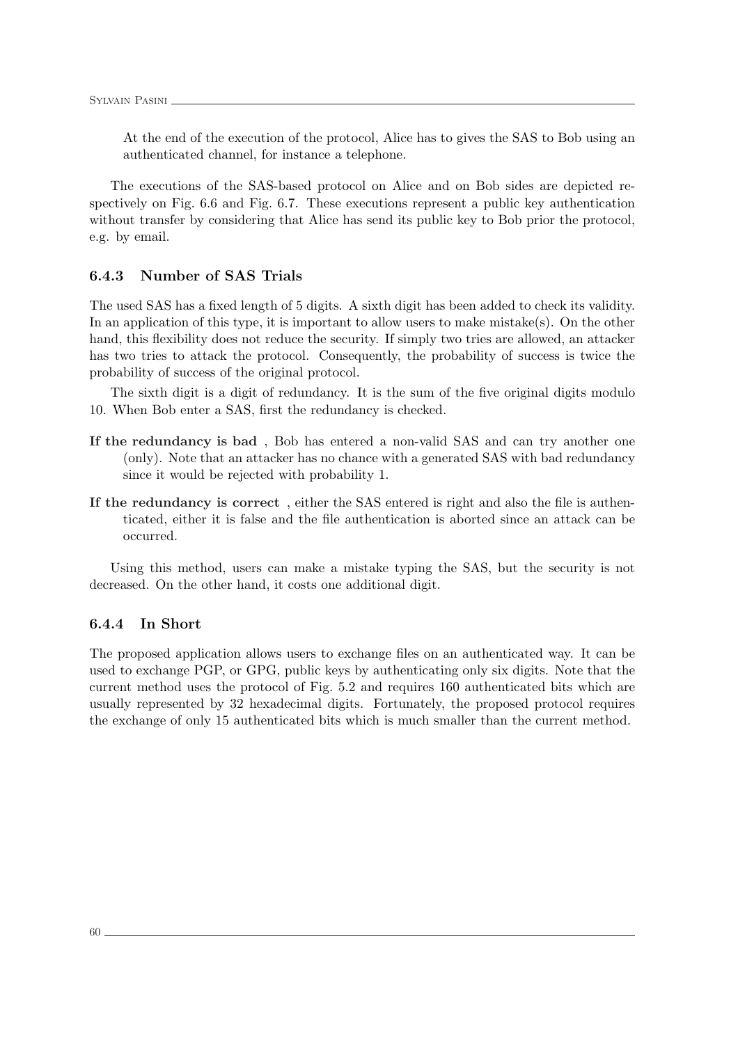At the end of the execution of the protocol, Alice has to gives the SAS to Bob using an authenticated channel, for instance a telephone.

The executions of the SAS-based protocol on Alice and on Bob sides are depicted respectively on Fig. 6.6 and Fig. 6.7. These executions represent a public key authentication without transfer by considering that Alice has send its public key to Bob prior the protocol, e.g. by email.

### 6.4.3 Number of SAS Trials

The used SAS has a fixed length of 5 digits. A sixth digit has been added to check its validity. In an application of this type, it is important to allow users to make mistake(s). On the other hand, this flexibility does not reduce the security. If simply two tries are allowed, an attacker has two tries to attack the protocol. Consequently, the probability of success is twice the probability of success of the original protocol.

The sixth digit is a digit of redundancy. It is the sum of the five original digits modulo 10. When Bob enter a SAS, first the redundancy is checked.

**If the redundancy is bad** , Bob has entered a non-valid SAS and can try another one (only). Note that an attacker has no chance with a generated SAS with bad redundancy since it would be rejected with probability 1.

**If the redundancy is correct** , either the SAS entered is right and also the file is authenticated, either it is false and the file authentication is aborted since an attack can be occurred.

Using this method, users can make a mistake typing the SAS, but the security is not decreased. On the other hand, it costs one additional digit.

### 6.4.4 In Short

The proposed application allows users to exchange files on an authenticated way. It can be used to exchange PGP, or GPG, public keys by authenticating only six digits. Note that the current method uses the protocol of Fig. 5.2 and requires 160 authenticated bits which are usually represented by 32 hexadecimal digits. Fortunately, the proposed protocol requires the exchange of only 15 authenticated bits which is much smaller than the current method.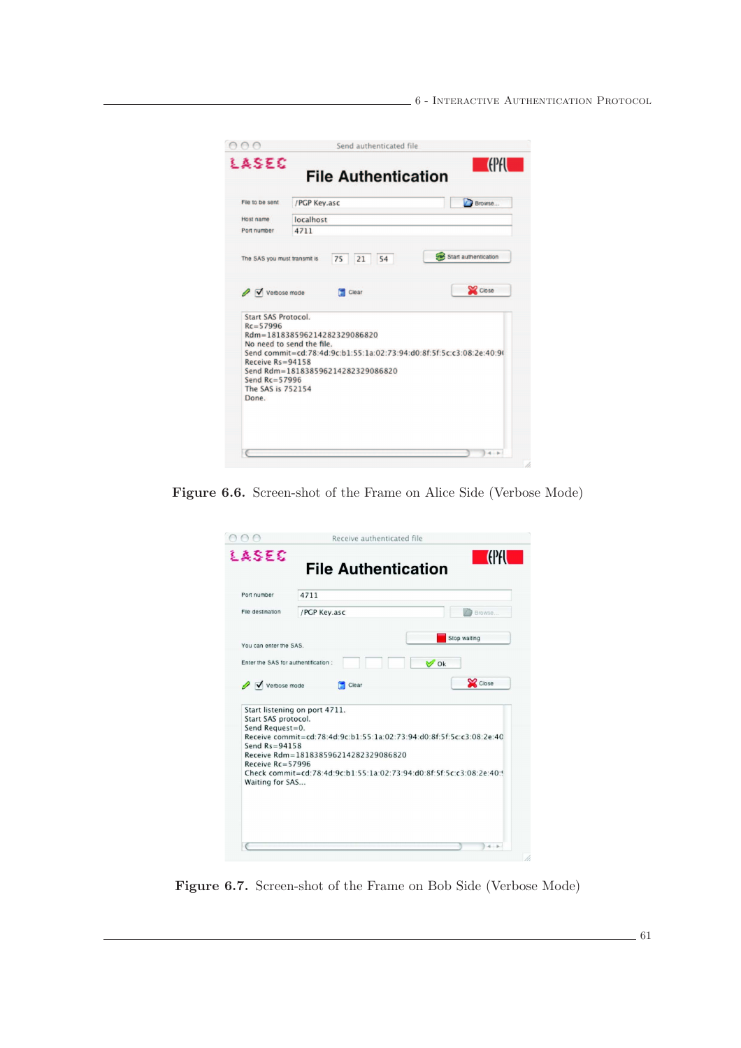Figure 6.6. Screen-shot of the Frame on Alice Side (Verbose Mode)

Figure 6.7. Screen-shot of the Frame on Bob Side (Verbose Mode)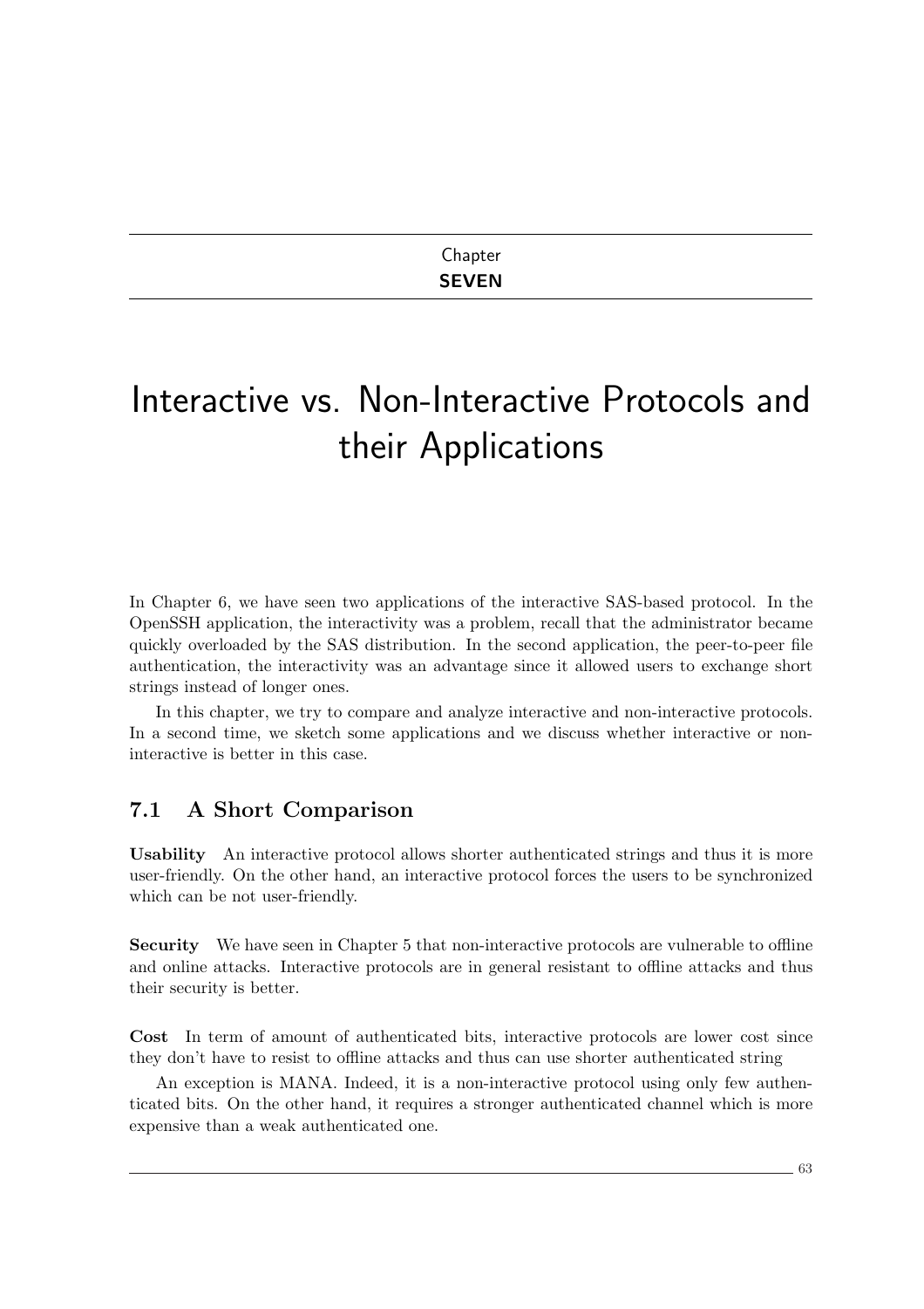Chapter **SEVEN**

# Interactive vs. Non-Interactive Protocols and their Applications

In Chapter 6, we have seen two applications of the interactive SAS-based protocol. In the OpenSSH application, the interactivity was a problem, recall that the administrator became quickly overloaded by the SAS distribution. In the second application, the peer-to-peer file authentication, the interactivity was an advantage since it allowed users to exchange short strings instead of longer ones.

In this chapter, we try to compare and analyze interactive and non-interactive protocols. In a second time, we sketch some applications and we discuss whether interactive or non-interactive is better in this case.

## 7.1 A Short Comparison

**Usability** An interactive protocol allows shorter authenticated strings and thus it is more user-friendly. On the other hand, an interactive protocol forces the users to be synchronized which can be not user-friendly.

**Security** We have seen in Chapter 5 that non-interactive protocols are vulnerable to offline and online attacks. Interactive protocols are in general resistant to offline attacks and thus their security is better.

**Cost** In term of amount of authenticated bits, interactive protocols are lower cost since they don't have to resist to offline attacks and thus can use shorter authenticated string

An exception is MANA. Indeed, it is a non-interactive protocol using only few authenticated bits. On the other hand, it requires a stronger authenticated channel which is more expensive than a weak authenticated one.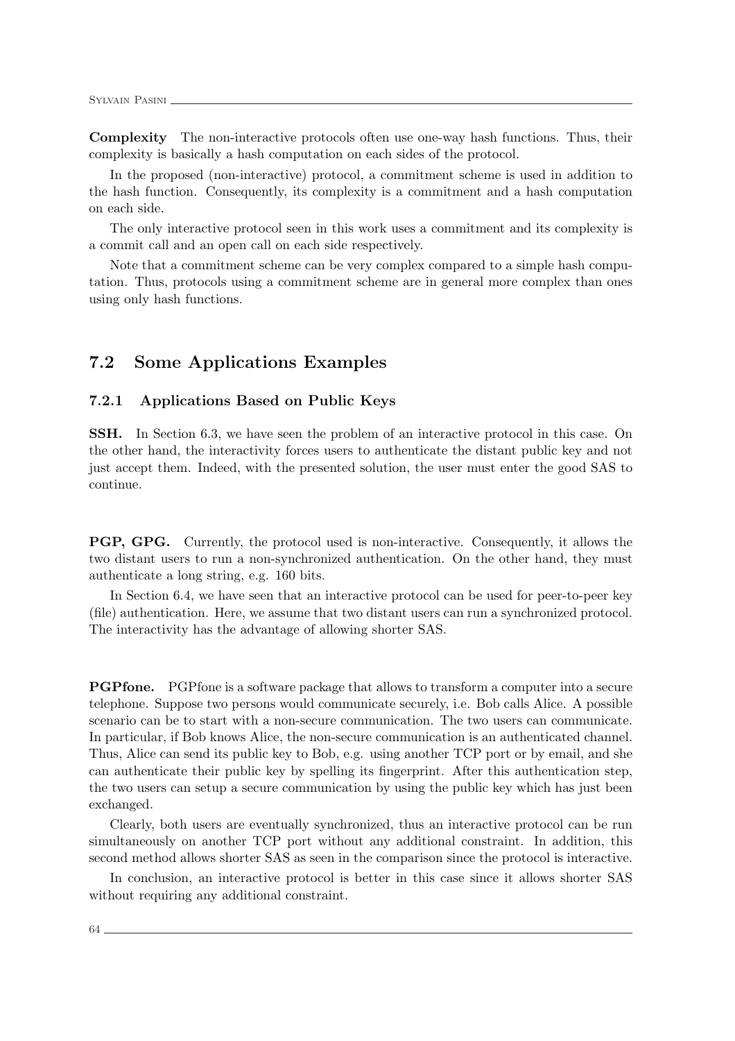**Complexity** The non-interactive protocols often use one-way hash functions. Thus, their complexity is basically a hash computation on each sides of the protocol.

In the proposed (non-interactive) protocol, a commitment scheme is used in addition to the hash function. Consequently, its complexity is a commitment and a hash computation on each side.

The only interactive protocol seen in this work uses a commitment and its complexity is a commit call and an open call on each side respectively.

Note that a commitment scheme can be very complex compared to a simple hash computation. Thus, protocols using a commitment scheme are in general more complex than ones using only hash functions.

## 7.2 Some Applications Examples

### 7.2.1 Applications Based on Public Keys

**SSH.** In Section 6.3, we have seen the problem of an interactive protocol in this case. On the other hand, the interactivity forces users to authenticate the distant public key and not just accept them. Indeed, with the presented solution, the user must enter the good SAS to continue.

**PGP, GPG.** Currently, the protocol used is non-interactive. Consequently, it allows the two distant users to run a non-synchronized authentication. On the other hand, they must authenticate a long string, e.g. 160 bits.

In Section 6.4, we have seen that an interactive protocol can be used for peer-to-peer key (file) authentication. Here, we assume that two distant users can run a synchronized protocol. The interactivity has the advantage of allowing shorter SAS.

**PGPfone.** PGPfone is a software package that allows to transform a computer into a secure telephone. Suppose two persons would communicate securely, i.e. Bob calls Alice. A possible scenario can be to start with a non-secure communication. The two users can communicate. In particular, if Bob knows Alice, the non-secure communication is an authenticated channel. Thus, Alice can send its public key to Bob, e.g. using another TCP port or by email, and she can authenticate their public key by spelling its fingerprint. After this authentication step, the two users can setup a secure communication by using the public key which has just been exchanged.

Clearly, both users are eventually synchronized, thus an interactive protocol can be run simultaneously on another TCP port without any additional constraint. In addition, this second method allows shorter SAS as seen in the comparison since the protocol is interactive.

In conclusion, an interactive protocol is better in this case since it allows shorter SAS without requiring any additional constraint.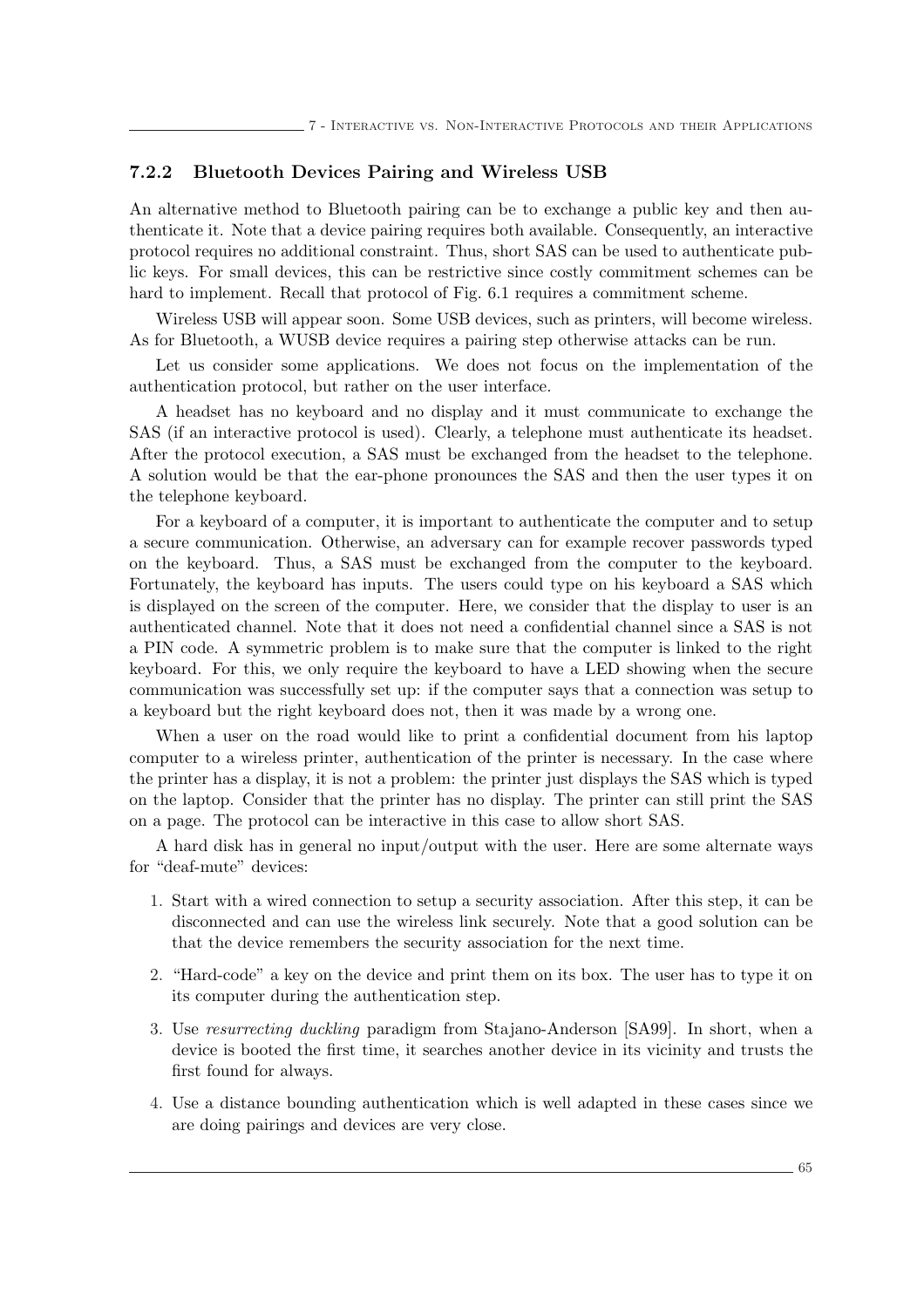### 7.2.2 Bluetooth Devices Pairing and Wireless USB

An alternative method to Bluetooth pairing can be to exchange a public key and then authenticate it. Note that a device pairing requires both available. Consequently, an interactive protocol requires no additional constraint. Thus, short SAS can be used to authenticate public keys. For small devices, this can be restrictive since costly commitment schemes can be hard to implement. Recall that protocol of Fig. 6.1 requires a commitment scheme.

Wireless USB will appear soon. Some USB devices, such as printers, will become wireless. As for Bluetooth, a WUSB device requires a pairing step otherwise attacks can be run.

Let us consider some applications. We does not focus on the implementation of the authentication protocol, but rather on the user interface.

A headset has no keyboard and no display and it must communicate to exchange the SAS (if an interactive protocol is used). Clearly, a telephone must authenticate its headset. After the protocol execution, a SAS must be exchanged from the headset to the telephone. A solution would be that the ear-phone pronounces the SAS and then the user types it on the telephone keyboard.

For a keyboard of a computer, it is important to authenticate the computer and to setup a secure communication. Otherwise, an adversary can for example recover passwords typed on the keyboard. Thus, a SAS must be exchanged from the computer to the keyboard. Fortunately, the keyboard has inputs. The users could type on his keyboard a SAS which is displayed on the screen of the computer. Here, we consider that the display to user is an authenticated channel. Note that it does not need a confidential channel since a SAS is not a PIN code. A symmetric problem is to make sure that the computer is linked to the right keyboard. For this, we only require the keyboard to have a LED showing when the secure communication was successfully set up: if the computer says that a connection was setup to a keyboard but the right keyboard does not, then it was made by a wrong one.

When a user on the road would like to print a confidential document from his laptop computer to a wireless printer, authentication of the printer is necessary. In the case where the printer has a display, it is not a problem: the printer just displays the SAS which is typed on the laptop. Consider that the printer has no display. The printer can still print the SAS on a page. The protocol can be interactive in this case to allow short SAS.

A hard disk has in general no input/output with the user. Here are some alternate ways for "deaf-mute" devices:

1. Start with a wired connection to setup a security association. After this step, it can be disconnected and can use the wireless link securely. Note that a good solution can be that the device remembers the security association for the next time.
2. "Hard-code" a key on the device and print them on its box. The user has to type it on its computer during the authentication step.
3. Use *resurrecting duckling* paradigm from Stajano-Anderson [SA99]. In short, when a device is booted the first time, it searches another device in its vicinity and trusts the first found for always.
4. Use a distance bounding authentication which is well adapted in these cases since we are doing pairings and devices are very close.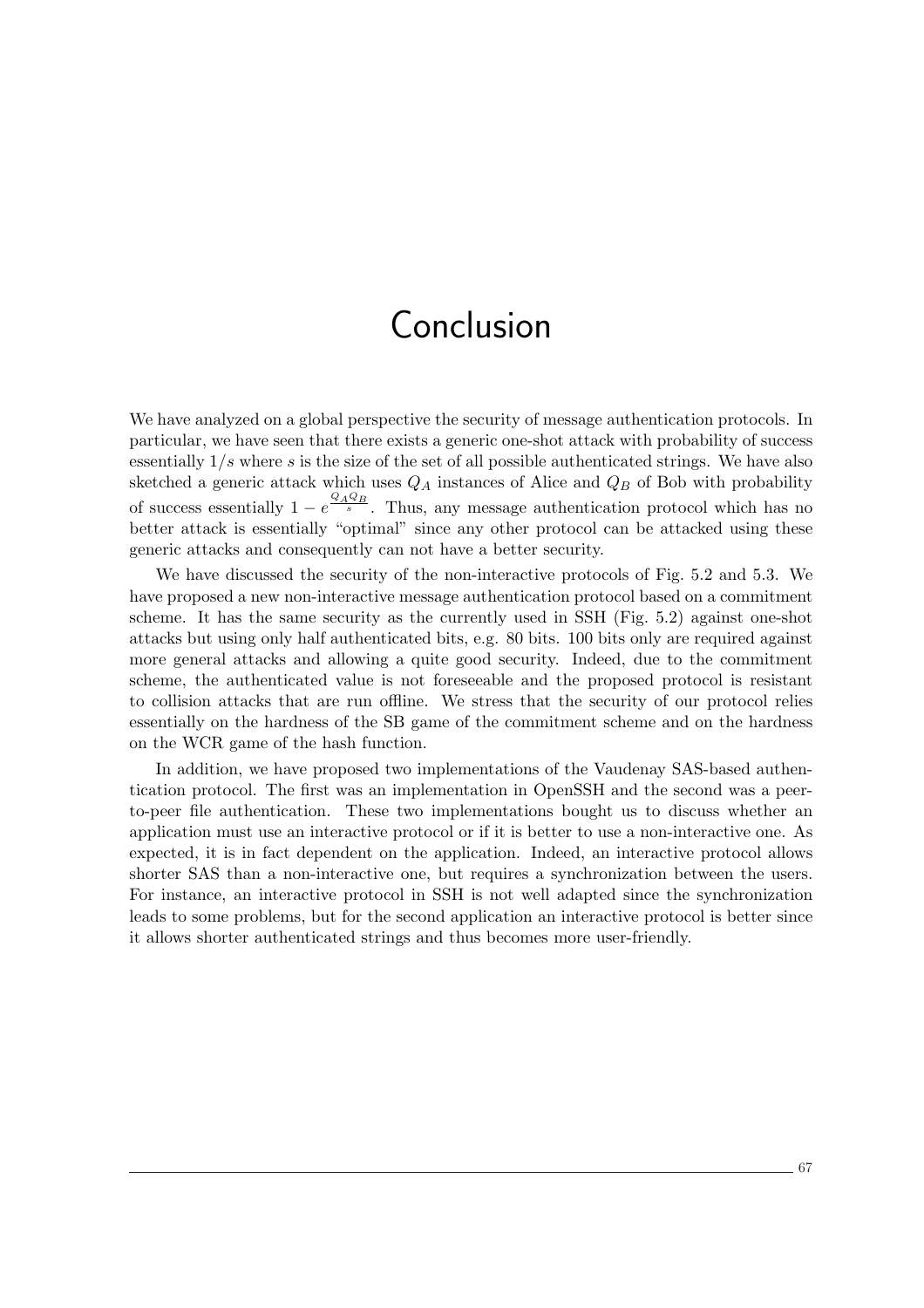# Conclusion

We have analyzed on a global perspective the security of message authentication protocols. In particular, we have seen that there exists a generic one-shot attack with probability of success essentially $1/s$ where $s$ is the size of the set of all possible authenticated strings. We have also sketched a generic attack which uses $Q_A$ instances of Alice and $Q_B$ of Bob with probability of success essentially $1 - e^{\frac{Q_A Q_B}{s}}$. Thus, any message authentication protocol which has no better attack is essentially "optimal" since any other protocol can be attacked using these generic attacks and consequently can not have a better security.

We have discussed the security of the non-interactive protocols of Fig. 5.2 and 5.3. We have proposed a new non-interactive message authentication protocol based on a commitment scheme. It has the same security as the currently used in SSH (Fig. 5.2) against one-shot attacks but using only half authenticated bits, e.g. 80 bits. 100 bits only are required against more general attacks and allowing a quite good security. Indeed, due to the commitment scheme, the authenticated value is not foreseeable and the proposed protocol is resistant to collision attacks that are run offline. We stress that the security of our protocol relies essentially on the hardness of the SB game of the commitment scheme and on the hardness on the WCR game of the hash function.

In addition, we have proposed two implementations of the Vaudenay SAS-based authentication protocol. The first was an implementation in OpenSSH and the second was a peer-to-peer file authentication. These two implementations bought us to discuss whether an application must use an interactive protocol or if it is better to use a non-interactive one. As expected, it is in fact dependent on the application. Indeed, an interactive protocol allows shorter SAS than a non-interactive one, but requires a synchronization between the users. For instance, an interactive protocol in SSH is not well adapted since the synchronization leads to some problems, but for the second application an interactive protocol is better since it allows shorter authenticated strings and thus becomes more user-friendly.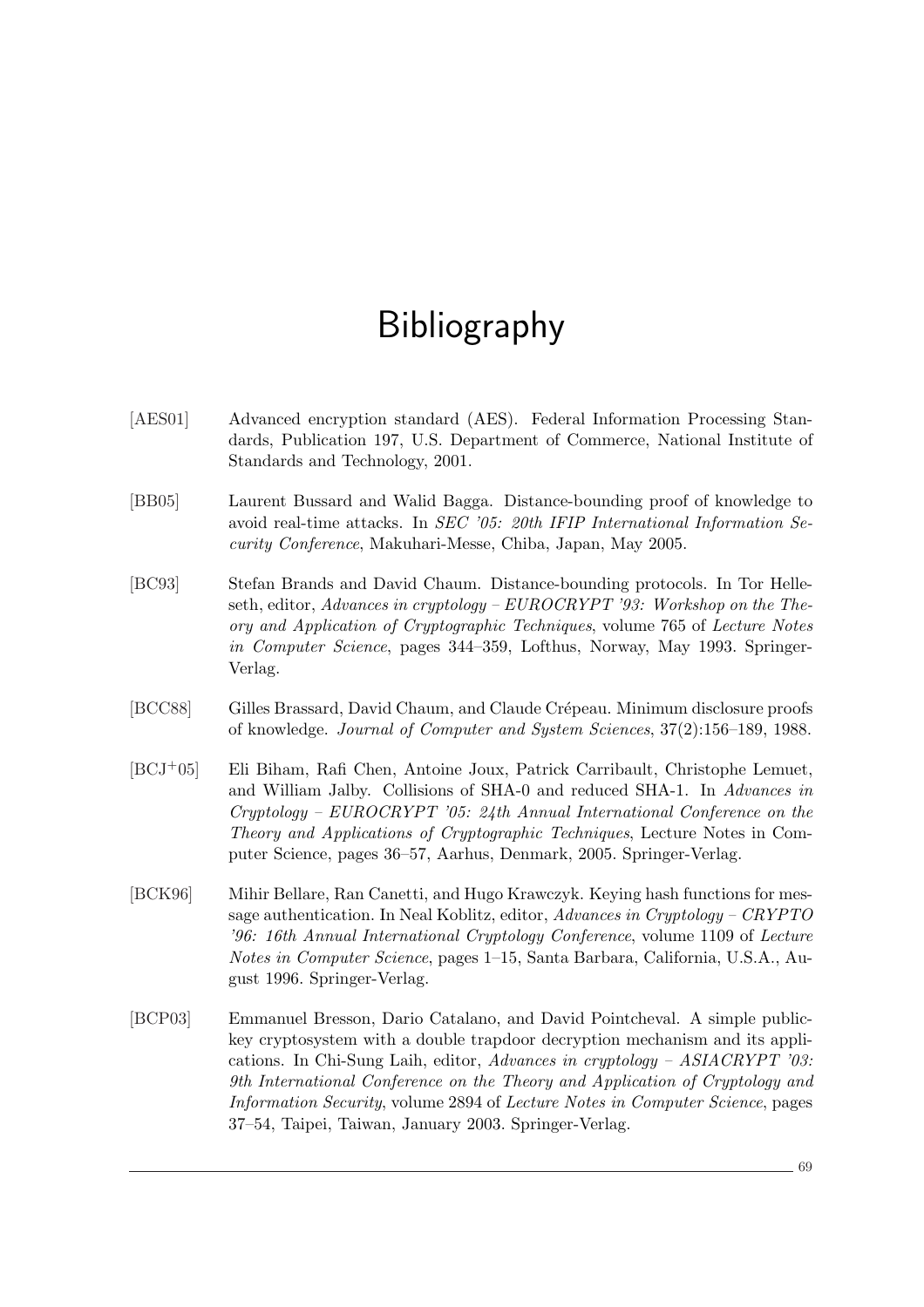# Bibliography

[AES01] Advanced encryption standard (AES). Federal Information Processing Standards, Publication 197, U.S. Department of Commerce, National Institute of Standards and Technology, 2001.

[BB05] Laurent Bussard and Walid Bagga. Distance-bounding proof of knowledge to avoid real-time attacks. In *SEC '05: 20th IFIP International Information Security Conference*, Makuhari-Messe, Chiba, Japan, May 2005.

[BC93] Stefan Brands and David Chaum. Distance-bounding protocols. In Tor Helleseth, editor, *Advances in cryptology – EUROCRYPT '93: Workshop on the Theory and Application of Cryptographic Techniques*, volume 765 of *Lecture Notes in Computer Science*, pages 344–359, Lofthus, Norway, May 1993. Springer-Verlag.

[BCC88] Gilles Brassard, David Chaum, and Claude Crépeau. Minimum disclosure proofs of knowledge. *Journal of Computer and System Sciences*, 37(2):156–189, 1988.

[BCJ+05] Eli Biham, Rafi Chen, Antoine Joux, Patrick Carribault, Christophe Lemuet, and William Jalby. Collisions of SHA-0 and reduced SHA-1. In *Advances in Cryptology – EUROCRYPT '05: 24th Annual International Conference on the Theory and Applications of Cryptographic Techniques*, Lecture Notes in Computer Science, pages 36–57, Aarhus, Denmark, 2005. Springer-Verlag.

[BCK96] Mihir Bellare, Ran Canetti, and Hugo Krawczyk. Keying hash functions for message authentication. In Neal Koblitz, editor, *Advances in Cryptology – CRYPTO '96: 16th Annual International Cryptology Conference*, volume 1109 of *Lecture Notes in Computer Science*, pages 1–15, Santa Barbara, California, U.S.A., August 1996. Springer-Verlag.

[BCP03] Emmanuel Bresson, Dario Catalano, and David Pointcheval. A simple public-key cryptosystem with a double trapdoor decryption mechanism and its applications. In Chi-Sung Laih, editor, *Advances in cryptology – ASIACRYPT '03: 9th International Conference on the Theory and Application of Cryptology and Information Security*, volume 2894 of *Lecture Notes in Computer Science*, pages 37–54, Taipei, Taiwan, January 2003. Springer-Verlag.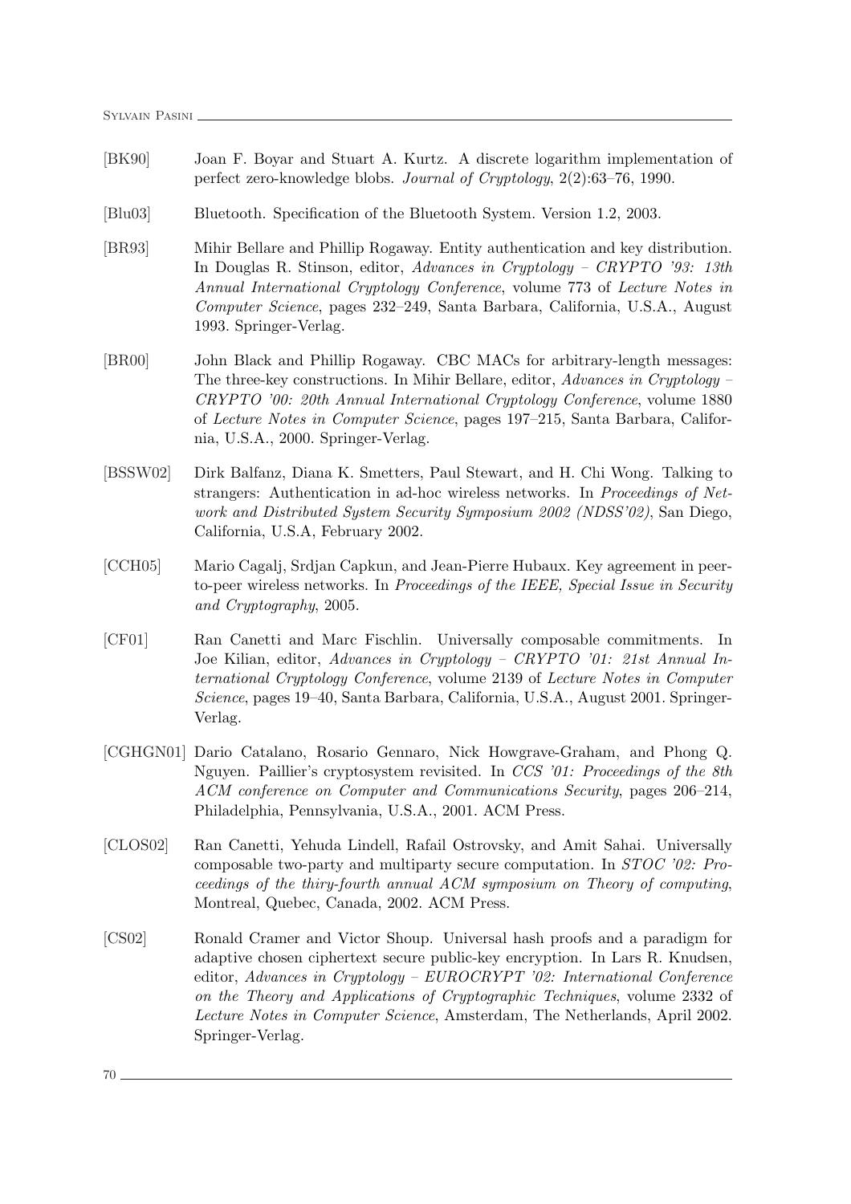[BK90] Joan F. Boyar and Stuart A. Kurtz. A discrete logarithm implementation of perfect zero-knowledge blobs. *Journal of Cryptology*, 2(2):63–76, 1990.

[Blu03] Bluetooth. Specification of the Bluetooth System. Version 1.2, 2003.

[BR93] Mihir Bellare and Phillip Rogaway. Entity authentication and key distribution. In Douglas R. Stinson, editor, *Advances in Cryptology – CRYPTO '93: 13th Annual International Cryptology Conference*, volume 773 of *Lecture Notes in Computer Science*, pages 232–249, Santa Barbara, California, U.S.A., August 1993. Springer-Verlag.

[BR00] John Black and Phillip Rogaway. CBC MACs for arbitrary-length messages: The three-key constructions. In Mihir Bellare, editor, *Advances in Cryptology – CRYPTO '00: 20th Annual International Cryptology Conference*, volume 1880 of *Lecture Notes in Computer Science*, pages 197–215, Santa Barbara, California, U.S.A., 2000. Springer-Verlag.

[BSSW02] Dirk Balfanz, Diana K. Smetters, Paul Stewart, and H. Chi Wong. Talking to strangers: Authentication in ad-hoc wireless networks. In *Proceedings of Network and Distributed System Security Symposium 2002 (NDSS'02)*, San Diego, California, U.S.A, February 2002.

[CCH05] Mario Cagalj, Srdjan Capkun, and Jean-Pierre Hubaux. Key agreement in peer-to-peer wireless networks. In *Proceedings of the IEEE, Special Issue in Security and Cryptography*, 2005.

[CF01] Ran Canetti and Marc Fischlin. Universally composable commitments. In Joe Kilian, editor, *Advances in Cryptology – CRYPTO '01: 21st Annual International Cryptology Conference*, volume 2139 of *Lecture Notes in Computer Science*, pages 19–40, Santa Barbara, California, U.S.A., August 2001. Springer-Verlag.

[CGHGN01] Dario Catalano, Rosario Gennaro, Nick Howgrave-Graham, and Phong Q. Nguyen. Paillier's cryptosystem revisited. In *CCS '01: Proceedings of the 8th ACM conference on Computer and Communications Security*, pages 206–214, Philadelphia, Pennsylvania, U.S.A., 2001. ACM Press.

[CLOS02] Ran Canetti, Yehuda Lindell, Rafail Ostrovsky, and Amit Sahai. Universally composable two-party and multiparty secure computation. In *STOC '02: Proceedings of the thiry-fourth annual ACM symposium on Theory of computing*, Montreal, Quebec, Canada, 2002. ACM Press.

[CS02] Ronald Cramer and Victor Shoup. Universal hash proofs and a paradigm for adaptive chosen ciphertext secure public-key encryption. In Lars R. Knudsen, editor, *Advances in Cryptology – EUROCRYPT '02: International Conference on the Theory and Applications of Cryptographic Techniques*, volume 2332 of *Lecture Notes in Computer Science*, Amsterdam, The Netherlands, April 2002. Springer-Verlag.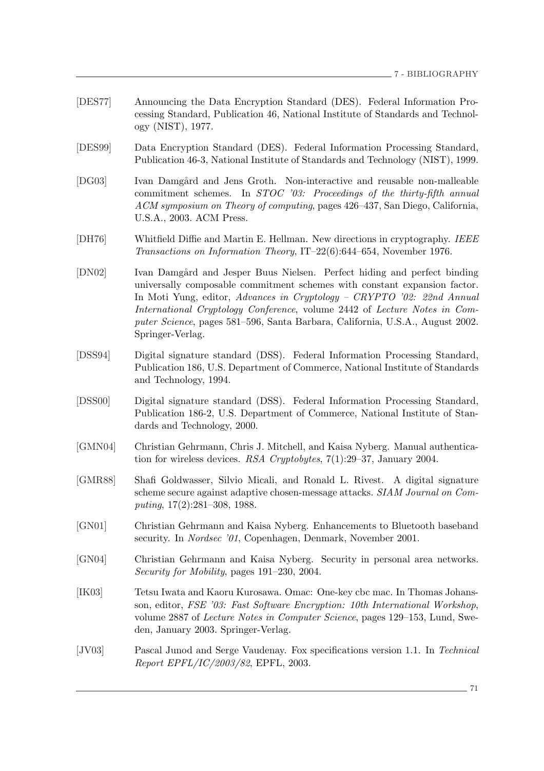[DES77] Announcing the Data Encryption Standard (DES). Federal Information Processing Standard, Publication 46, National Institute of Standards and Technology (NIST), 1977.

[DES99] Data Encryption Standard (DES). Federal Information Processing Standard, Publication 46-3, National Institute of Standards and Technology (NIST), 1999.

[DG03] Ivan Damgård and Jens Groth. Non-interactive and reusable non-malleable commitment schemes. In *STOC '03: Proceedings of the thirty-fifth annual ACM symposium on Theory of computing*, pages 426–437, San Diego, California, U.S.A., 2003. ACM Press.

[DH76] Whitfield Diffie and Martin E. Hellman. New directions in cryptography. *IEEE Transactions on Information Theory*, IT–22(6):644–654, November 1976.

[DN02] Ivan Damgård and Jesper Buus Nielsen. Perfect hiding and perfect binding universally composable commitment schemes with constant expansion factor. In Moti Yung, editor, *Advances in Cryptology – CRYPTO '02: 22nd Annual International Cryptology Conference*, volume 2442 of *Lecture Notes in Computer Science*, pages 581–596, Santa Barbara, California, U.S.A., August 2002. Springer-Verlag.

[DSS94] Digital signature standard (DSS). Federal Information Processing Standard, Publication 186, U.S. Department of Commerce, National Institute of Standards and Technology, 1994.

[DSS00] Digital signature standard (DSS). Federal Information Processing Standard, Publication 186-2, U.S. Department of Commerce, National Institute of Standards and Technology, 2000.

[GMN04] Christian Gehrmann, Chris J. Mitchell, and Kaisa Nyberg. Manual authentication for wireless devices. *RSA Cryptobytes*, 7(1):29–37, January 2004.

[GMR88] Shafi Goldwasser, Silvio Micali, and Ronald L. Rivest. A digital signature scheme secure against adaptive chosen-message attacks. *SIAM Journal on Computing*, 17(2):281–308, 1988.

[GN01] Christian Gehrmann and Kaisa Nyberg. Enhancements to Bluetooth baseband security. In *Nordsec '01*, Copenhagen, Denmark, November 2001.

[GN04] Christian Gehrmann and Kaisa Nyberg. Security in personal area networks. *Security for Mobility*, pages 191–230, 2004.

[IK03] Tetsu Iwata and Kaoru Kurosawa. Omac: One-key cbc mac. In Thomas Johansson, editor, *FSE '03: Fast Software Encryption: 10th International Workshop*, volume 2887 of *Lecture Notes in Computer Science*, pages 129–153, Lund, Sweden, January 2003. Springer-Verlag.

[JV03] Pascal Junod and Serge Vaudenay. Fox specifications version 1.1. In *Technical Report EPFL/IC/2003/82*, EPFL, 2003.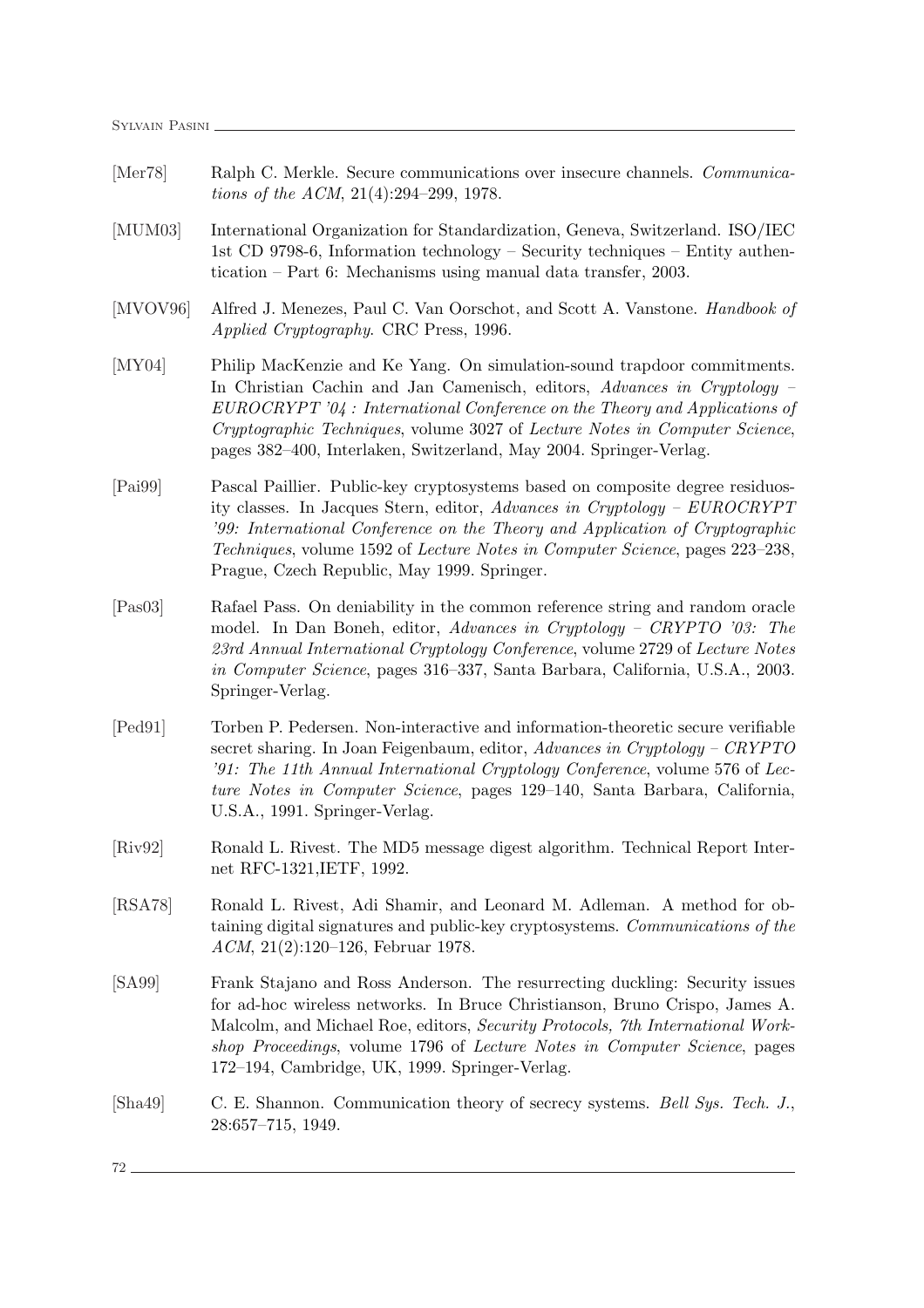[Mer78] Ralph C. Merkle. Secure communications over insecure channels. *Communications of the ACM*, 21(4):294–299, 1978.

[MUM03] International Organization for Standardization, Geneva, Switzerland. ISO/IEC 1st CD 9798-6, Information technology – Security techniques – Entity authentication – Part 6: Mechanisms using manual data transfer, 2003.

[MVOV96] Alfred J. Menezes, Paul C. Van Oorschot, and Scott A. Vanstone. *Handbook of Applied Cryptography*. CRC Press, 1996.

[MY04] Philip MacKenzie and Ke Yang. On simulation-sound trapdoor commitments. In Christian Cachin and Jan Camenisch, editors, *Advances in Cryptology – EUROCRYPT '04 : International Conference on the Theory and Applications of Cryptographic Techniques*, volume 3027 of *Lecture Notes in Computer Science*, pages 382–400, Interlaken, Switzerland, May 2004. Springer-Verlag.

[Pai99] Pascal Paillier. Public-key cryptosystems based on composite degree residuosity classes. In Jacques Stern, editor, *Advances in Cryptology – EUROCRYPT '99: International Conference on the Theory and Application of Cryptographic Techniques*, volume 1592 of *Lecture Notes in Computer Science*, pages 223–238, Prague, Czech Republic, May 1999. Springer.

[Pas03] Rafael Pass. On deniability in the common reference string and random oracle model. In Dan Boneh, editor, *Advances in Cryptology – CRYPTO '03: The 23rd Annual International Cryptology Conference*, volume 2729 of *Lecture Notes in Computer Science*, pages 316–337, Santa Barbara, California, U.S.A., 2003. Springer-Verlag.

[Ped91] Torben P. Pedersen. Non-interactive and information-theoretic secure verifiable secret sharing. In Joan Feigenbaum, editor, *Advances in Cryptology – CRYPTO '91: The 11th Annual International Cryptology Conference*, volume 576 of *Lecture Notes in Computer Science*, pages 129–140, Santa Barbara, California, U.S.A., 1991. Springer-Verlag.

[Riv92] Ronald L. Rivest. The MD5 message digest algorithm. Technical Report Internet RFC-1321,IETF, 1992.

[RSA78] Ronald L. Rivest, Adi Shamir, and Leonard M. Adleman. A method for obtaining digital signatures and public-key cryptosystems. *Communications of the ACM*, 21(2):120–126, Februar 1978.

[SA99] Frank Stajano and Ross Anderson. The resurrecting duckling: Security issues for ad-hoc wireless networks. In Bruce Christianson, Bruno Crispo, James A. Malcolm, and Michael Roe, editors, *Security Protocols, 7th International Workshop Proceedings*, volume 1796 of *Lecture Notes in Computer Science*, pages 172–194, Cambridge, UK, 1999. Springer-Verlag.

[Sha49] C. E. Shannon. Communication theory of secrecy systems. *Bell Sys. Tech. J.*, 28:657–715, 1949.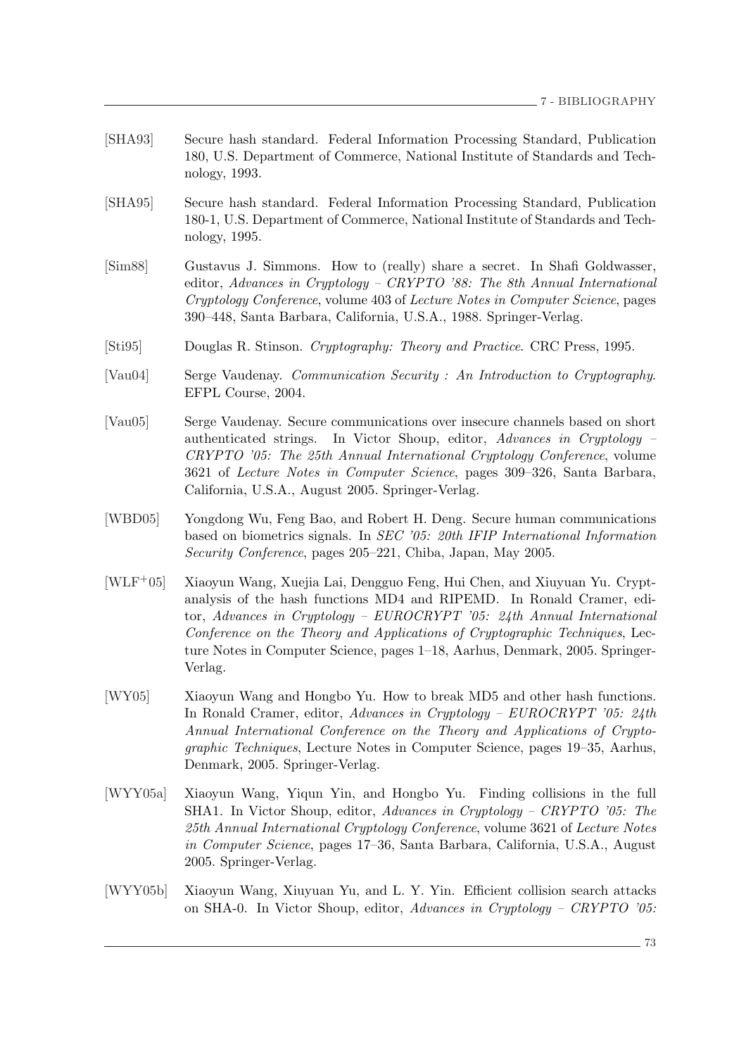[SHA93] Secure hash standard. Federal Information Processing Standard, Publication 180, U.S. Department of Commerce, National Institute of Standards and Technology, 1993.

[SHA95] Secure hash standard. Federal Information Processing Standard, Publication 180-1, U.S. Department of Commerce, National Institute of Standards and Technology, 1995.

[Sim88] Gustavus J. Simmons. How to (really) share a secret. In Shafi Goldwasser, editor, *Advances in Cryptology – CRYPTO '88: The 8th Annual International Cryptology Conference*, volume 403 of *Lecture Notes in Computer Science*, pages 390–448, Santa Barbara, California, U.S.A., 1988. Springer-Verlag.

[Sti95] Douglas R. Stinson. *Cryptography: Theory and Practice*. CRC Press, 1995.

[Vau04] Serge Vaudenay. *Communication Security : An Introduction to Cryptography*. EFPL Course, 2004.

[Vau05] Serge Vaudenay. Secure communications over insecure channels based on short authenticated strings. In Victor Shoup, editor, *Advances in Cryptology – CRYPTO '05: The 25th Annual International Cryptology Conference*, volume 3621 of *Lecture Notes in Computer Science*, pages 309–326, Santa Barbara, California, U.S.A., August 2005. Springer-Verlag.

[WBD05] Yongdong Wu, Feng Bao, and Robert H. Deng. Secure human communications based on biometrics signals. In *SEC '05: 20th IFIP International Information Security Conference*, pages 205–221, Chiba, Japan, May 2005.

[WLF+05] Xiaoyun Wang, Xuejia Lai, Dengguo Feng, Hui Chen, and Xiuyuan Yu. Cryptanalysis of the hash functions MD4 and RIPEMD. In Ronald Cramer, editor, *Advances in Cryptology – EUROCRYPT '05: 24th Annual International Conference on the Theory and Applications of Cryptographic Techniques*, Lecture Notes in Computer Science, pages 1–18, Aarhus, Denmark, 2005. Springer-Verlag.

[WY05] Xiaoyun Wang and Hongbo Yu. How to break MD5 and other hash functions. In Ronald Cramer, editor, *Advances in Cryptology – EUROCRYPT '05: 24th Annual International Conference on the Theory and Applications of Cryptographic Techniques*, Lecture Notes in Computer Science, pages 19–35, Aarhus, Denmark, 2005. Springer-Verlag.

[WYY05a] Xiaoyun Wang, Yiqun Yin, and Hongbo Yu. Finding collisions in the full SHA1. In Victor Shoup, editor, *Advances in Cryptology – CRYPTO '05: The 25th Annual International Cryptology Conference*, volume 3621 of *Lecture Notes in Computer Science*, pages 17–36, Santa Barbara, California, U.S.A., August 2005. Springer-Verlag.

[WYY05b] Xiaoyun Wang, Xiuyuan Yu, and L. Y. Yin. Efficient collision search attacks on SHA-0. In Victor Shoup, editor, *Advances in Cryptology – CRYPTO '05:*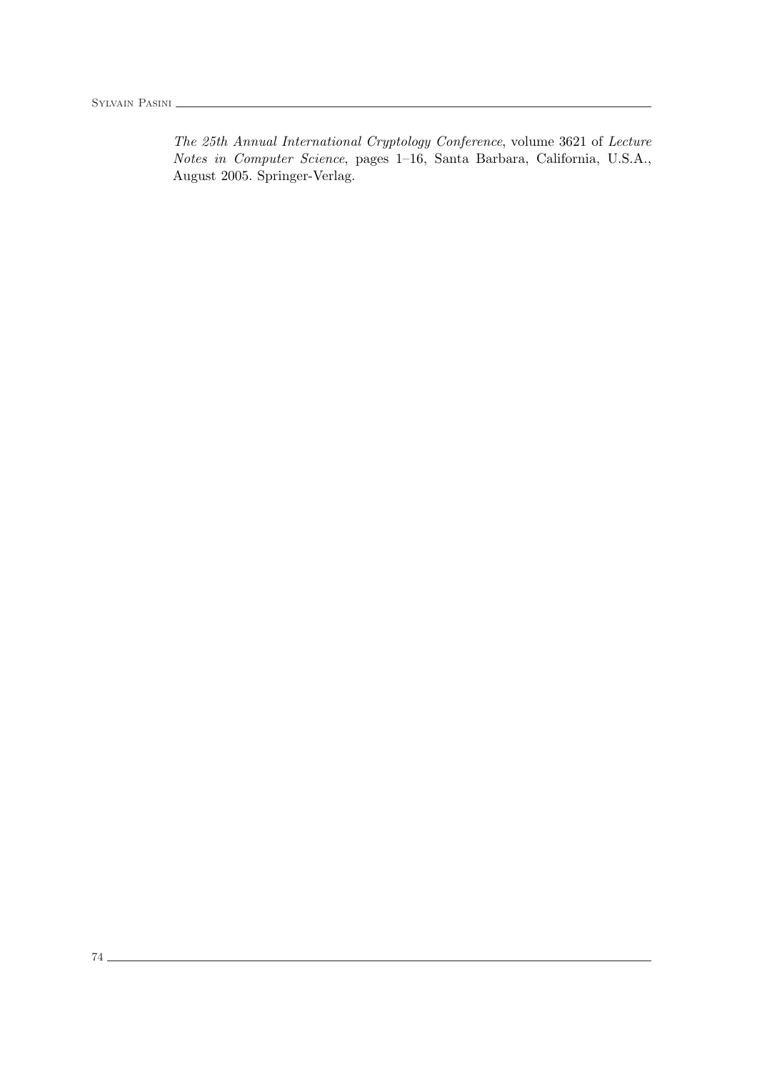*The 25th Annual International Cryptology Conference*, volume 3621 of *Lecture Notes in Computer Science*, pages 1–16, Santa Barbara, California, U.S.A., August 2005. Springer-Verlag.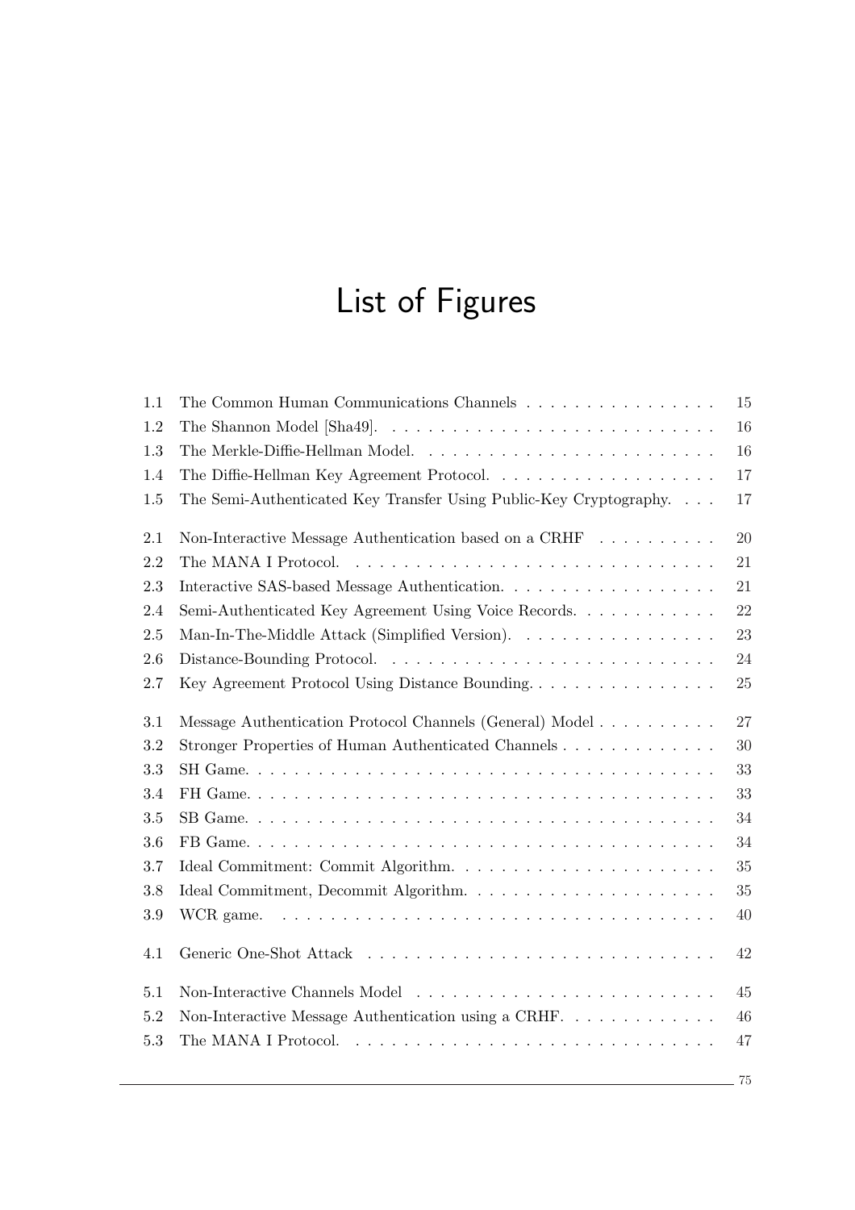# List of Figures

| | | |
|---|---|---|
| 1.1 | The Common Human Communications Channels | 15 |
| 1.2 | The Shannon Model [Sha49]. | 16 |
| 1.3 | The Merkle-Diffie-Hellman Model. | 16 |
| 1.4 | The Diffie-Hellman Key Agreement Protocol. | 17 |
| 1.5 | The Semi-Authenticated Key Transfer Using Public-Key Cryptography. | 17 |
| 2.1 | Non-Interactive Message Authentication based on a CRHF | 20 |
| 2.2 | The MANA I Protocol. | 21 |
| 2.3 | Interactive SAS-based Message Authentication. | 21 |
| 2.4 | Semi-Authenticated Key Agreement Using Voice Records. | 22 |
| 2.5 | Man-In-The-Middle Attack (Simplified Version). | 23 |
| 2.6 | Distance-Bounding Protocol. | 24 |
| 2.7 | Key Agreement Protocol Using Distance Bounding. | 25 |
| 3.1 | Message Authentication Protocol Channels (General) Model | 27 |
| 3.2 | Stronger Properties of Human Authenticated Channels | 30 |
| 3.3 | SH Game. | 33 |
| 3.4 | FH Game. | 33 |
| 3.5 | SB Game. | 34 |
| 3.6 | FB Game. | 34 |
| 3.7 | Ideal Commitment: Commit Algorithm. | 35 |
| 3.8 | Ideal Commitment, Decommit Algorithm. | 35 |
| 3.9 | WCR game. | 40 |
| 4.1 | Generic One-Shot Attack | 42 |
| 5.1 | Non-Interactive Channels Model | 45 |
| 5.2 | Non-Interactive Message Authentication using a CRHF. | 46 |
| 5.3 | The MANA I Protocol. | 47 |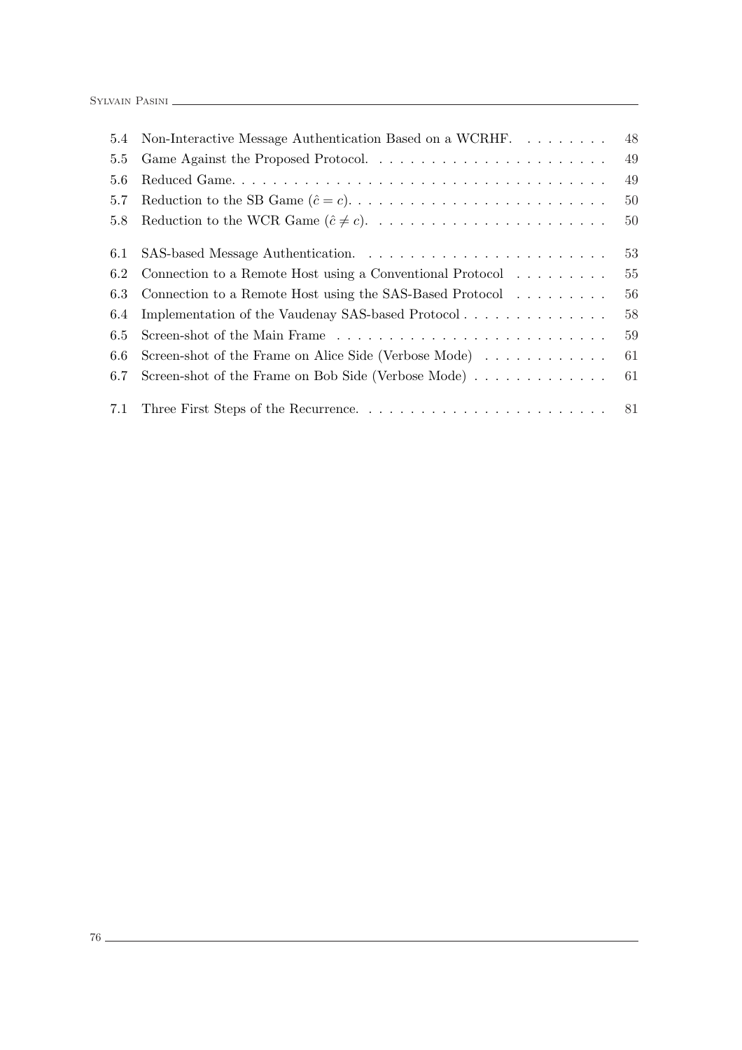5.4 Non-Interactive Message Authentication Based on a WCRHF. . . . . . . . . 48
5.5 Game Against the Proposed Protocol. . . . . . . . . . . . . . . . . . . . . . . 49
5.6 Reduced Game. . . . . . . . . . . . . . . . . . . . . . . . . . . . . . . . . . . 49
5.7 Reduction to the SB Game ($\hat{c} = c$). . . . . . . . . . . . . . . . . . . . . . . . 50
5.8 Reduction to the WCR Game ($\hat{c} \neq c$). . . . . . . . . . . . . . . . . . . . . . 50

6.1 SAS-based Message Authentication. . . . . . . . . . . . . . . . . . . . . . . . 53
6.2 Connection to a Remote Host using a Conventional Protocol . . . . . . . . . 55
6.3 Connection to a Remote Host using the SAS-Based Protocol . . . . . . . . . 56
6.4 Implementation of the Vaudenay SAS-based Protocol . . . . . . . . . . . . . . 58
6.5 Screen-shot of the Main Frame . . . . . . . . . . . . . . . . . . . . . . . . . . 59
6.6 Screen-shot of the Frame on Alice Side (Verbose Mode) . . . . . . . . . . . . 61
6.7 Screen-shot of the Frame on Bob Side (Verbose Mode) . . . . . . . . . . . . . 61

7.1 Three First Steps of the Recurrence. . . . . . . . . . . . . . . . . . . . . . . . 81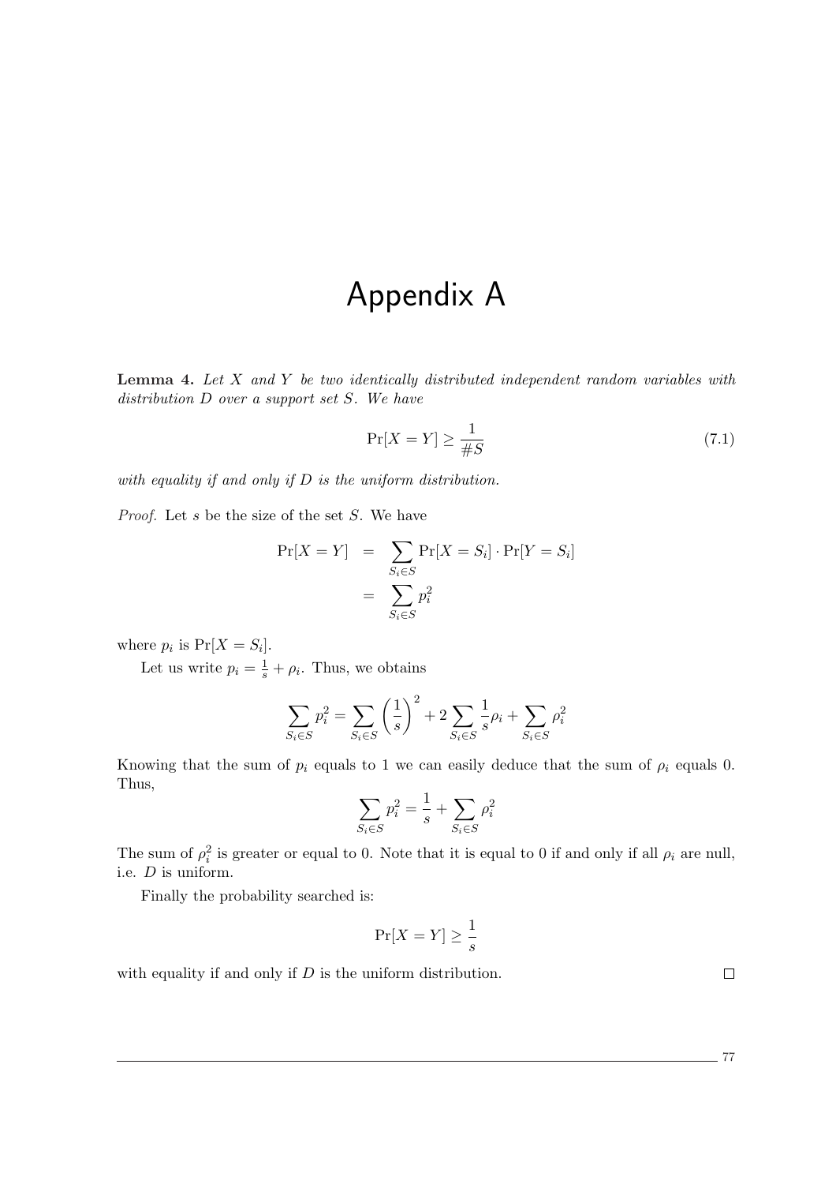# Appendix A

**Lemma 4.** *Let $X$ and $Y$ be two identically distributed independent random variables with distribution $D$ over a support set $S$. We have*

$$\Pr[X = Y] \geq \frac{1}{\#S} \tag{7.1}$$

*with equality if and only if $D$ is the uniform distribution.*

*Proof.* Let $s$ be the size of the set $S$. We have

$$\begin{aligned}
\Pr[X = Y] &= \sum_{S_i \in S} \Pr[X = S_i] \cdot \Pr[Y = S_i] \\
&= \sum_{S_i \in S} p_i^2
\end{aligned}$$

where $p_i$ is $\Pr[X = S_i]$.

Let us write $p_i = \frac{1}{s} + \rho_i$. Thus, we obtains

$$\sum_{S_i \in S} p_i^2 = \sum_{S_i \in S} \left(\frac{1}{s}\right)^2 + 2 \sum_{S_i \in S} \frac{1}{s}\rho_i + \sum_{S_i \in S} \rho_i^2$$

Knowing that the sum of $p_i$ equals to 1 we can easily deduce that the sum of $\rho_i$ equals 0. Thus,

$$\sum_{S_i \in S} p_i^2 = \frac{1}{s} + \sum_{S_i \in S} \rho_i^2$$

The sum of $\rho_i^2$ is greater or equal to 0. Note that it is equal to 0 if and only if all $\rho_i$ are null, i.e. $D$ is uniform.

Finally the probability searched is:

$$\Pr[X = Y] \geq \frac{1}{s}$$

with equality if and only if $D$ is the uniform distribution. □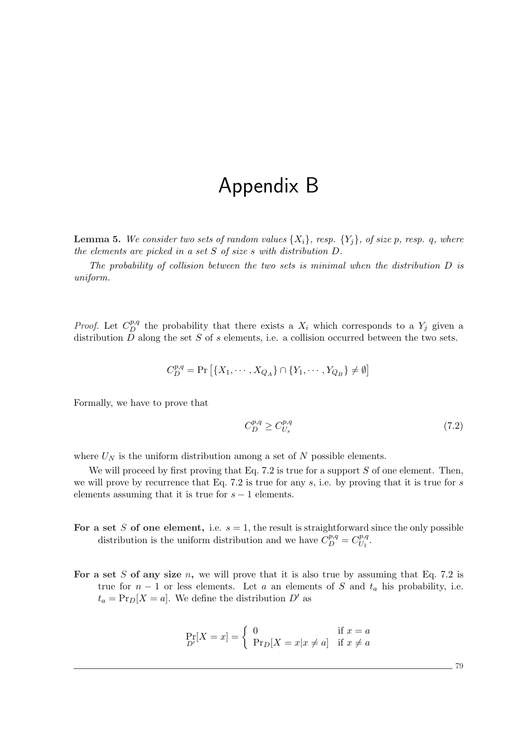# Appendix B

**Lemma 5.** *We consider two sets of random values $\{X_i\}$, resp. $\{Y_j\}$, of size $p$, resp. $q$, where the elements are picked in a set $S$ of size $s$ with distribution $D$.*

*The probability of collision between the two sets is minimal when the distribution $D$ is uniform.*

*Proof.* Let $C_D^{p,q}$ the probability that there exists a $X_i$ which corresponds to a $Y_j$ given a distribution $D$ along the set $S$ of $s$ elements, i.e. a collision occurred between the two sets.

$$C_D^{p,q} = \Pr\left[\{X_1, \cdots, X_{Q_A}\} \cap \{Y_1, \cdots, Y_{Q_B}\} \neq \emptyset\right]$$

Formally, we have to prove that

$$C_D^{p,q} \geq C_{U_s}^{p,q} \tag{7.2}$$

where $U_N$ is the uniform distribution among a set of $N$ possible elements.

We will proceed by first proving that Eq. 7.2 is true for a support $S$ of one element. Then, we will prove by recurrence that Eq. 7.2 is true for any $s$, i.e. by proving that it is true for $s$ elements assuming that it is true for $s-1$ elements.

**For a set $S$ of one element,** i.e. $s = 1$, the result is straightforward since the only possible distribution is the uniform distribution and we have $C_D^{p,q} = C_{U_1}^{p,q}$.

**For a set $S$ of any size $n$,** we will prove that it is also true by assuming that Eq. 7.2 is true for $n-1$ or less elements. Let $a$ an elements of $S$ and $t_a$ his probability, i.e. $t_a = \Pr_D[X = a]$. We define the distribution $D'$ as

$$\Pr_{D'}[X = x] = \begin{cases} 0 & \text{if } x = a \\ \Pr_D[X = x | x \neq a] & \text{if } x \neq a \end{cases}$$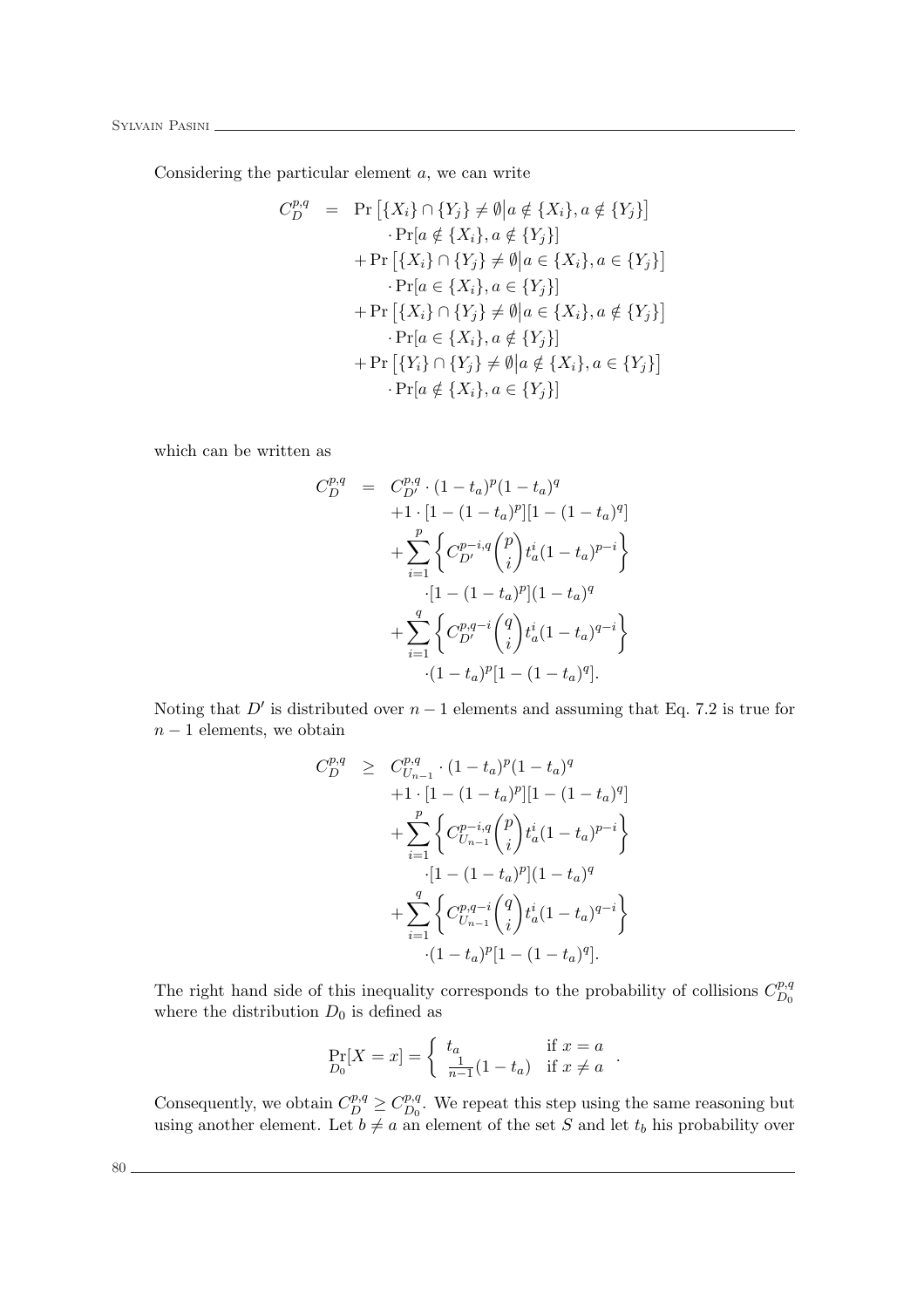Considering the particular element $a$, we can write

$$
\begin{aligned}
C_D^{p,q} \;=\; & \Pr\left[\{X_i\} \cap \{Y_j\} \neq \emptyset \middle| a \notin \{X_i\}, a \notin \{Y_j\}\right] \\
& \quad \cdot \Pr[a \notin \{X_i\}, a \notin \{Y_j\}] \\
& + \Pr\left[\{X_i\} \cap \{Y_j\} \neq \emptyset \middle| a \in \{X_i\}, a \in \{Y_j\}\right] \\
& \quad \cdot \Pr[a \in \{X_i\}, a \in \{Y_j\}] \\
& + \Pr\left[\{X_i\} \cap \{Y_j\} \neq \emptyset \middle| a \in \{X_i\}, a \notin \{Y_j\}\right] \\
& \quad \cdot \Pr[a \in \{X_i\}, a \notin \{Y_j\}] \\
& + \Pr\left[\{Y_i\} \cap \{Y_j\} \neq \emptyset \middle| a \notin \{X_i\}, a \in \{Y_j\}\right] \\
& \quad \cdot \Pr[a \notin \{X_i\}, a \in \{Y_j\}]
\end{aligned}
$$

which can be written as

$$
\begin{aligned}
C_D^{p,q} \;=\; & C_{D'}^{p,q} \cdot (1-t_a)^p (1-t_a)^q \\
& + 1 \cdot [1-(1-t_a)^p][1-(1-t_a)^q] \\
& + \sum_{i=1}^{p} \left\{ C_{D'}^{p-i,q} \binom{p}{i} t_a^i (1-t_a)^{p-i} \right\} \\
& \quad \cdot [1-(1-t_a)^p](1-t_a)^q \\
& + \sum_{i=1}^{q} \left\{ C_{D'}^{p,q-i} \binom{q}{i} t_a^i (1-t_a)^{q-i} \right\} \\
& \quad \cdot (1-t_a)^p [1-(1-t_a)^q].
\end{aligned}
$$

Noting that $D'$ is distributed over $n-1$ elements and assuming that Eq. 7.2 is true for $n-1$ elements, we obtain

$$
\begin{aligned}
C_D^{p,q} \;\geq\; & C_{U_{n-1}}^{p,q} \cdot (1-t_a)^p (1-t_a)^q \\
& + 1 \cdot [1-(1-t_a)^p][1-(1-t_a)^q] \\
& + \sum_{i=1}^{p} \left\{ C_{U_{n-1}}^{p-i,q} \binom{p}{i} t_a^i (1-t_a)^{p-i} \right\} \\
& \quad \cdot [1-(1-t_a)^p](1-t_a)^q \\
& + \sum_{i=1}^{q} \left\{ C_{U_{n-1}}^{p,q-i} \binom{q}{i} t_a^i (1-t_a)^{q-i} \right\} \\
& \quad \cdot (1-t_a)^p [1-(1-t_a)^q].
\end{aligned}
$$

The right hand side of this inequality corresponds to the probability of collisions $C_{D_0}^{p,q}$ where the distribution $D_0$ is defined as

$$
\Pr_{D_0}[X = x] = \begin{cases} t_a & \text{if } x = a \\ \frac{1}{n-1}(1-t_a) & \text{if } x \neq a \end{cases}.
$$

Consequently, we obtain $C_D^{p,q} \geq C_{D_0}^{p,q}$. We repeat this step using the same reasoning but using another element. Let $b \neq a$ an element of the set $S$ and let $t_b$ his probability over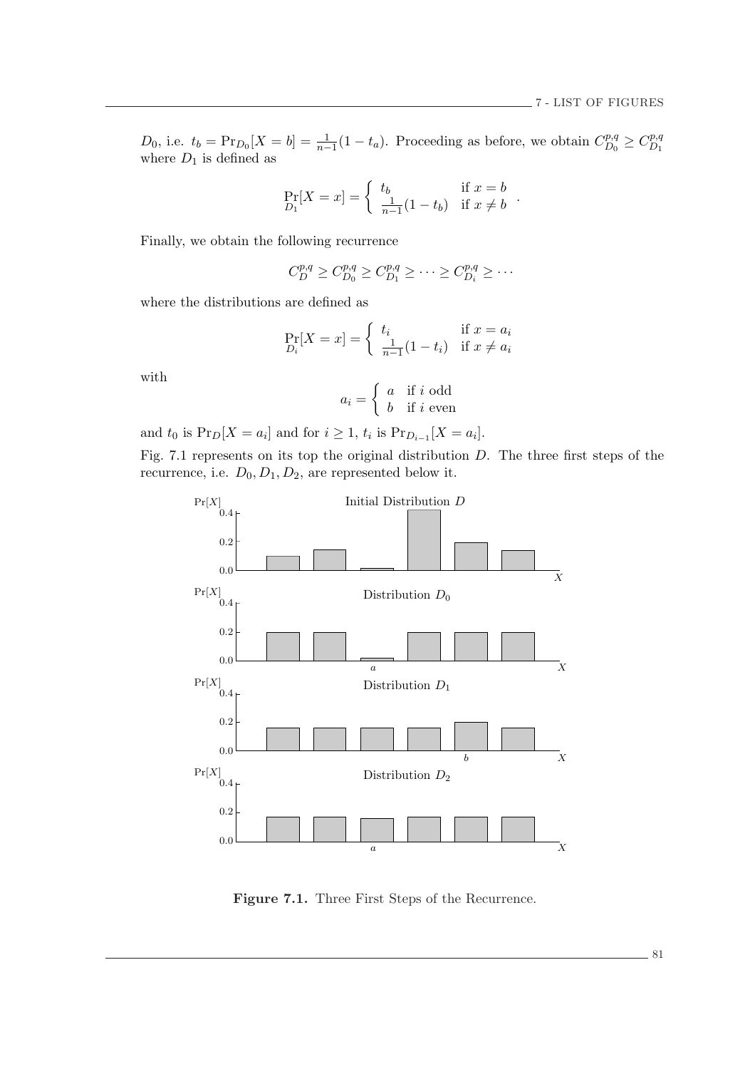$D_0$, i.e. $t_b = \Pr_{D_0}[X = b] = \frac{1}{n-1}(1 - t_a)$. Proceeding as before, we obtain $C_{D_0}^{p,q} \geq C_{D_1}^{p,q}$ where $D_1$ is defined as

$$\Pr_{D_1}[X = x] = \begin{cases} t_b & \text{if } x = b \\ \frac{1}{n-1}(1 - t_b) & \text{if } x \neq b \end{cases}.$$

Finally, we obtain the following recurrence

$$C_D^{p,q} \geq C_{D_0}^{p,q} \geq C_{D_1}^{p,q} \geq \cdots \geq C_{D_i}^{p,q} \geq \cdots$$

where the distributions are defined as

$$\Pr_{D_i}[X = x] = \begin{cases} t_i & \text{if } x = a_i \\ \frac{1}{n-1}(1 - t_i) & \text{if } x \neq a_i \end{cases}$$

with

$$a_i = \begin{cases} a & \text{if } i \text{ odd} \\ b & \text{if } i \text{ even} \end{cases}$$

and $t_0$ is $\Pr_D[X = a_i]$ and for $i \geq 1$, $t_i$ is $\Pr_{D_{i-1}}[X = a_i]$.

Fig. 7.1 represents on its top the original distribution $D$. The three first steps of the recurrence, i.e. $D_0, D_1, D_2$, are represented below it.

**Figure 7.1.** Three First Steps of the Recurrence.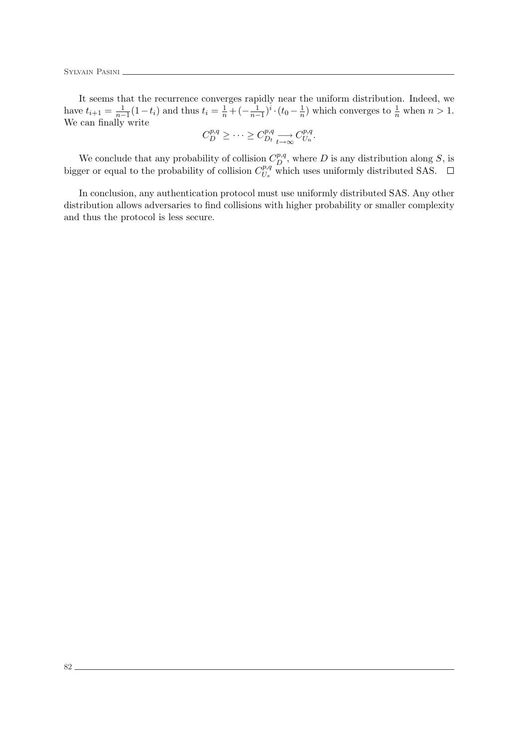It seems that the recurrence converges rapidly near the uniform distribution. Indeed, we have $t_{i+1} = \frac{1}{n-1}(1-t_i)$ and thus $t_i = \frac{1}{n} + (-\frac{1}{n-1})^i \cdot (t_0 - \frac{1}{n})$ which converges to $\frac{1}{n}$ when $n > 1$. We can finally write

$$C_D^{p,q} \geq \cdots \geq C_{D_t}^{p,q} \underset{t \to \infty}{\longrightarrow} C_{U_n}^{p,q}.$$

We conclude that any probability of collision $C_D^{p,q}$, where $D$ is any distribution along $S$, is bigger or equal to the probability of collision $C_{U_s}^{p,q}$ which uses uniformly distributed SAS. $\square$

In conclusion, any authentication protocol must use uniformly distributed SAS. Any other distribution allows adversaries to find collisions with higher probability or smaller complexity and thus the protocol is less secure.